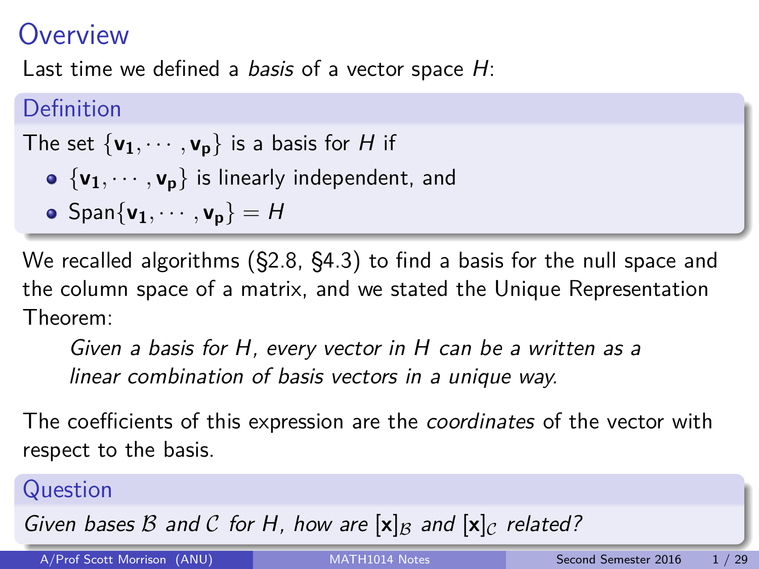# Overview

Last time we defined a *basis* of a vector space $H$:

**Definition**

The set $\{\mathbf{v_1}, \cdots, \mathbf{v_p}\}$ is a basis for $H$ if

- $\{\mathbf{v_1}, \cdots, \mathbf{v_p}\}$ is linearly independent, and
- $\text{Span}\{\mathbf{v_1}, \cdots, \mathbf{v_p}\} = H$

We recalled algorithms (§2.8, §4.3) to find a basis for the null space and the column space of a matrix, and we stated the Unique Representation Theorem:

> *Given a basis for $H$, every vector in $H$ can be a written as a linear combination of basis vectors in a unique way.*

The coefficients of this expression are the *coordinates* of the vector with respect to the basis.

**Question**

*Given bases $\mathcal{B}$ and $\mathcal{C}$ for $H$, how are $[\mathbf{x}]_\mathcal{B}$ and $[\mathbf{x}]_\mathcal{C}$ related?*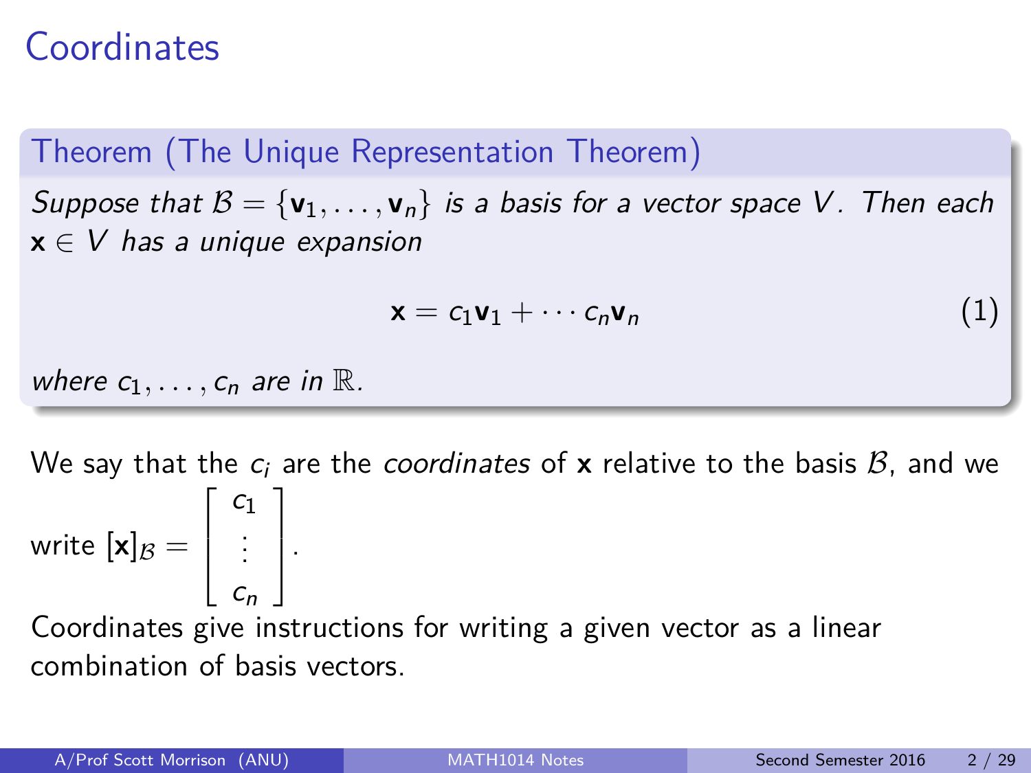# Coordinates

**Theorem (The Unique Representation Theorem)**

*Suppose that $\mathcal{B} = \{\mathbf{v}_1, \ldots, \mathbf{v}_n\}$ is a basis for a vector space $V$. Then each $\mathbf{x} \in V$ has a unique expansion*

$$\mathbf{x} = c_1\mathbf{v}_1 + \cdots c_n\mathbf{v}_n \tag{1}$$

*where $c_1, \ldots, c_n$ are in $\mathbb{R}$.*

We say that the $c_i$ are the *coordinates* of $\mathbf{x}$ relative to the basis $\mathcal{B}$, and we write $[\mathbf{x}]_{\mathcal{B}} = \begin{bmatrix} c_1 \\ \vdots \\ c_n \end{bmatrix}$.

Coordinates give instructions for writing a given vector as a linear combination of basis vectors.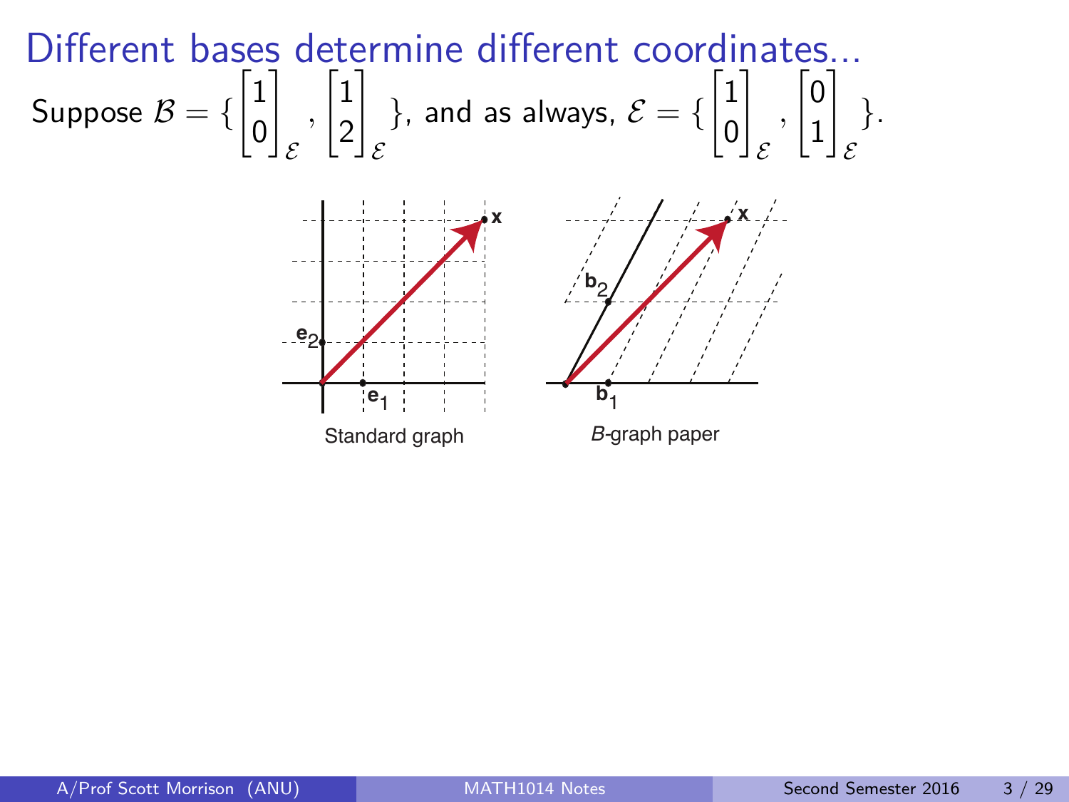# Different bases determine different coordinates...

Suppose $\mathcal{B} = \{ \begin{bmatrix} 1 \\ 0 \end{bmatrix}_{\mathcal{E}}, \begin{bmatrix} 1 \\ 2 \end{bmatrix}_{\mathcal{E}} \}$, and as always, $\mathcal{E} = \{ \begin{bmatrix} 1 \\ 0 \end{bmatrix}_{\mathcal{E}}, \begin{bmatrix} 0 \\ 1 \end{bmatrix}_{\mathcal{E}} \}$.

Standard graph

*B*-graph paper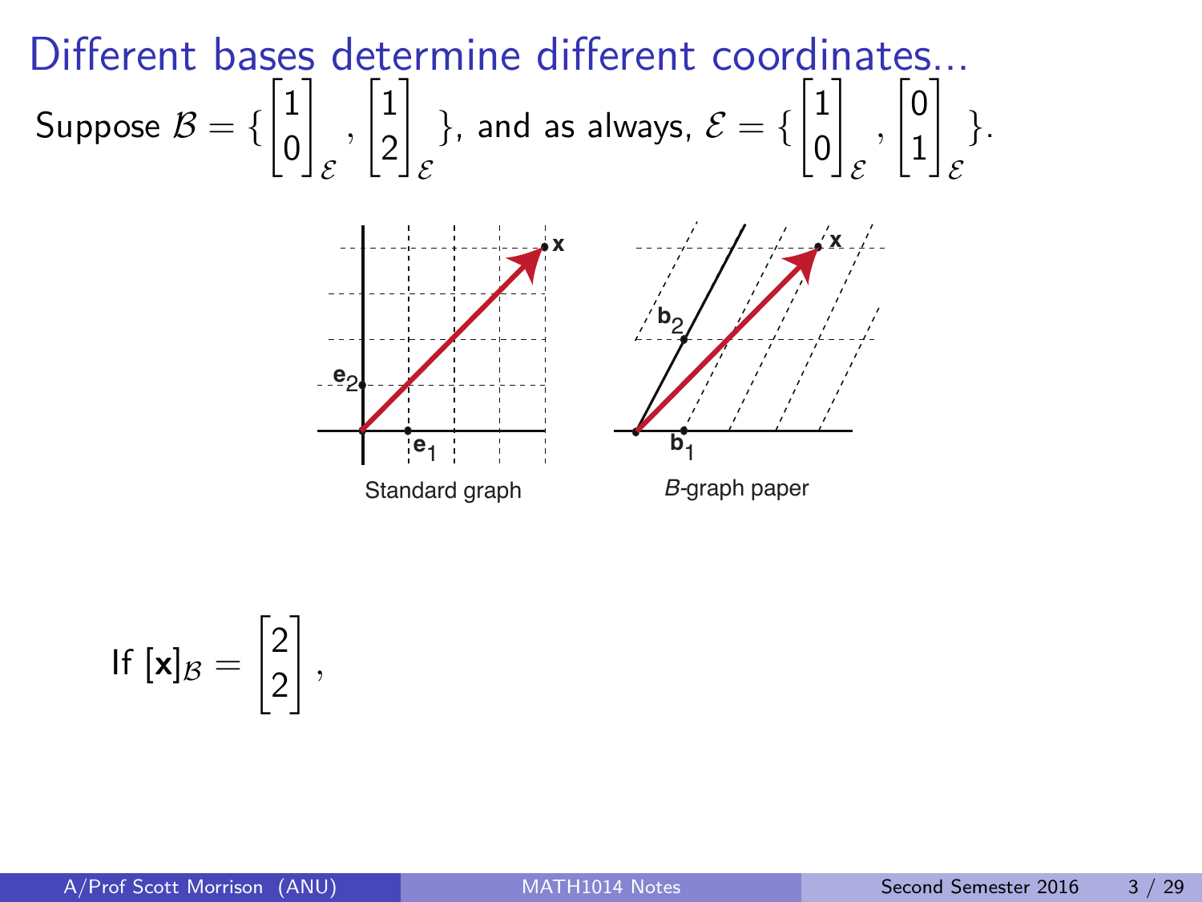# Different bases determine different coordinates...

Suppose $\mathcal{B} = \left\{ \begin{bmatrix} 1 \\ 0 \end{bmatrix}_{\mathcal{E}}, \begin{bmatrix} 1 \\ 2 \end{bmatrix}_{\mathcal{E}} \right\}$, and as always, $\mathcal{E} = \left\{ \begin{bmatrix} 1 \\ 0 \end{bmatrix}_{\mathcal{E}}, \begin{bmatrix} 0 \\ 1 \end{bmatrix}_{\mathcal{E}} \right\}$.

Standard graph

*B*-graph paper

If $[\mathbf{x}]_{\mathcal{B}} = \begin{bmatrix} 2 \\ 2 \end{bmatrix}$,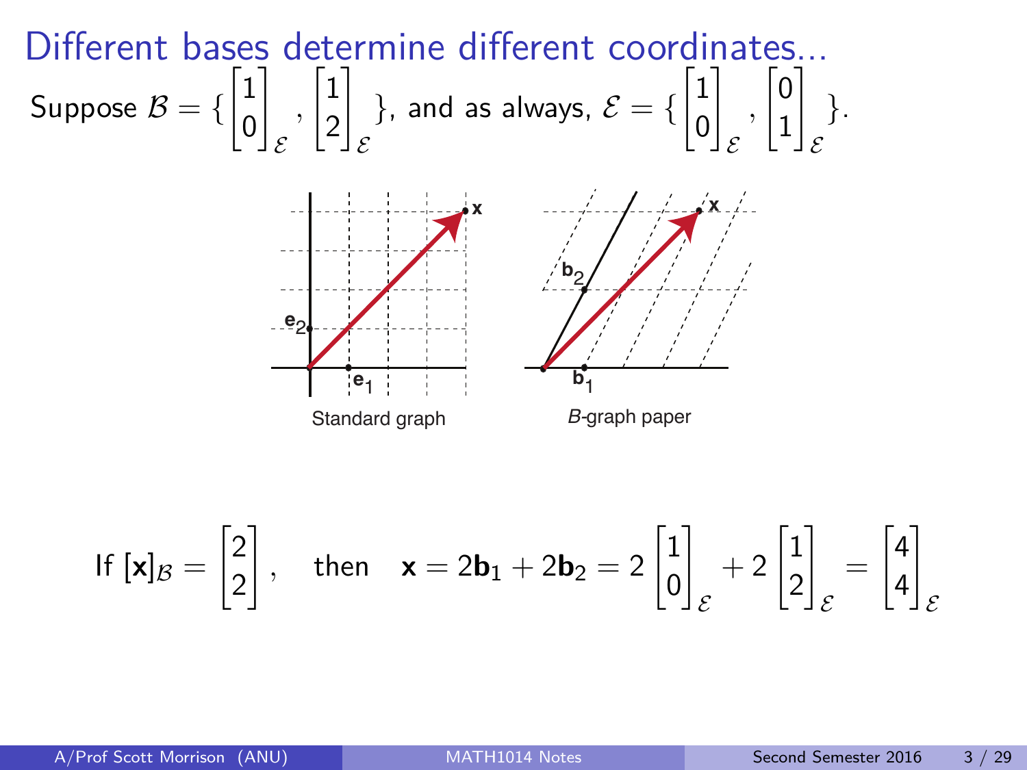# Different bases determine different coordinates...

Suppose $\mathcal{B} = \left\{ \begin{bmatrix} 1 \\ 0 \end{bmatrix}_{\mathcal{E}}, \begin{bmatrix} 1 \\ 2 \end{bmatrix}_{\mathcal{E}} \right\}$, and as always, $\mathcal{E} = \left\{ \begin{bmatrix} 1 \\ 0 \end{bmatrix}_{\mathcal{E}}, \begin{bmatrix} 0 \\ 1 \end{bmatrix}_{\mathcal{E}} \right\}$.

Standard graph

*B*-graph paper

$$\text{If } [\mathbf{x}]_{\mathcal{B}} = \begin{bmatrix} 2 \\ 2 \end{bmatrix}, \quad \text{then} \quad \mathbf{x} = 2\mathbf{b}_1 + 2\mathbf{b}_2 = 2 \begin{bmatrix} 1 \\ 0 \end{bmatrix}_{\mathcal{E}} + 2 \begin{bmatrix} 1 \\ 2 \end{bmatrix}_{\mathcal{E}} = \begin{bmatrix} 4 \\ 4 \end{bmatrix}_{\mathcal{E}}$$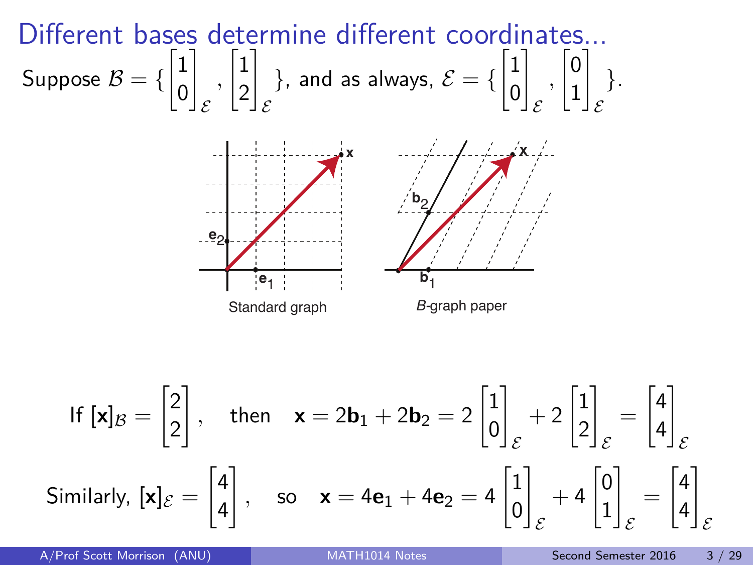# Different bases determine different coordinates...

Suppose $\mathcal{B} = \left\{ \begin{bmatrix} 1 \\ 0 \end{bmatrix}_{\mathcal{E}}, \begin{bmatrix} 1 \\ 2 \end{bmatrix}_{\mathcal{E}} \right\}$, and as always, $\mathcal{E} = \left\{ \begin{bmatrix} 1 \\ 0 \end{bmatrix}_{\mathcal{E}}, \begin{bmatrix} 0 \\ 1 \end{bmatrix}_{\mathcal{E}} \right\}$.

Standard graph

*B*-graph paper

$$\text{If } [\mathbf{x}]_{\mathcal{B}} = \begin{bmatrix} 2 \\ 2 \end{bmatrix}, \quad \text{then} \quad \mathbf{x} = 2\mathbf{b}_1 + 2\mathbf{b}_2 = 2\begin{bmatrix} 1 \\ 0 \end{bmatrix}_{\mathcal{E}} + 2\begin{bmatrix} 1 \\ 2 \end{bmatrix}_{\mathcal{E}} = \begin{bmatrix} 4 \\ 4 \end{bmatrix}_{\mathcal{E}}$$

$$\text{Similarly, } [\mathbf{x}]_{\mathcal{E}} = \begin{bmatrix} 4 \\ 4 \end{bmatrix}, \quad \text{so} \quad \mathbf{x} = 4\mathbf{e}_1 + 4\mathbf{e}_2 = 4\begin{bmatrix} 1 \\ 0 \end{bmatrix}_{\mathcal{E}} + 4\begin{bmatrix} 0 \\ 1 \end{bmatrix}_{\mathcal{E}} = \begin{bmatrix} 4 \\ 4 \end{bmatrix}_{\mathcal{E}}$$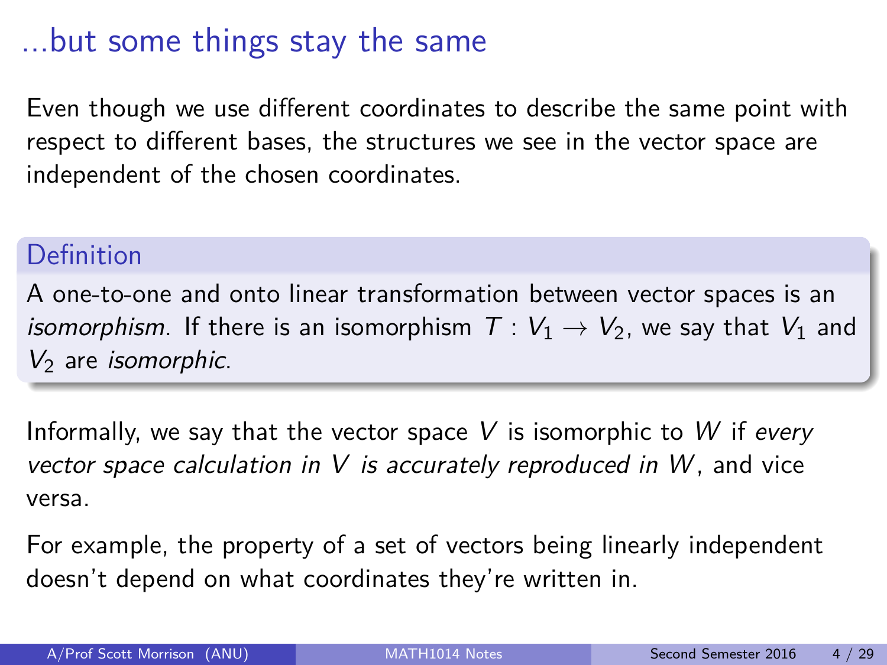# ...but some things stay the same

Even though we use different coordinates to describe the same point with respect to different bases, the structures we see in the vector space are independent of the chosen coordinates.

**Definition**

A one-to-one and onto linear transformation between vector spaces is an *isomorphism*. If there is an isomorphism $T : V_1 \to V_2$, we say that $V_1$ and $V_2$ are *isomorphic*.

Informally, we say that the vector space $V$ is isomorphic to $W$ if *every vector space calculation in $V$ is accurately reproduced in $W$*, and vice versa.

For example, the property of a set of vectors being linearly independent doesn't depend on what coordinates they're written in.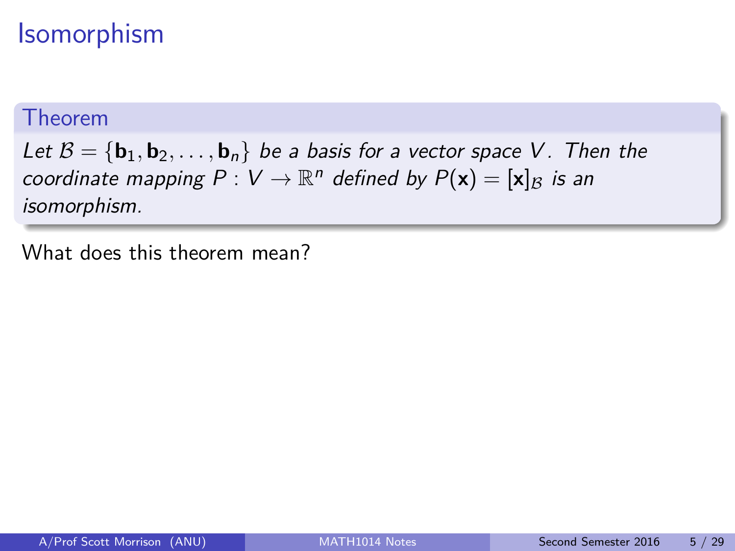# Isomorphism

**Theorem**

*Let $\mathcal{B} = \{\mathbf{b}_1, \mathbf{b}_2, \ldots, \mathbf{b}_n\}$ be a basis for a vector space $V$. Then the coordinate mapping $P : V \to \mathbb{R}^n$ defined by $P(\mathbf{x}) = [\mathbf{x}]_{\mathcal{B}}$ is an isomorphism.*

What does this theorem mean?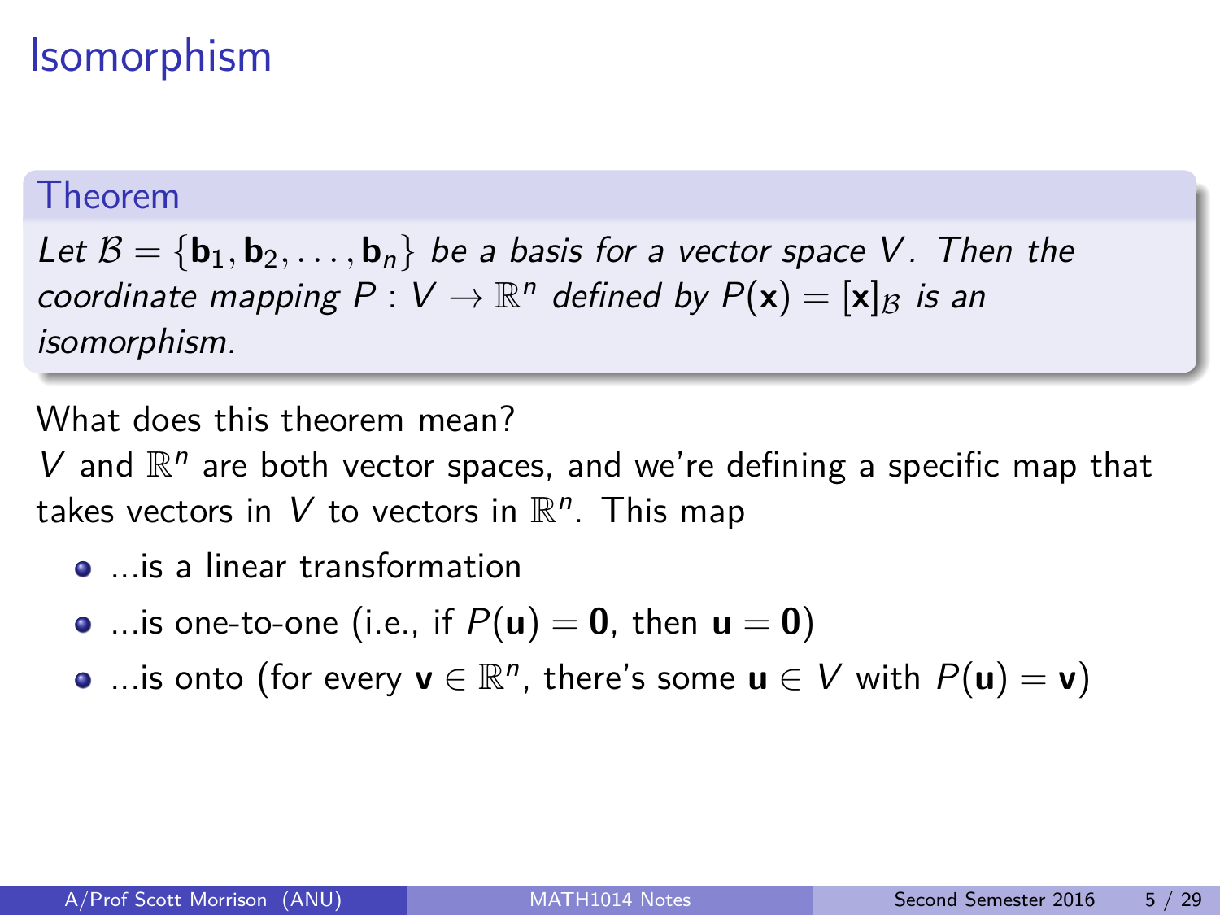# Isomorphism

**Theorem**

*Let $\mathcal{B} = \{\mathbf{b}_1, \mathbf{b}_2, \ldots, \mathbf{b}_n\}$ be a basis for a vector space $V$. Then the coordinate mapping $P : V \to \mathbb{R}^n$ defined by $P(\mathbf{x}) = [\mathbf{x}]_{\mathcal{B}}$ is an isomorphism.*

What does this theorem mean?

$V$ and $\mathbb{R}^n$ are both vector spaces, and we're defining a specific map that takes vectors in $V$ to vectors in $\mathbb{R}^n$. This map

- ...is a linear transformation
- ...is one-to-one (i.e., if $P(\mathbf{u}) = \mathbf{0}$, then $\mathbf{u} = \mathbf{0}$)
- ...is onto (for every $\mathbf{v} \in \mathbb{R}^n$, there's some $\mathbf{u} \in V$ with $P(\mathbf{u}) = \mathbf{v}$)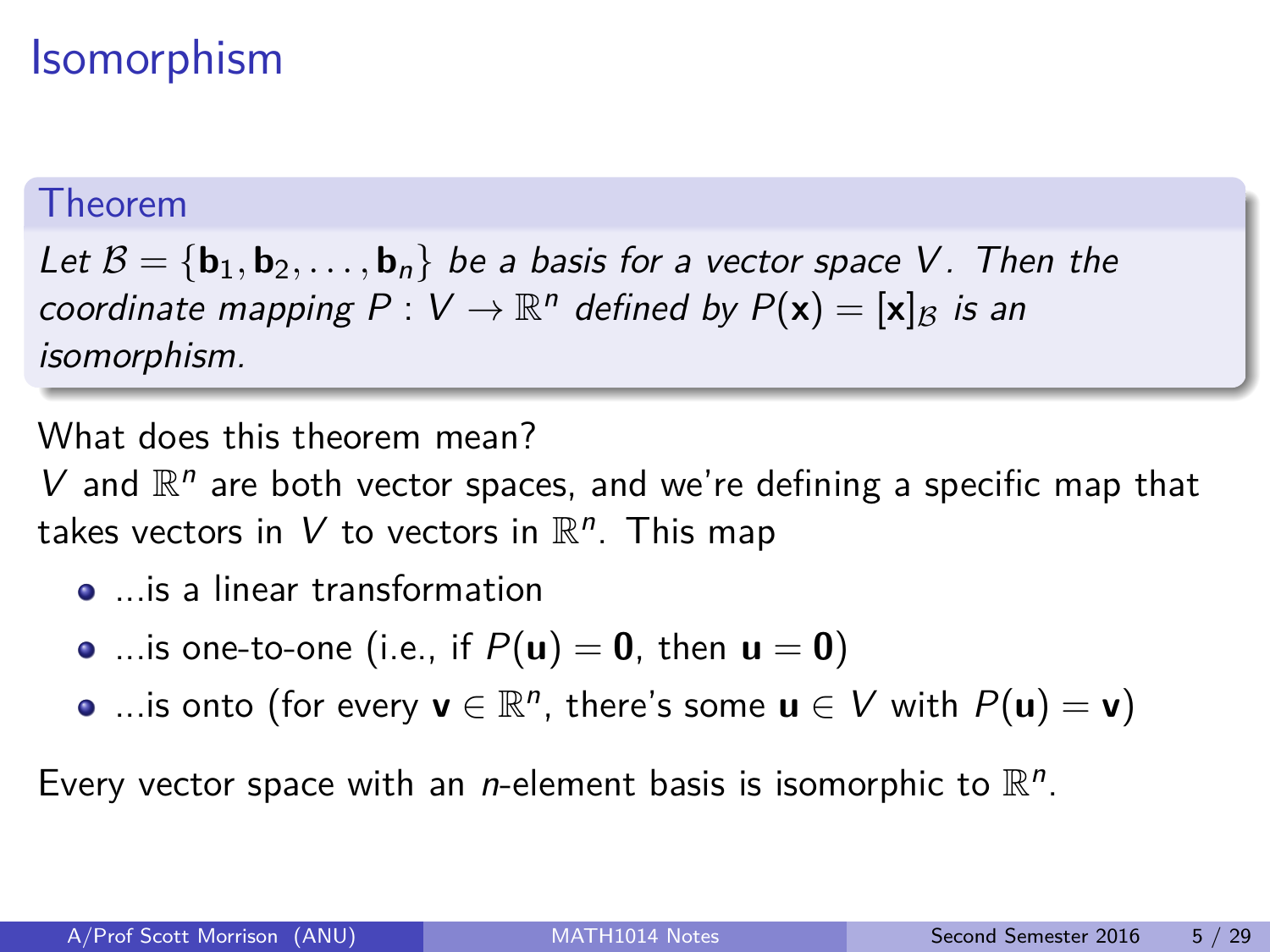# Isomorphism

**Theorem**

*Let $\mathcal{B} = \{\mathbf{b}_1, \mathbf{b}_2, \ldots, \mathbf{b}_n\}$ be a basis for a vector space $V$. Then the coordinate mapping $P : V \to \mathbb{R}^n$ defined by $P(\mathbf{x}) = [\mathbf{x}]_{\mathcal{B}}$ is an isomorphism.*

What does this theorem mean?

$V$ and $\mathbb{R}^n$ are both vector spaces, and we're defining a specific map that takes vectors in $V$ to vectors in $\mathbb{R}^n$. This map

- ...is a linear transformation
- ...is one-to-one (i.e., if $P(\mathbf{u}) = \mathbf{0}$, then $\mathbf{u} = \mathbf{0}$)
- ...is onto (for every $\mathbf{v} \in \mathbb{R}^n$, there's some $\mathbf{u} \in V$ with $P(\mathbf{u}) = \mathbf{v}$)

Every vector space with an $n$-element basis is isomorphic to $\mathbb{R}^n$.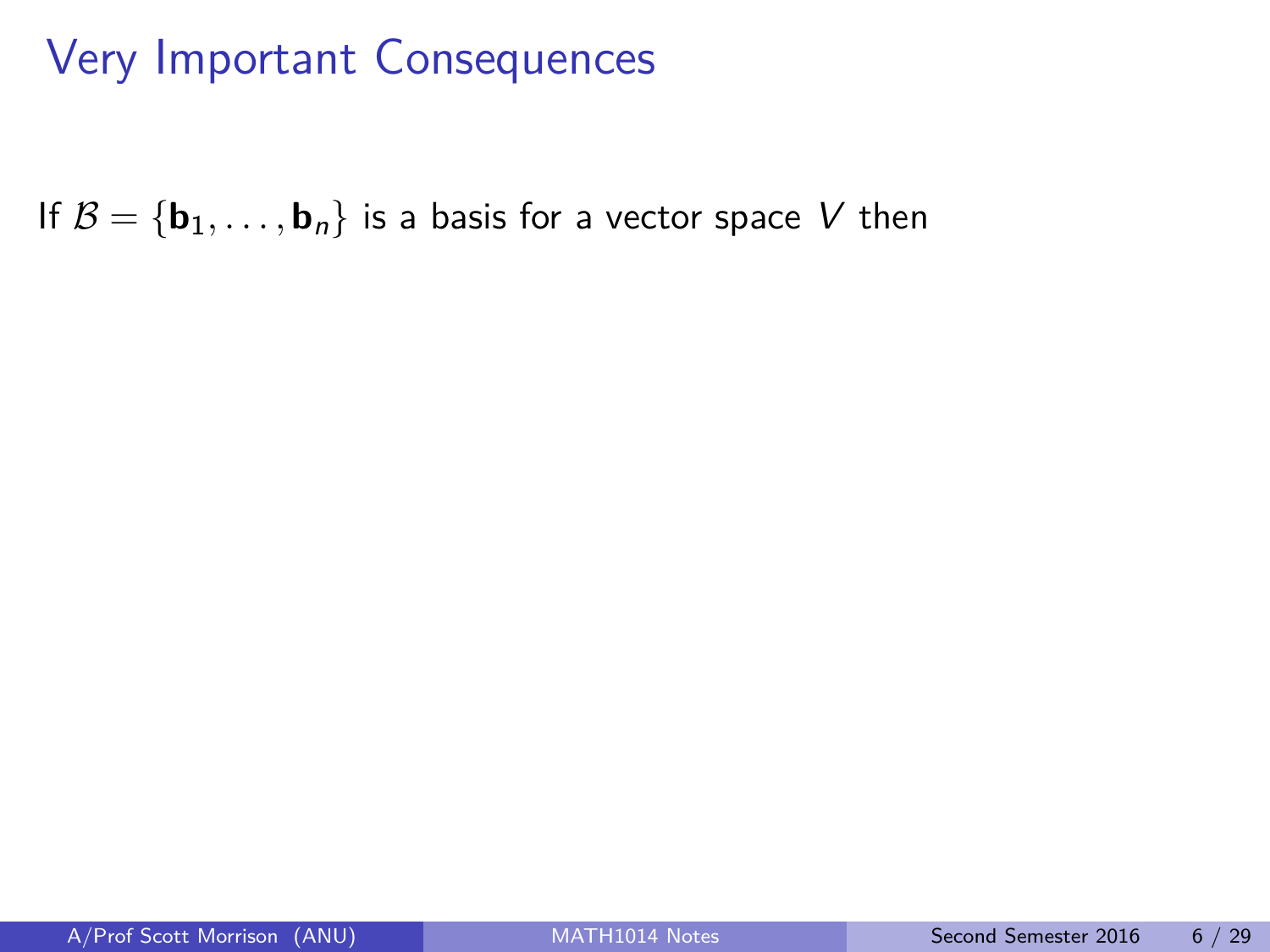# Very Important Consequences

If $\mathcal{B} = \{\mathbf{b}_1, \ldots, \mathbf{b}_n\}$ is a basis for a vector space $V$ then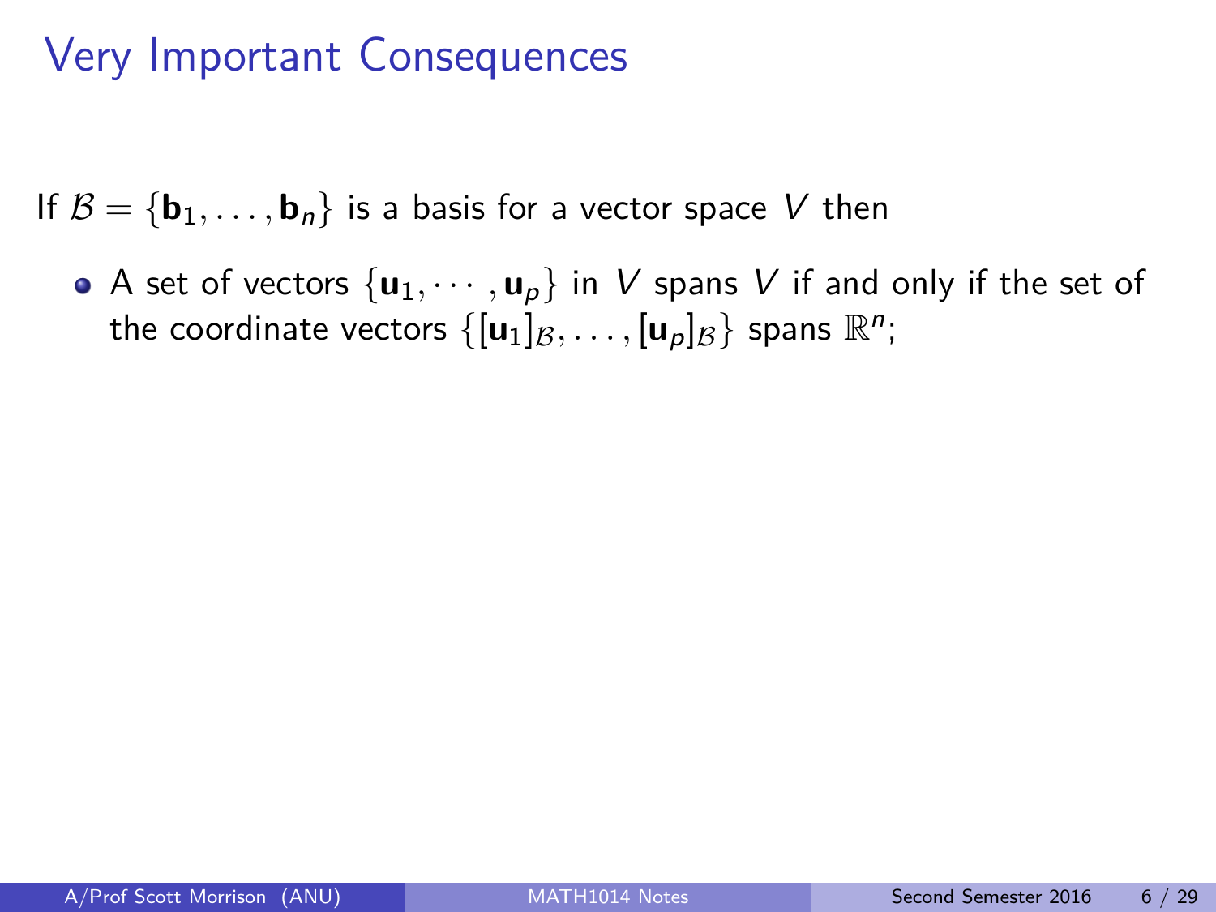# Very Important Consequences

If $\mathcal{B} = \{\mathbf{b}_1, \ldots, \mathbf{b}_n\}$ is a basis for a vector space $V$ then

- A set of vectors $\{\mathbf{u}_1, \cdots, \mathbf{u}_p\}$ in $V$ spans $V$ if and only if the set of the coordinate vectors $\{[\mathbf{u}_1]_{\mathcal{B}}, \ldots, [\mathbf{u}_p]_{\mathcal{B}}\}$ spans $\mathbb{R}^n$;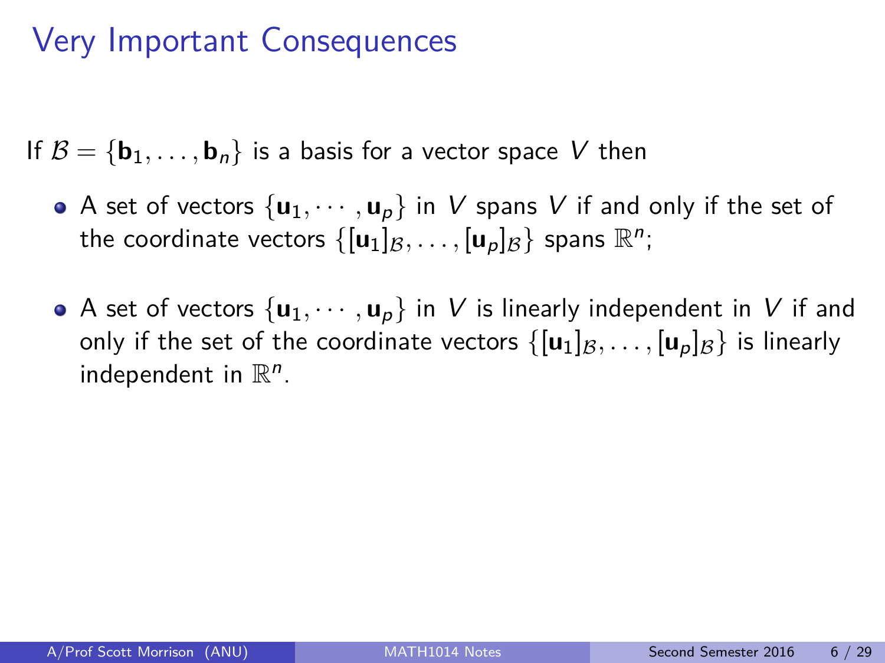# Very Important Consequences

If $\mathcal{B} = \{\mathbf{b}_1, \ldots, \mathbf{b}_n\}$ is a basis for a vector space $V$ then

- A set of vectors $\{\mathbf{u}_1, \cdots, \mathbf{u}_p\}$ in $V$ spans $V$ if and only if the set of the coordinate vectors $\{[\mathbf{u}_1]_{\mathcal{B}}, \ldots, [\mathbf{u}_p]_{\mathcal{B}}\}$ spans $\mathbb{R}^n$;

- A set of vectors $\{\mathbf{u}_1, \cdots, \mathbf{u}_p\}$ in $V$ is linearly independent in $V$ if and only if the set of the coordinate vectors $\{[\mathbf{u}_1]_{\mathcal{B}}, \ldots, [\mathbf{u}_p]_{\mathcal{B}}\}$ is linearly independent in $\mathbb{R}^n$.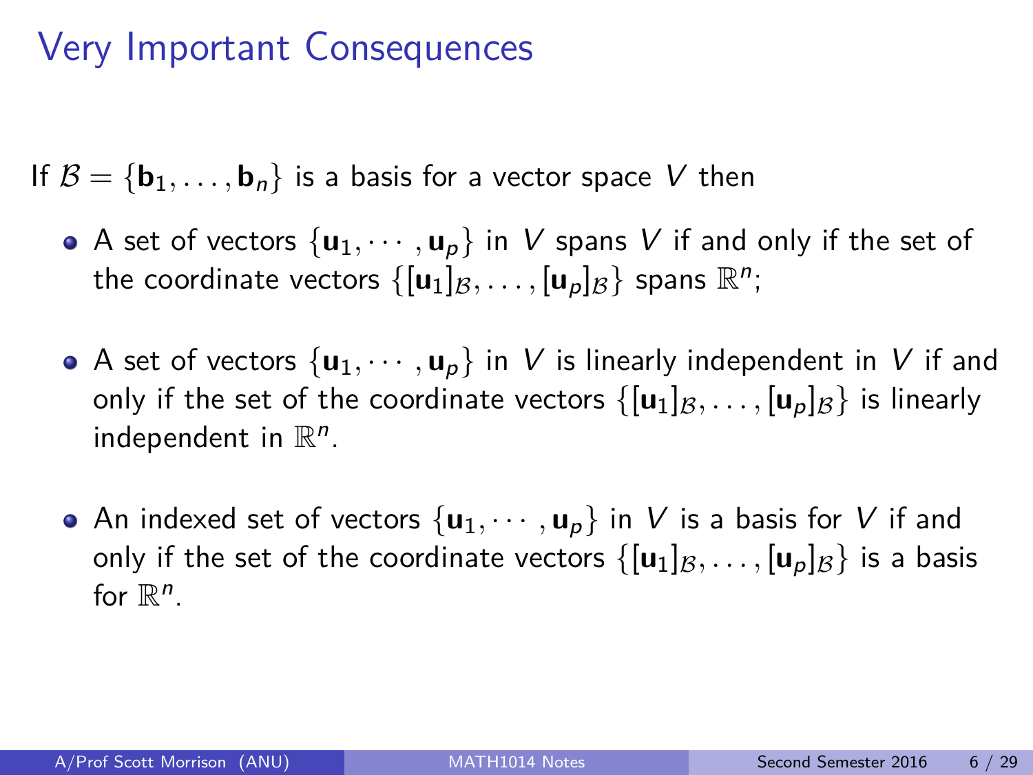# Very Important Consequences

If $\mathcal{B} = \{\mathbf{b}_1, \ldots, \mathbf{b}_n\}$ is a basis for a vector space $V$ then

- A set of vectors $\{\mathbf{u}_1, \cdots, \mathbf{u}_p\}$ in $V$ spans $V$ if and only if the set of the coordinate vectors $\{[\mathbf{u}_1]_\mathcal{B}, \ldots, [\mathbf{u}_p]_\mathcal{B}\}$ spans $\mathbb{R}^n$;

- A set of vectors $\{\mathbf{u}_1, \cdots, \mathbf{u}_p\}$ in $V$ is linearly independent in $V$ if and only if the set of the coordinate vectors $\{[\mathbf{u}_1]_\mathcal{B}, \ldots, [\mathbf{u}_p]_\mathcal{B}\}$ is linearly independent in $\mathbb{R}^n$.

- An indexed set of vectors $\{\mathbf{u}_1, \cdots, \mathbf{u}_p\}$ in $V$ is a basis for $V$ if and only if the set of the coordinate vectors $\{[\mathbf{u}_1]_\mathcal{B}, \ldots, [\mathbf{u}_p]_\mathcal{B}\}$ is a basis for $\mathbb{R}^n$.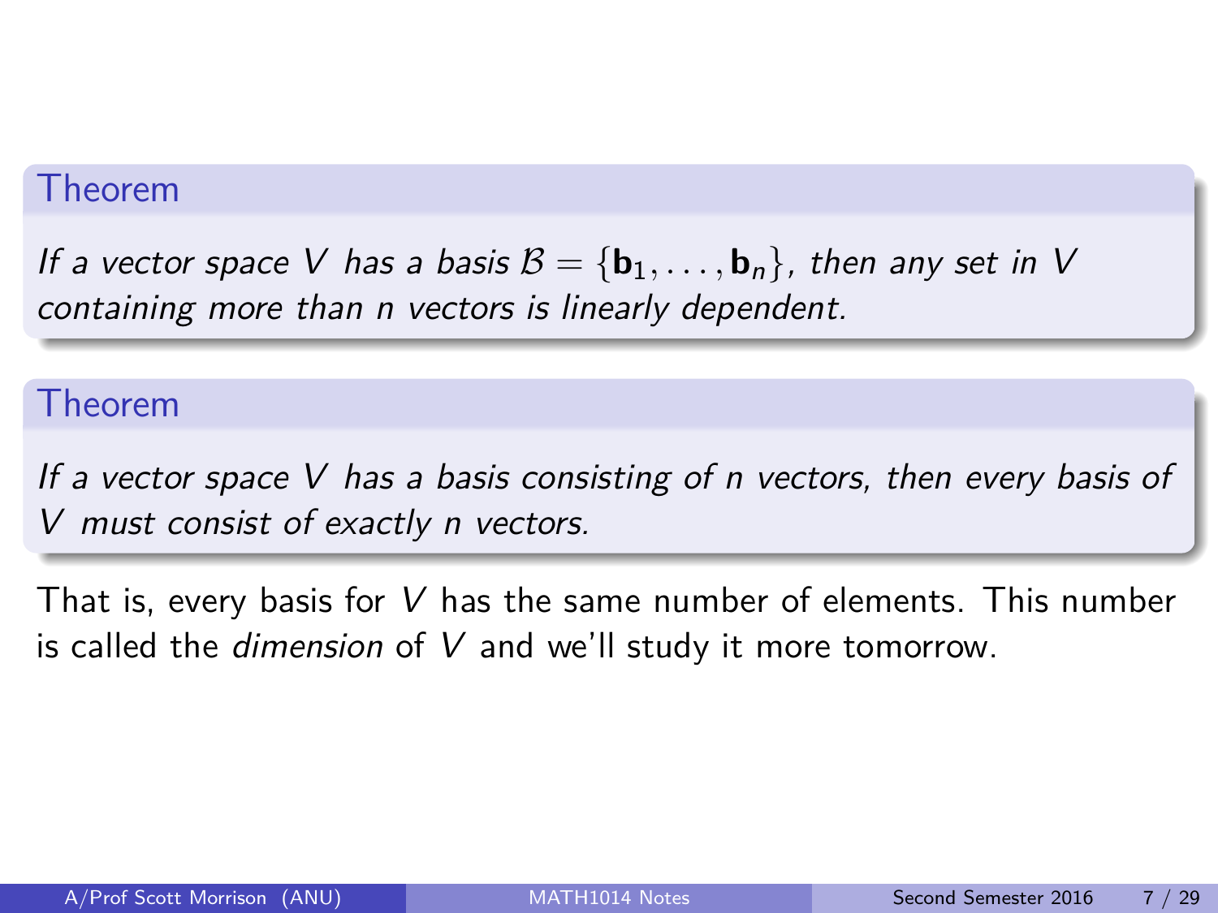**Theorem**

*If a vector space $V$ has a basis $\mathcal{B} = \{\mathbf{b}_1, \ldots, \mathbf{b}_n\}$, then any set in $V$ containing more than $n$ vectors is linearly dependent.*

**Theorem**

*If a vector space $V$ has a basis consisting of $n$ vectors, then every basis of $V$ must consist of exactly $n$ vectors.*

That is, every basis for $V$ has the same number of elements. This number is called the *dimension* of $V$ and we'll study it more tomorrow.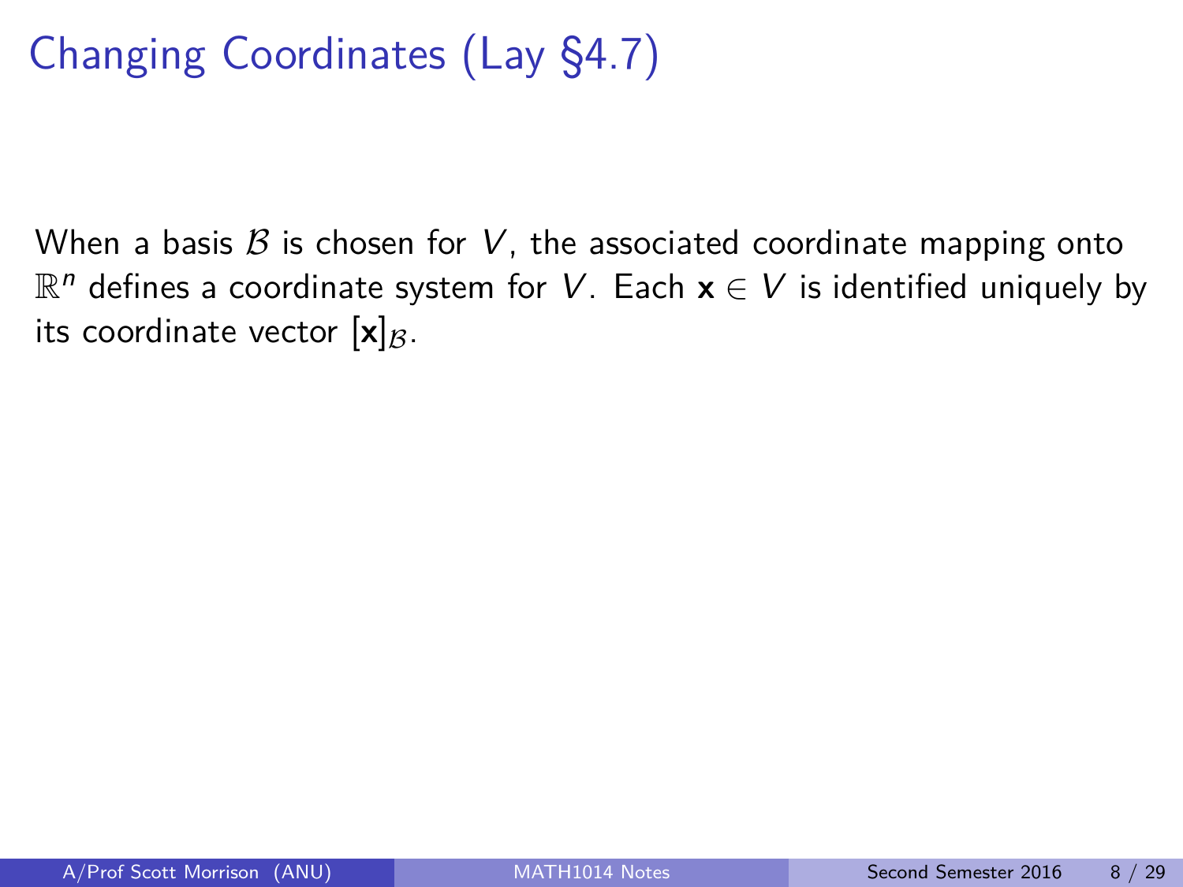# Changing Coordinates (Lay §4.7)

When a basis $\mathcal{B}$ is chosen for $V$, the associated coordinate mapping onto $\mathbb{R}^n$ defines a coordinate system for $V$. Each $\mathbf{x} \in V$ is identified uniquely by its coordinate vector $[\mathbf{x}]_{\mathcal{B}}$.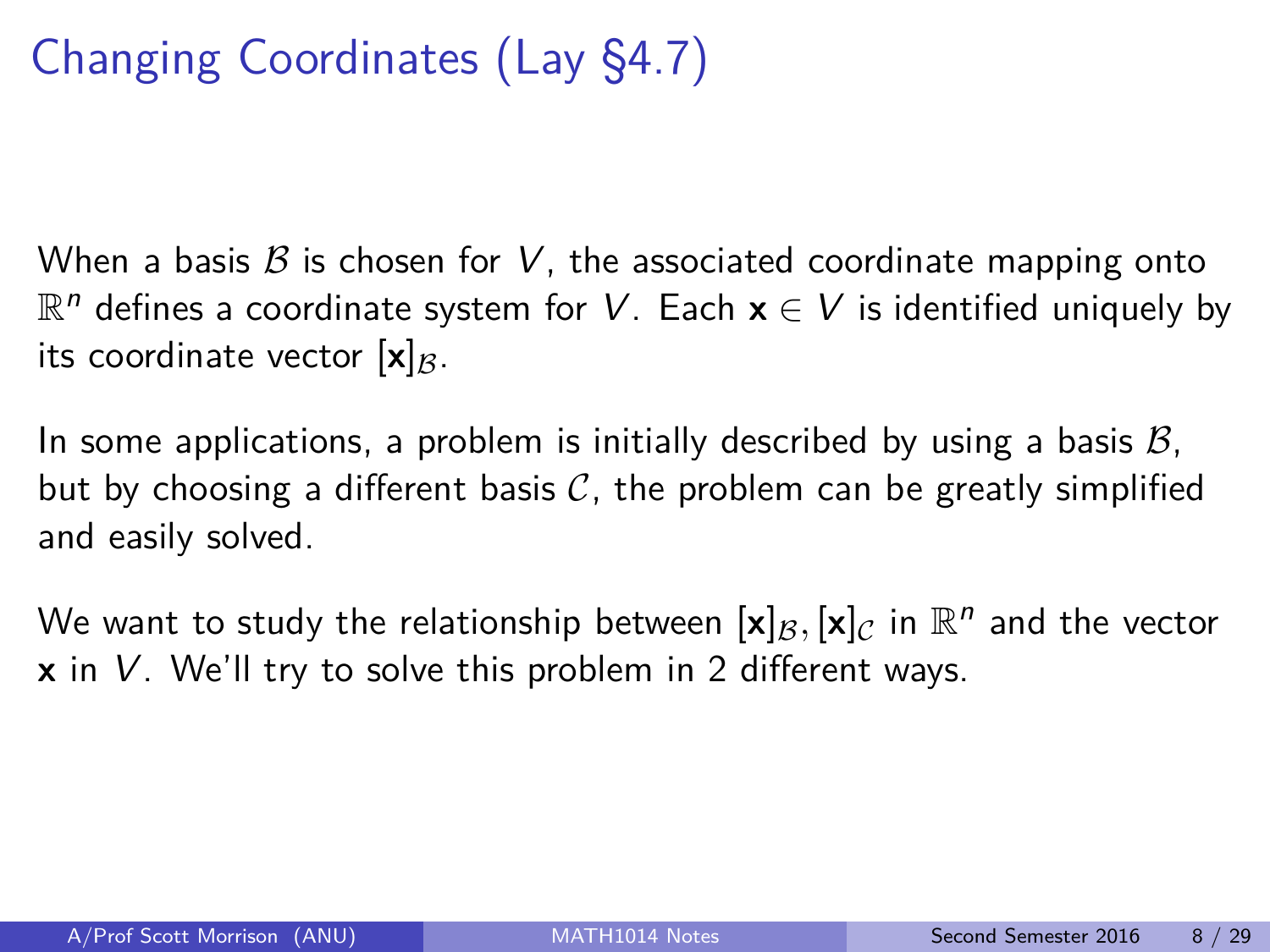# Changing Coordinates (Lay §4.7)

When a basis $\mathcal{B}$ is chosen for $V$, the associated coordinate mapping onto $\mathbb{R}^n$ defines a coordinate system for $V$. Each $\mathbf{x} \in V$ is identified uniquely by its coordinate vector $[\mathbf{x}]_{\mathcal{B}}$.

In some applications, a problem is initially described by using a basis $\mathcal{B}$, but by choosing a different basis $\mathcal{C}$, the problem can be greatly simplified and easily solved.

We want to study the relationship between $[\mathbf{x}]_{\mathcal{B}}, [\mathbf{x}]_{\mathcal{C}}$ in $\mathbb{R}^n$ and the vector $\mathbf{x}$ in $V$. We'll try to solve this problem in 2 different ways.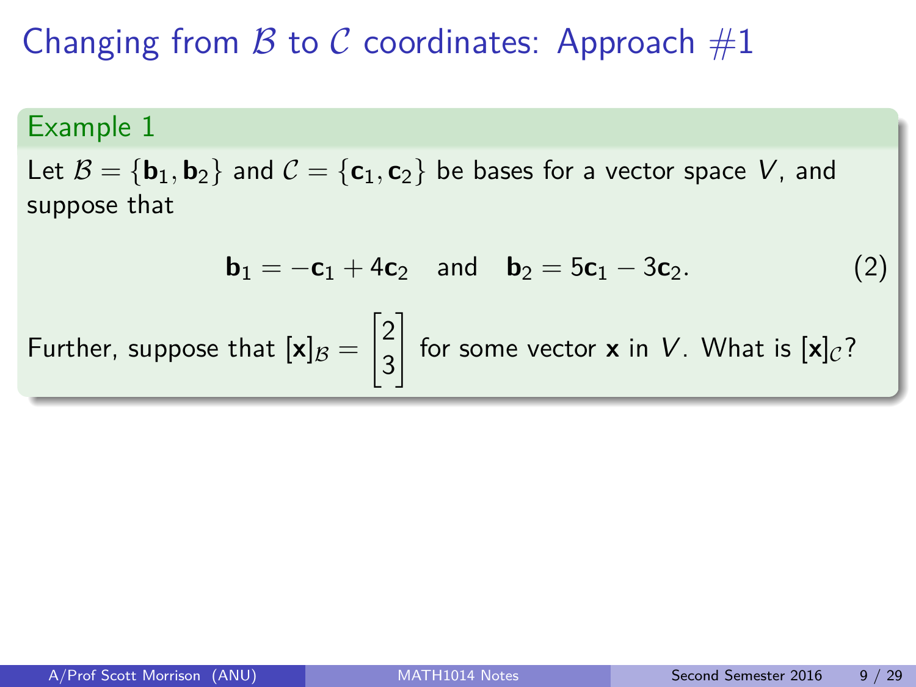# Changing from $\mathcal{B}$ to $\mathcal{C}$ coordinates: Approach #1

## Example 1

Let $\mathcal{B} = \{\mathbf{b}_1, \mathbf{b}_2\}$ and $\mathcal{C} = \{\mathbf{c}_1, \mathbf{c}_2\}$ be bases for a vector space $V$, and suppose that

$$\mathbf{b}_1 = -\mathbf{c}_1 + 4\mathbf{c}_2 \quad \text{and} \quad \mathbf{b}_2 = 5\mathbf{c}_1 - 3\mathbf{c}_2. \tag{2}$$

Further, suppose that $[\mathbf{x}]_{\mathcal{B}} = \begin{bmatrix} 2 \\ 3 \end{bmatrix}$ for some vector $\mathbf{x}$ in $V$. What is $[\mathbf{x}]_{\mathcal{C}}$?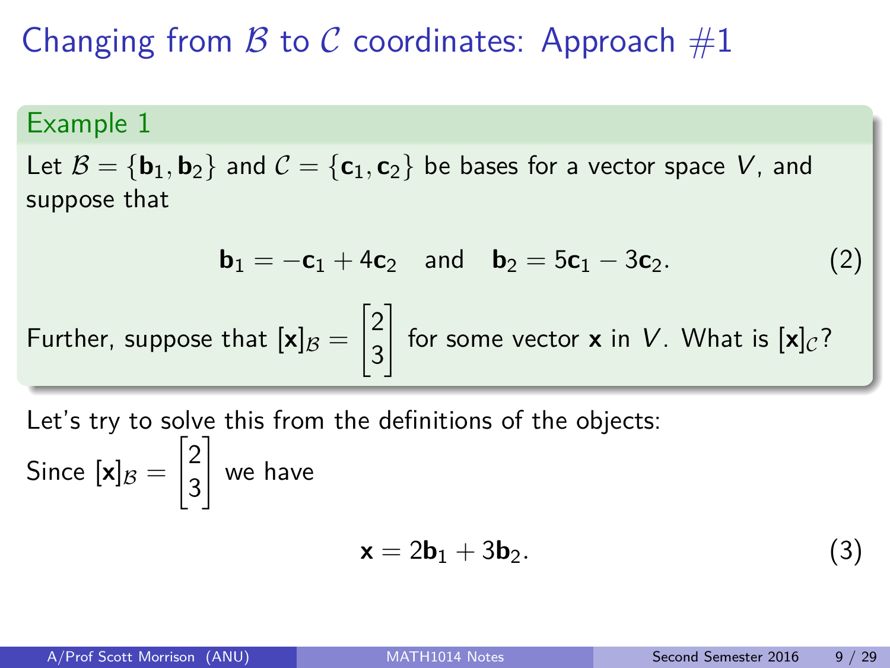# Changing from $\mathcal{B}$ to $\mathcal{C}$ coordinates: Approach #1

**Example 1**

Let $\mathcal{B} = \{\mathbf{b}_1, \mathbf{b}_2\}$ and $\mathcal{C} = \{\mathbf{c}_1, \mathbf{c}_2\}$ be bases for a vector space $V$, and suppose that

$$\mathbf{b}_1 = -\mathbf{c}_1 + 4\mathbf{c}_2 \quad \text{and} \quad \mathbf{b}_2 = 5\mathbf{c}_1 - 3\mathbf{c}_2. \tag{2}$$

Further, suppose that $[\mathbf{x}]_{\mathcal{B}} = \begin{bmatrix} 2 \\ 3 \end{bmatrix}$ for some vector $\mathbf{x}$ in $V$. What is $[\mathbf{x}]_{\mathcal{C}}$?

Let's try to solve this from the definitions of the objects:

Since $[\mathbf{x}]_{\mathcal{B}} = \begin{bmatrix} 2 \\ 3 \end{bmatrix}$ we have

$$\mathbf{x} = 2\mathbf{b}_1 + 3\mathbf{b}_2. \tag{3}$$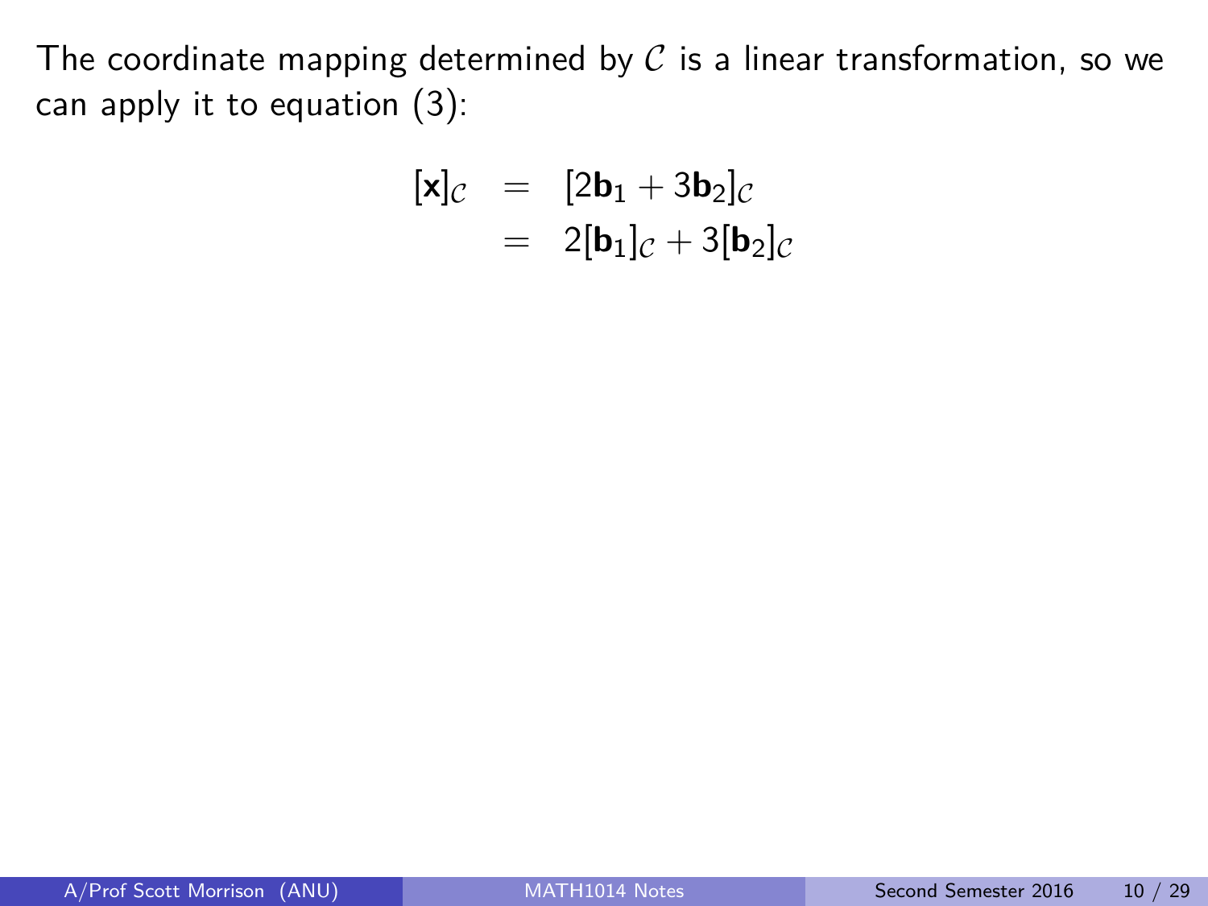The coordinate mapping determined by $\mathcal{C}$ is a linear transformation, so we can apply it to equation (3):

$$
\begin{aligned}
[\mathbf{x}]_{\mathcal{C}} &= [2\mathbf{b}_1 + 3\mathbf{b}_2]_{\mathcal{C}} \\
&= 2[\mathbf{b}_1]_{\mathcal{C}} + 3[\mathbf{b}_2]_{\mathcal{C}}
\end{aligned}
$$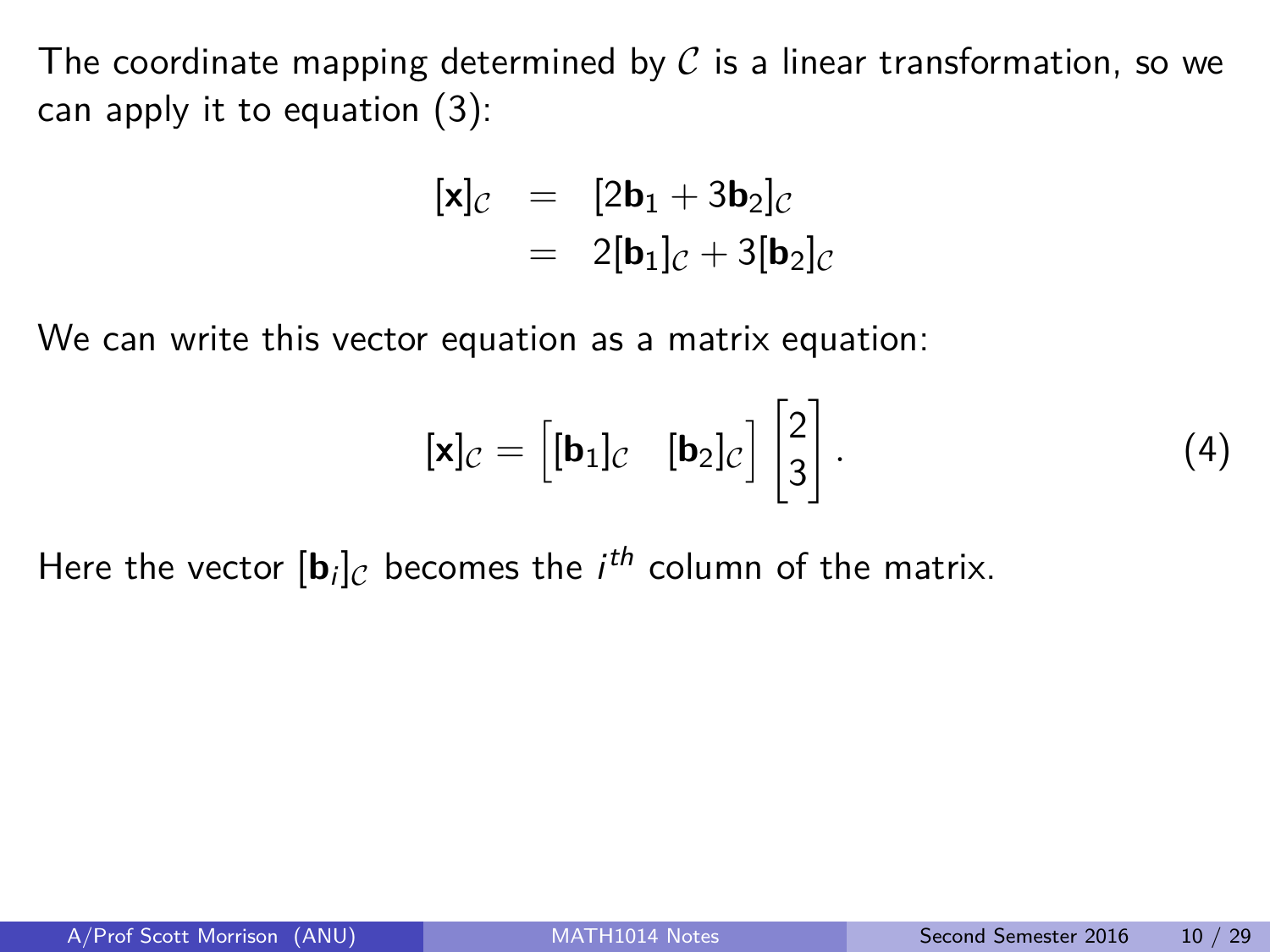The coordinate mapping determined by $\mathcal{C}$ is a linear transformation, so we can apply it to equation (3):

$$\begin{aligned}
[\mathbf{x}]_{\mathcal{C}} &= [2\mathbf{b}_1 + 3\mathbf{b}_2]_{\mathcal{C}} \\
&= 2[\mathbf{b}_1]_{\mathcal{C}} + 3[\mathbf{b}_2]_{\mathcal{C}}
\end{aligned}$$

We can write this vector equation as a matrix equation:

$$[\mathbf{x}]_{\mathcal{C}} = \begin{bmatrix} [\mathbf{b}_1]_{\mathcal{C}} & [\mathbf{b}_2]_{\mathcal{C}} \end{bmatrix} \begin{bmatrix} 2 \\ 3 \end{bmatrix}. \tag{4}$$

Here the vector $[\mathbf{b}_i]_{\mathcal{C}}$ becomes the $i^{th}$ column of the matrix.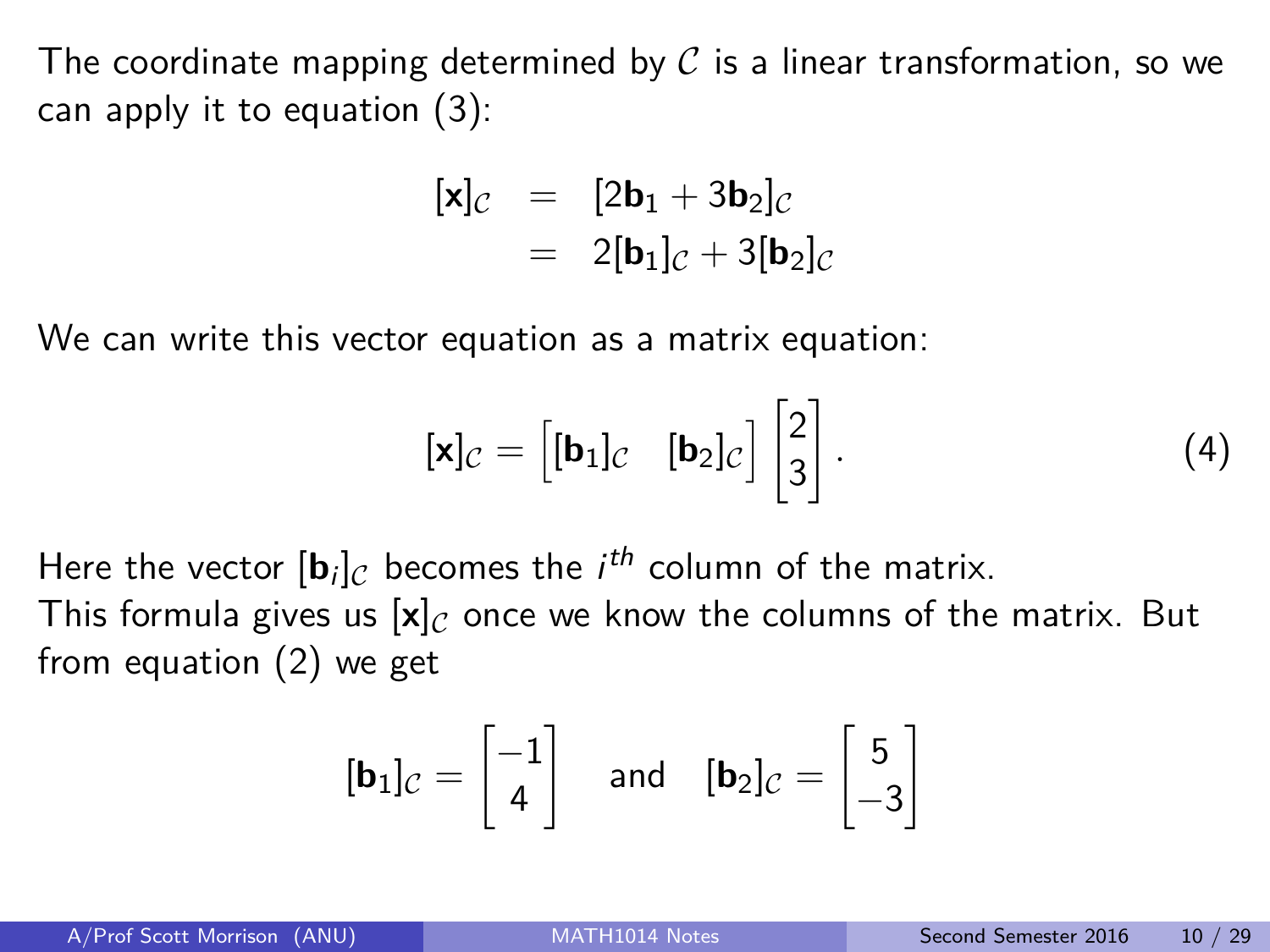The coordinate mapping determined by $\mathcal{C}$ is a linear transformation, so we can apply it to equation (3):

$$\begin{aligned} [\mathbf{x}]_{\mathcal{C}} &= [2\mathbf{b}_1 + 3\mathbf{b}_2]_{\mathcal{C}} \\ &= 2[\mathbf{b}_1]_{\mathcal{C}} + 3[\mathbf{b}_2]_{\mathcal{C}} \end{aligned}$$

We can write this vector equation as a matrix equation:

$$[\mathbf{x}]_{\mathcal{C}} = \begin{bmatrix} [\mathbf{b}_1]_{\mathcal{C}} & [\mathbf{b}_2]_{\mathcal{C}} \end{bmatrix} \begin{bmatrix} 2 \\ 3 \end{bmatrix}. \tag{4}$$

Here the vector $[\mathbf{b}_i]_{\mathcal{C}}$ becomes the $i^{th}$ column of the matrix.
This formula gives us $[\mathbf{x}]_{\mathcal{C}}$ once we know the columns of the matrix. But from equation (2) we get

$$[\mathbf{b}_1]_{\mathcal{C}} = \begin{bmatrix} -1 \\ 4 \end{bmatrix} \quad \text{and} \quad [\mathbf{b}_2]_{\mathcal{C}} = \begin{bmatrix} 5 \\ -3 \end{bmatrix}$$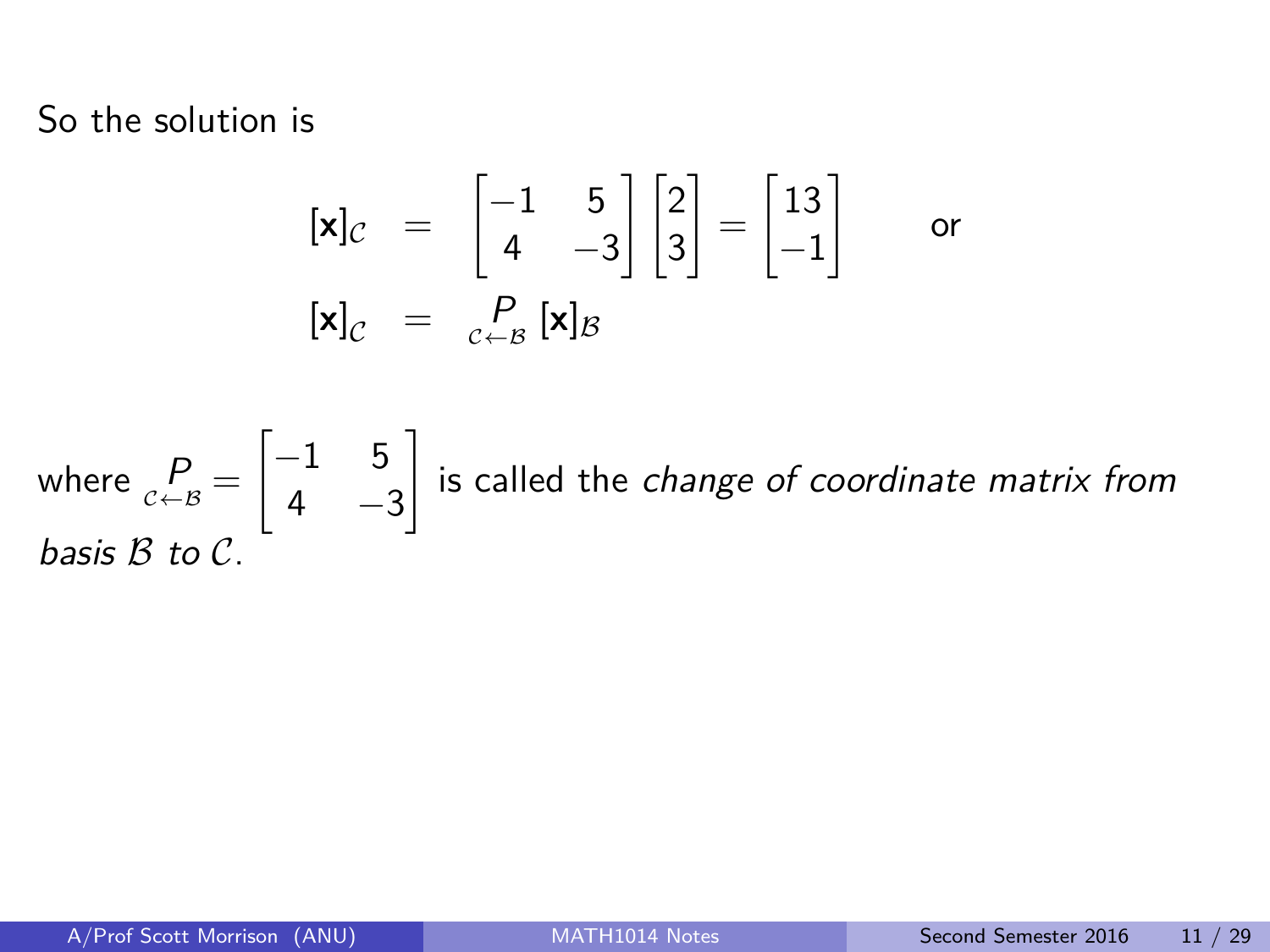So the solution is

$$
\begin{aligned}
[\mathbf{x}]_{\mathcal{C}} &= \begin{bmatrix} -1 & 5 \\ 4 & -3 \end{bmatrix} \begin{bmatrix} 2 \\ 3 \end{bmatrix} = \begin{bmatrix} 13 \\ -1 \end{bmatrix} \qquad \text{or} \\
[\mathbf{x}]_{\mathcal{C}} &= \underset{\mathcal{C} \leftarrow \mathcal{B}}{P} [\mathbf{x}]_{\mathcal{B}}
\end{aligned}
$$

where $\underset{\mathcal{C} \leftarrow \mathcal{B}}{P} = \begin{bmatrix} -1 & 5 \\ 4 & -3 \end{bmatrix}$ is called the *change of coordinate matrix from basis* $\mathcal{B}$ *to* $\mathcal{C}$.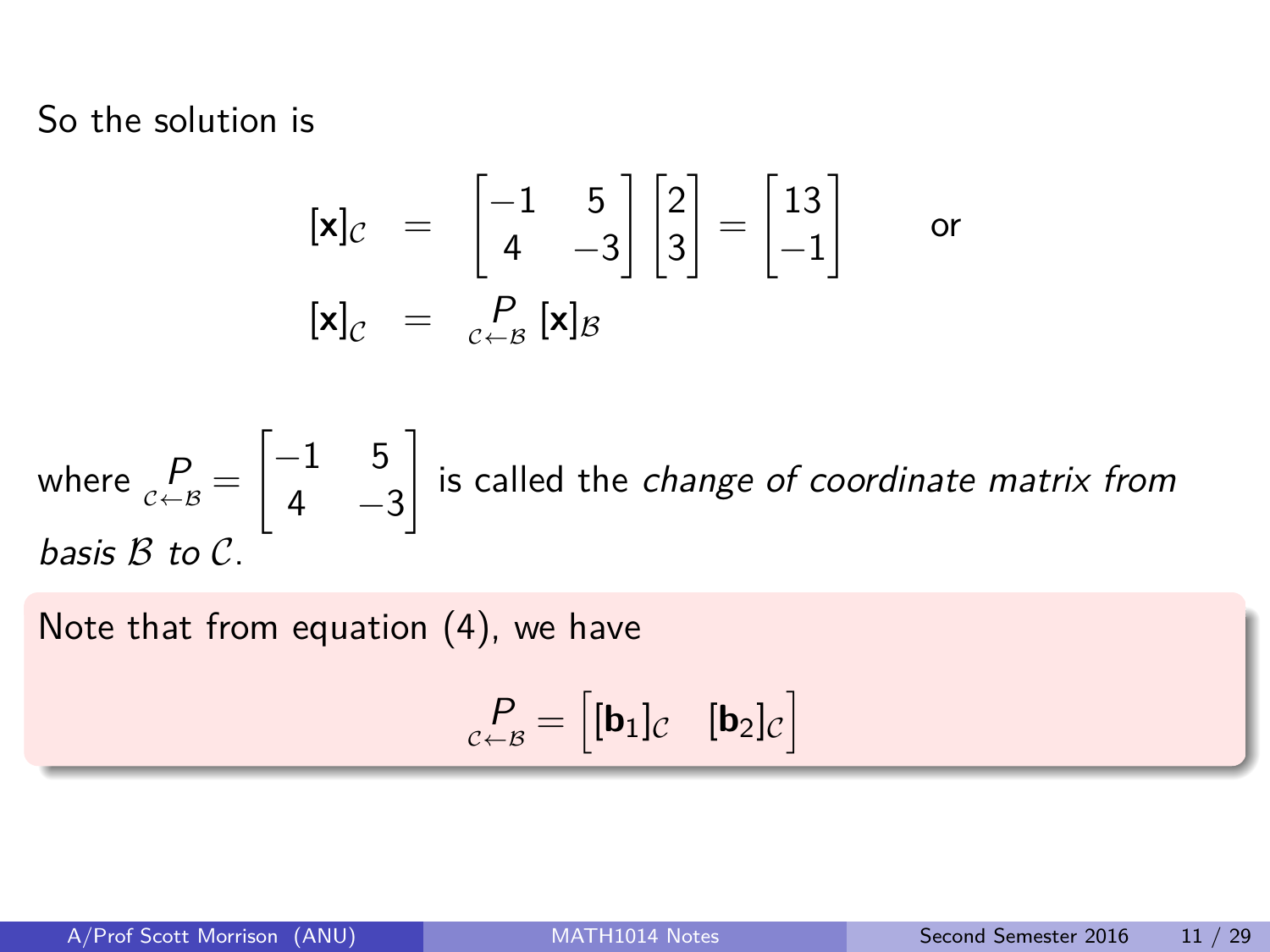So the solution is

$$
\begin{aligned}
[\mathbf{x}]_{\mathcal{C}} &= \begin{bmatrix} -1 & 5 \\ 4 & -3 \end{bmatrix} \begin{bmatrix} 2 \\ 3 \end{bmatrix} = \begin{bmatrix} 13 \\ -1 \end{bmatrix} \qquad \text{or} \\
[\mathbf{x}]_{\mathcal{C}} &= \underset{\mathcal{C} \leftarrow \mathcal{B}}{P} [\mathbf{x}]_{\mathcal{B}}
\end{aligned}
$$

where $\underset{\mathcal{C} \leftarrow \mathcal{B}}{P} = \begin{bmatrix} -1 & 5 \\ 4 & -3 \end{bmatrix}$ is called the *change of coordinate matrix from basis $\mathcal{B}$ to $\mathcal{C}$*.

Note that from equation (4), we have

$$
\underset{\mathcal{C} \leftarrow \mathcal{B}}{P} = \begin{bmatrix} [\mathbf{b}_1]_{\mathcal{C}} & [\mathbf{b}_2]_{\mathcal{C}} \end{bmatrix}
$$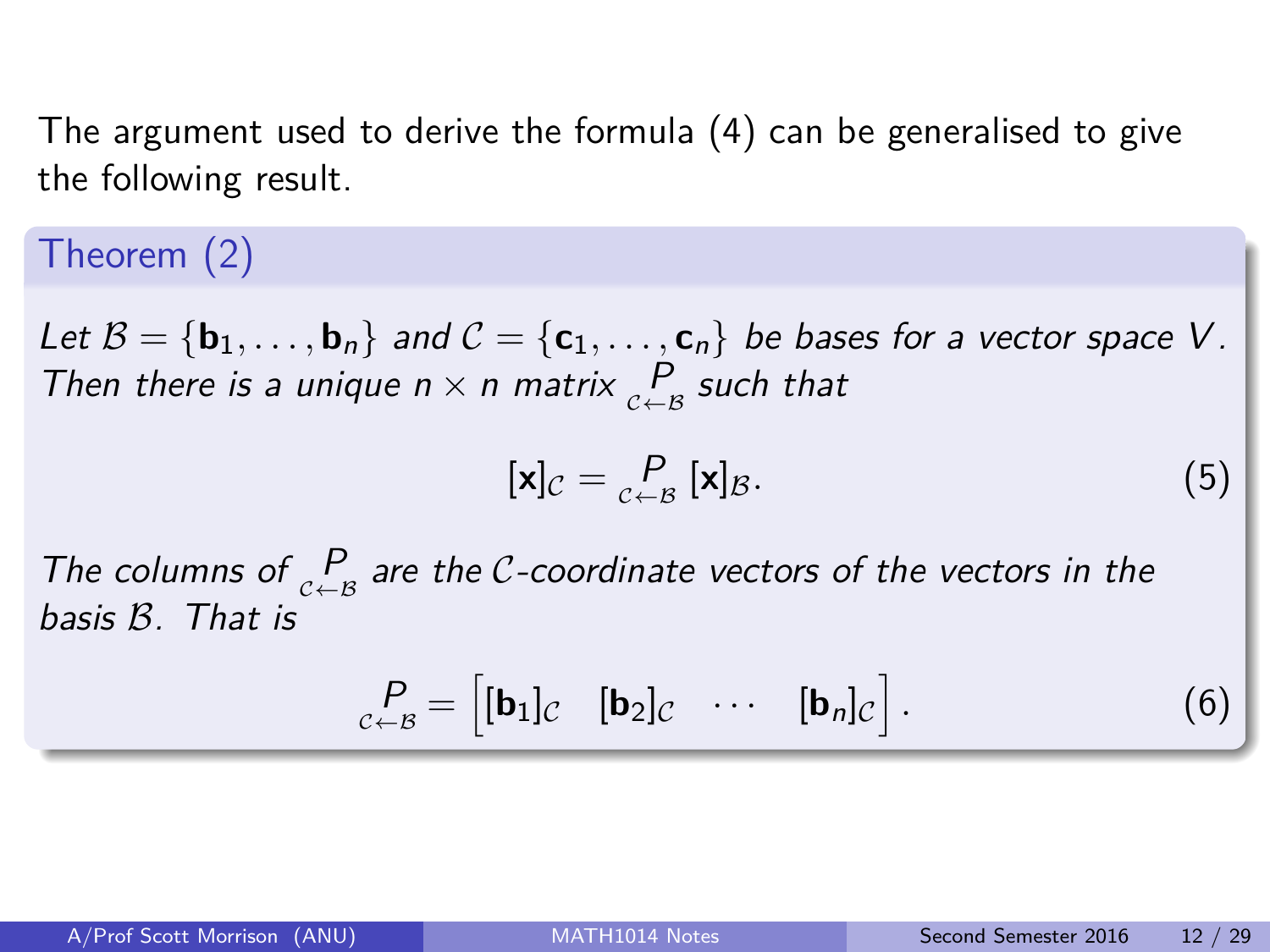The argument used to derive the formula (4) can be generalised to give the following result.

**Theorem (2)**

*Let $\mathcal{B} = \{\mathbf{b}_1, \ldots, \mathbf{b}_n\}$ and $\mathcal{C} = \{\mathbf{c}_1, \ldots, \mathbf{c}_n\}$ be bases for a vector space $V$. Then there is a unique $n \times n$ matrix $\underset{\mathcal{C} \leftarrow \mathcal{B}}{P}$ such that*

$$[\mathbf{x}]_{\mathcal{C}} = \underset{\mathcal{C} \leftarrow \mathcal{B}}{P} [\mathbf{x}]_{\mathcal{B}}. \tag{5}$$

*The columns of $\underset{\mathcal{C} \leftarrow \mathcal{B}}{P}$ are the $\mathcal{C}$-coordinate vectors of the vectors in the basis $\mathcal{B}$. That is*

$$\underset{\mathcal{C} \leftarrow \mathcal{B}}{P} = \begin{bmatrix} [\mathbf{b}_1]_{\mathcal{C}} & [\mathbf{b}_2]_{\mathcal{C}} & \cdots & [\mathbf{b}_n]_{\mathcal{C}} \end{bmatrix}. \tag{6}$$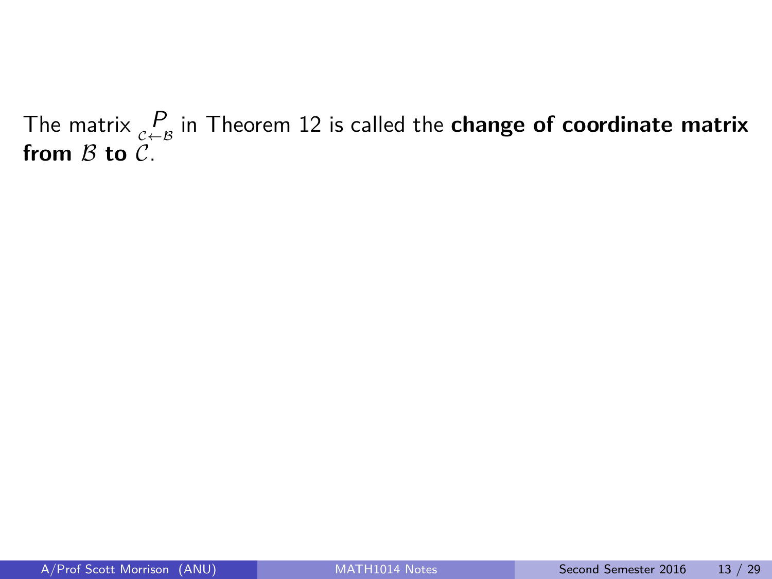The matrix $\underset{\mathcal{C} \leftarrow \mathcal{B}}{P}$ in Theorem 12 is called the **change of coordinate matrix from $\mathcal{B}$ to $\mathcal{C}$**.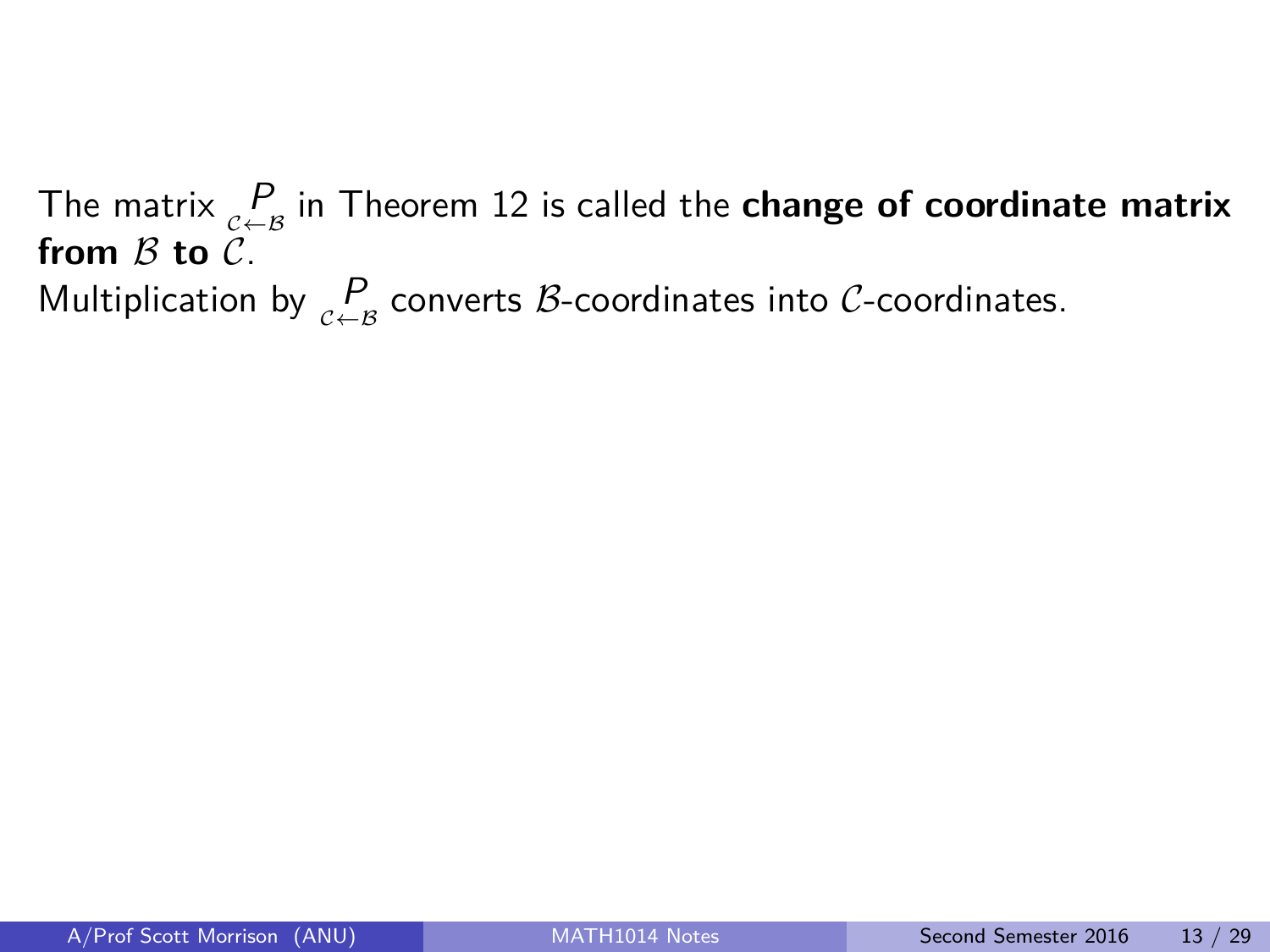The matrix $\underset{\mathcal{C}\leftarrow\mathcal{B}}{P}$ in Theorem 12 is called the **change of coordinate matrix from $\mathcal{B}$ to $\mathcal{C}$**.
Multiplication by $\underset{\mathcal{C}\leftarrow\mathcal{B}}{P}$ converts $\mathcal{B}$-coordinates into $\mathcal{C}$-coordinates.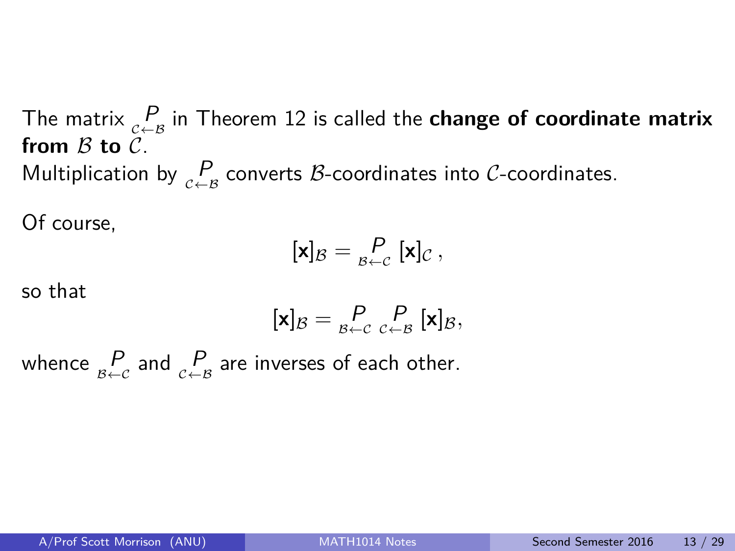The matrix $\underset{\mathcal{C}\leftarrow\mathcal{B}}{P}$ in Theorem 12 is called the **change of coordinate matrix from $\mathcal{B}$ to $\mathcal{C}$**.
Multiplication by $\underset{\mathcal{C}\leftarrow\mathcal{B}}{P}$ converts $\mathcal{B}$-coordinates into $\mathcal{C}$-coordinates.

Of course,

$$[\mathbf{x}]_{\mathcal{B}} = \underset{\mathcal{B}\leftarrow\mathcal{C}}{P} \, [\mathbf{x}]_{\mathcal{C}} \, ,$$

so that

$$[\mathbf{x}]_{\mathcal{B}} = \underset{\mathcal{B}\leftarrow\mathcal{C}}{P} \, \underset{\mathcal{C}\leftarrow\mathcal{B}}{P} \, [\mathbf{x}]_{\mathcal{B}},$$

whence $\underset{\mathcal{B}\leftarrow\mathcal{C}}{P}$ and $\underset{\mathcal{C}\leftarrow\mathcal{B}}{P}$ are inverses of each other.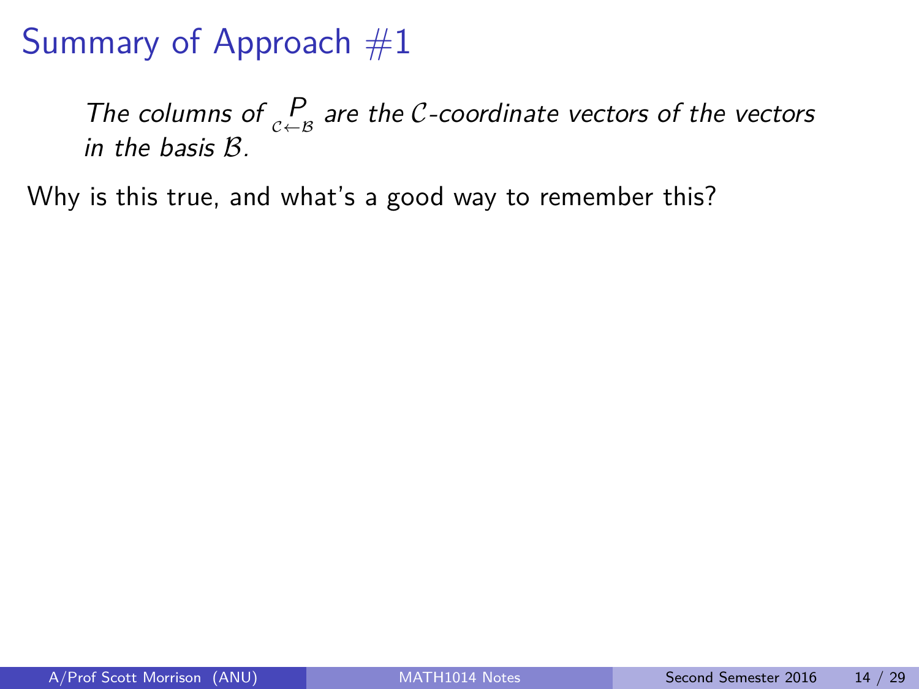# Summary of Approach #1

*The columns of* $\underset{\mathcal{C}\leftarrow\mathcal{B}}{P}$ *are the* $\mathcal{C}$*-coordinate vectors of the vectors in the basis* $\mathcal{B}$*.*

Why is this true, and what's a good way to remember this?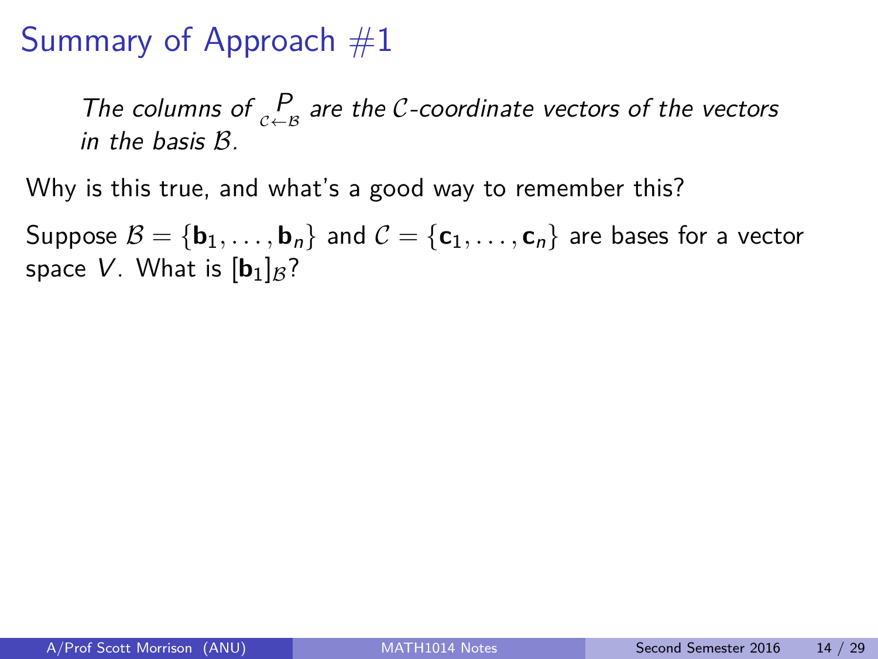# Summary of Approach #1

> *The columns of $\underset{\mathcal{C} \leftarrow \mathcal{B}}{P}$ are the $\mathcal{C}$-coordinate vectors of the vectors in the basis $\mathcal{B}$.*

Why is this true, and what's a good way to remember this?

Suppose $\mathcal{B} = \{\mathbf{b}_1, \ldots, \mathbf{b}_n\}$ and $\mathcal{C} = \{\mathbf{c}_1, \ldots, \mathbf{c}_n\}$ are bases for a vector space $V$. What is $[\mathbf{b}_1]_{\mathcal{B}}$?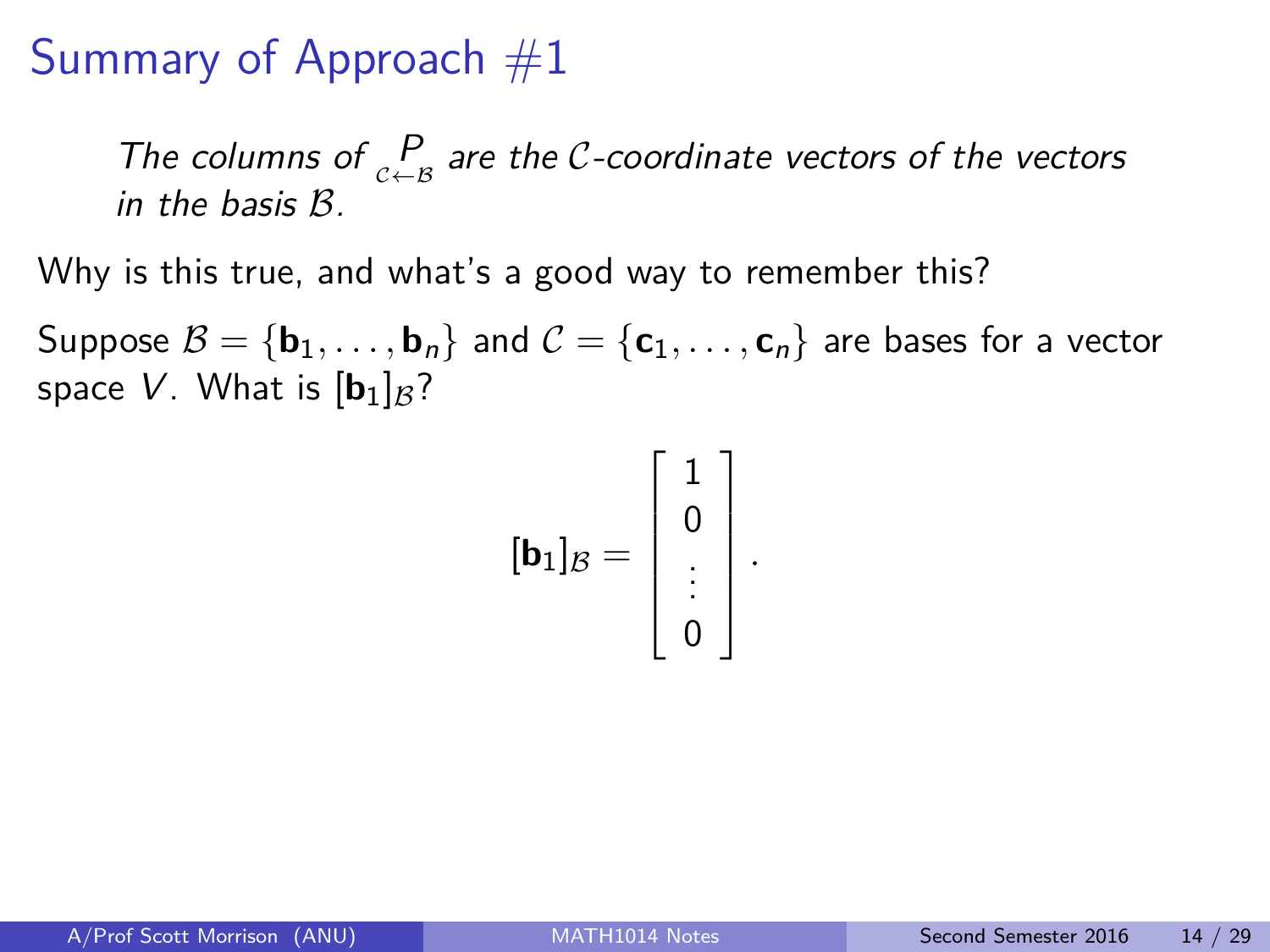# Summary of Approach #1

*The columns of $\underset{\mathcal{C}\leftarrow\mathcal{B}}{P}$ are the $\mathcal{C}$-coordinate vectors of the vectors in the basis $\mathcal{B}$.*

Why is this true, and what's a good way to remember this?

Suppose $\mathcal{B} = \{\mathbf{b}_1, \ldots, \mathbf{b}_n\}$ and $\mathcal{C} = \{\mathbf{c}_1, \ldots, \mathbf{c}_n\}$ are bases for a vector space $V$. What is $[\mathbf{b}_1]_{\mathcal{B}}$?

$$[\mathbf{b}_1]_{\mathcal{B}} = \begin{bmatrix} 1 \\ 0 \\ \vdots \\ 0 \end{bmatrix}.$$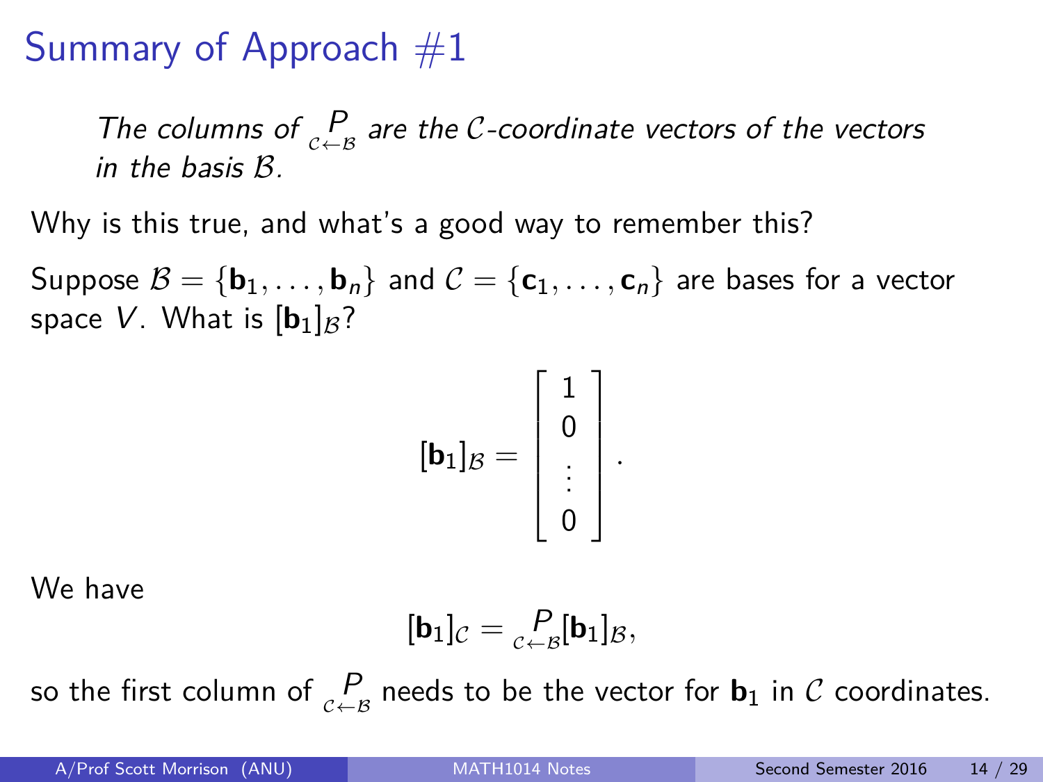# Summary of Approach #1

*The columns of $\underset{\mathcal{C} \leftarrow \mathcal{B}}{P}$ are the $\mathcal{C}$-coordinate vectors of the vectors in the basis $\mathcal{B}$.*

Why is this true, and what's a good way to remember this?

Suppose $\mathcal{B} = \{\mathbf{b}_1, \ldots, \mathbf{b}_n\}$ and $\mathcal{C} = \{\mathbf{c}_1, \ldots, \mathbf{c}_n\}$ are bases for a vector space $V$. What is $[\mathbf{b}_1]_\mathcal{B}$?

$$[\mathbf{b}_1]_\mathcal{B} = \begin{bmatrix} 1 \\ 0 \\ \vdots \\ 0 \end{bmatrix}.$$

We have

$$[\mathbf{b}_1]_\mathcal{C} = \underset{\mathcal{C} \leftarrow \mathcal{B}}{P}[\mathbf{b}_1]_\mathcal{B},$$

so the first column of $\underset{\mathcal{C} \leftarrow \mathcal{B}}{P}$ needs to be the vector for $\mathbf{b}_1$ in $\mathcal{C}$ coordinates.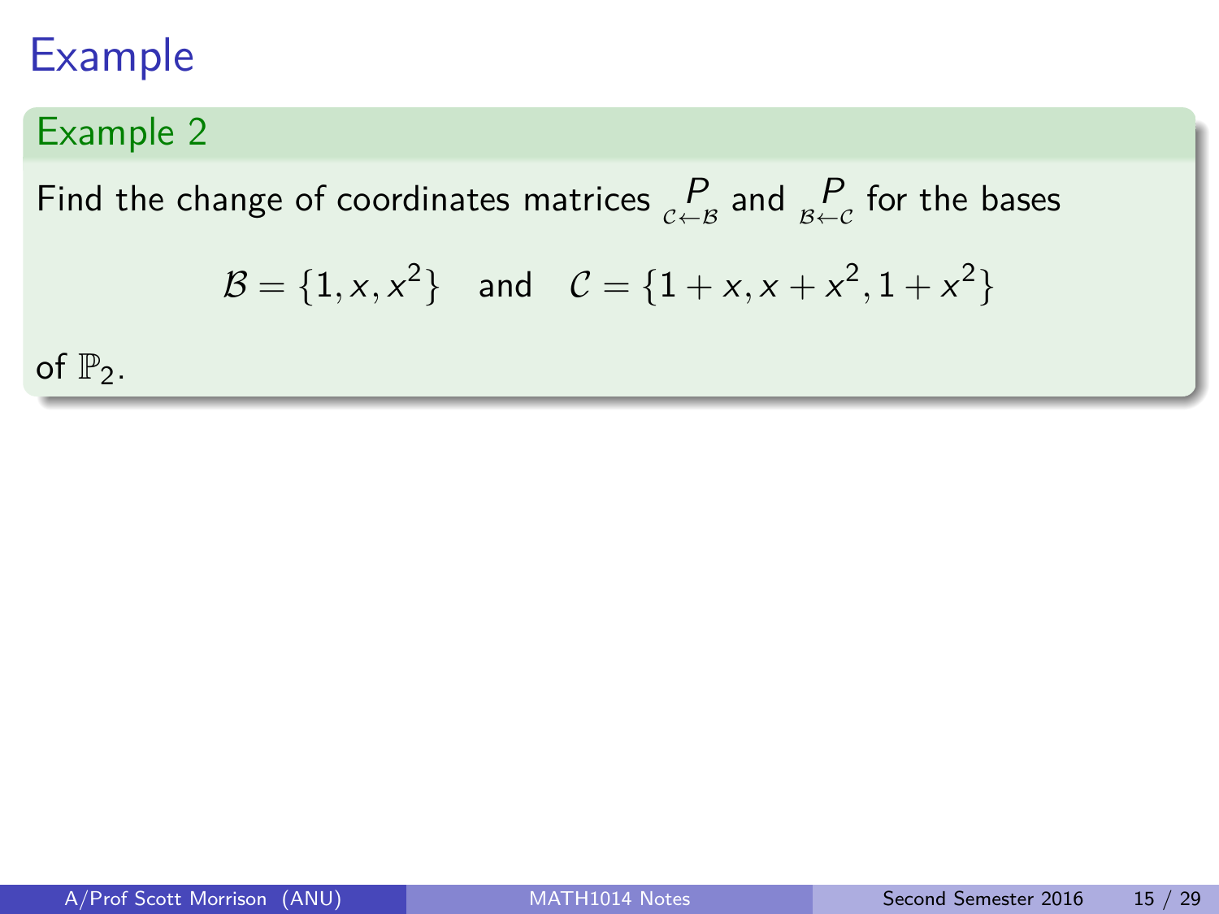# Example

## Example 2

Find the change of coordinates matrices $\underset{\mathcal{C}\leftarrow\mathcal{B}}{P}$ and $\underset{\mathcal{B}\leftarrow\mathcal{C}}{P}$ for the bases

$$\mathcal{B} = \{1, x, x^2\} \quad \text{and} \quad \mathcal{C} = \{1 + x, x + x^2, 1 + x^2\}$$

of $\mathbb{P}_2$.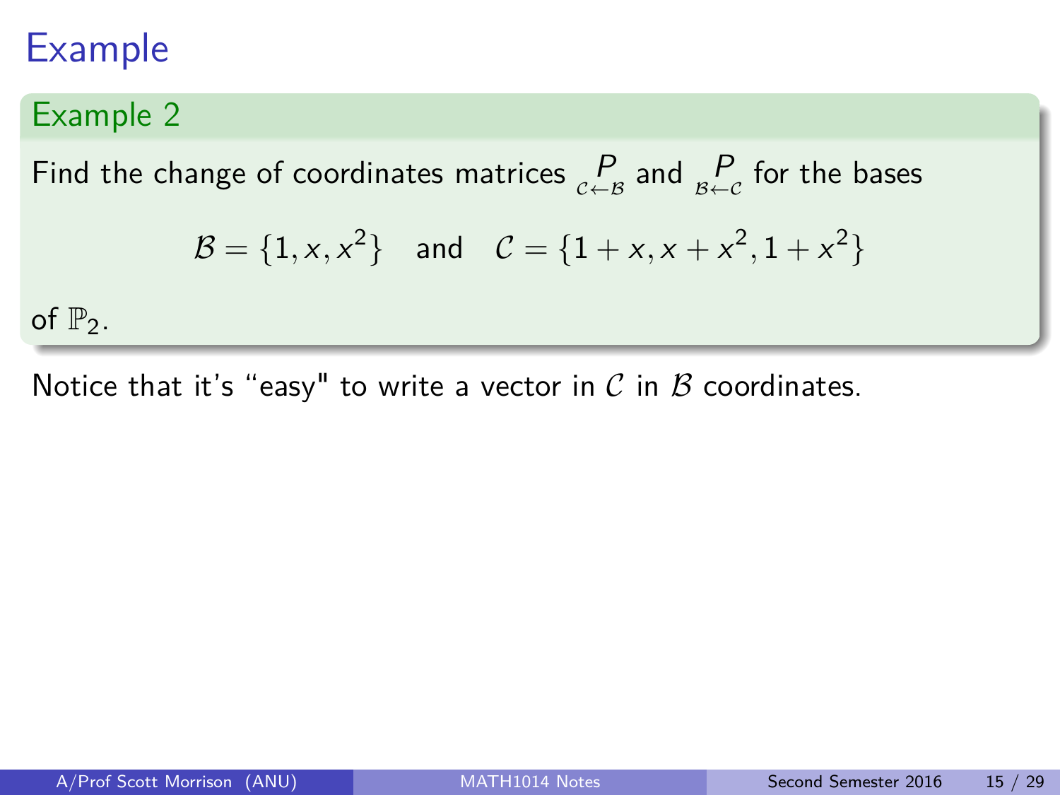# Example

## Example 2

Find the change of coordinates matrices $\underset{\mathcal{C} \leftarrow \mathcal{B}}{P}$ and $\underset{\mathcal{B} \leftarrow \mathcal{C}}{P}$ for the bases

$$\mathcal{B} = \{1, x, x^2\} \quad \text{and} \quad \mathcal{C} = \{1 + x, x + x^2, 1 + x^2\}$$

of $\mathbb{P}_2$.

Notice that it's "easy" to write a vector in $\mathcal{C}$ in $\mathcal{B}$ coordinates.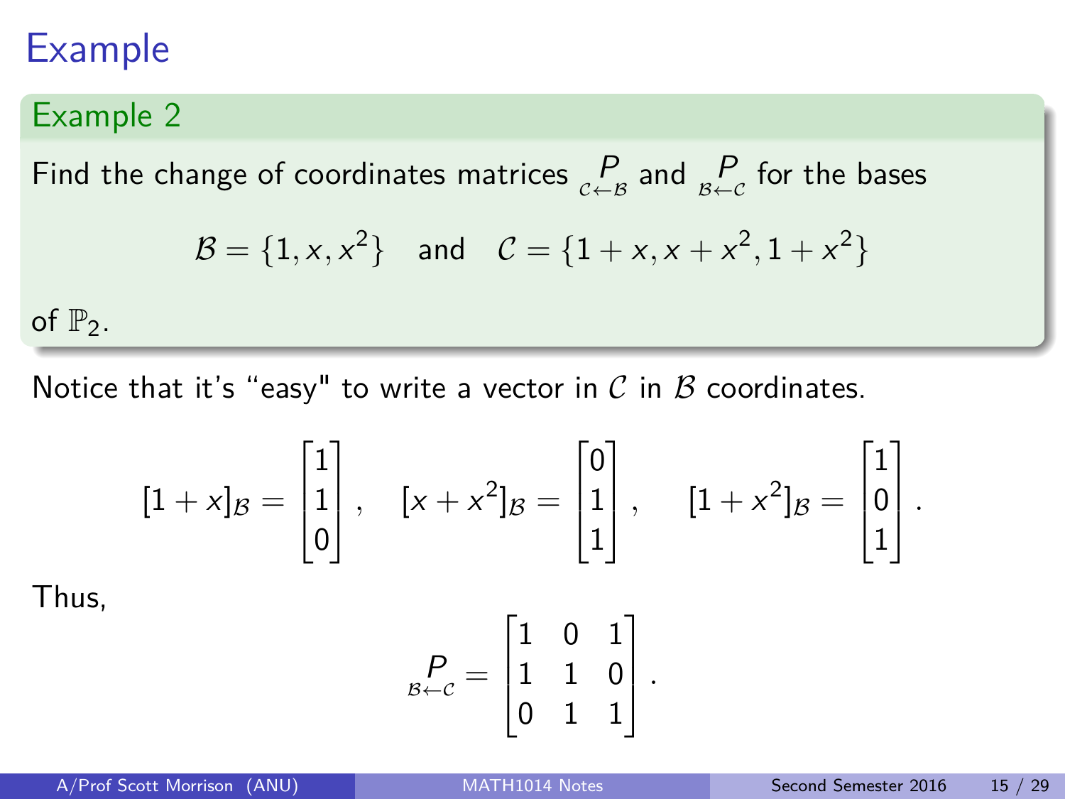# Example

## Example 2

Find the change of coordinates matrices $\underset{\mathcal{C}\leftarrow\mathcal{B}}{P}$ and $\underset{\mathcal{B}\leftarrow\mathcal{C}}{P}$ for the bases

$$\mathcal{B} = \{1, x, x^2\} \quad \text{and} \quad \mathcal{C} = \{1+x, x+x^2, 1+x^2\}$$

of $\mathbb{P}_2$.

Notice that it's "easy" to write a vector in $\mathcal{C}$ in $\mathcal{B}$ coordinates.

$$[1+x]_{\mathcal{B}} = \begin{bmatrix} 1 \\ 1 \\ 0 \end{bmatrix}, \quad [x+x^2]_{\mathcal{B}} = \begin{bmatrix} 0 \\ 1 \\ 1 \end{bmatrix}, \quad [1+x^2]_{\mathcal{B}} = \begin{bmatrix} 1 \\ 0 \\ 1 \end{bmatrix}.$$

Thus,

$$\underset{\mathcal{B}\leftarrow\mathcal{C}}{P} = \begin{bmatrix} 1 & 0 & 1 \\ 1 & 1 & 0 \\ 0 & 1 & 1 \end{bmatrix}.$$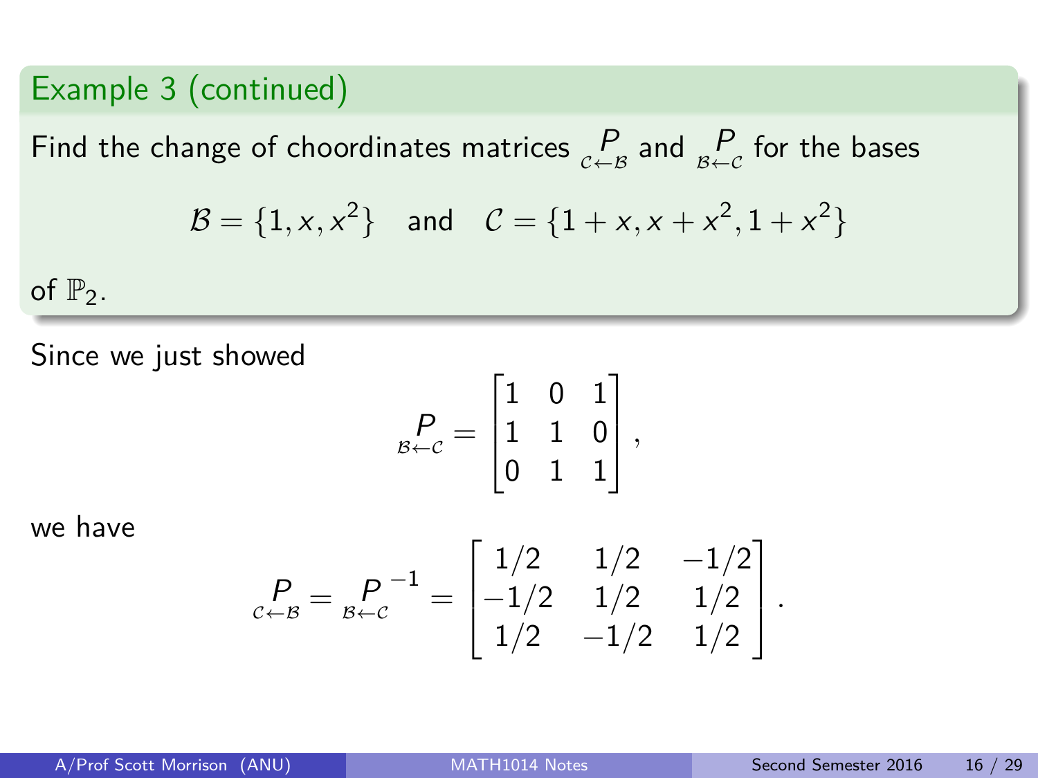## Example 3 (continued)

Find the change of choordinates matrices $\underset{\mathcal{C}\leftarrow\mathcal{B}}{P}$ and $\underset{\mathcal{B}\leftarrow\mathcal{C}}{P}$ for the bases

$$\mathcal{B} = \{1, x, x^2\} \quad \text{and} \quad \mathcal{C} = \{1+x, x+x^2, 1+x^2\}$$

of $\mathbb{P}_2$.

Since we just showed

$$\underset{\mathcal{B}\leftarrow\mathcal{C}}{P} = \begin{bmatrix} 1 & 0 & 1 \\ 1 & 1 & 0 \\ 0 & 1 & 1 \end{bmatrix},$$

we have

$$\underset{\mathcal{C}\leftarrow\mathcal{B}}{P} = \underset{\mathcal{B}\leftarrow\mathcal{C}}{P}^{-1} = \begin{bmatrix} 1/2 & 1/2 & -1/2 \\ -1/2 & 1/2 & 1/2 \\ 1/2 & -1/2 & 1/2 \end{bmatrix}.$$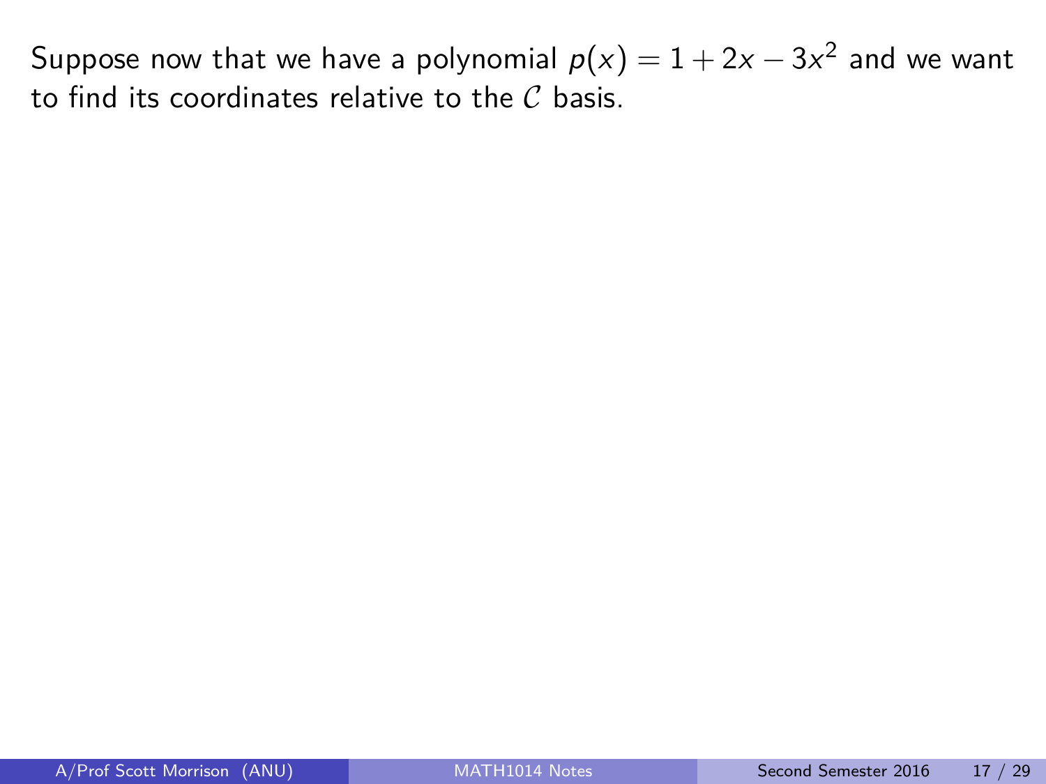Suppose now that we have a polynomial $p(x) = 1 + 2x - 3x^2$ and we want to find its coordinates relative to the $\mathcal{C}$ basis.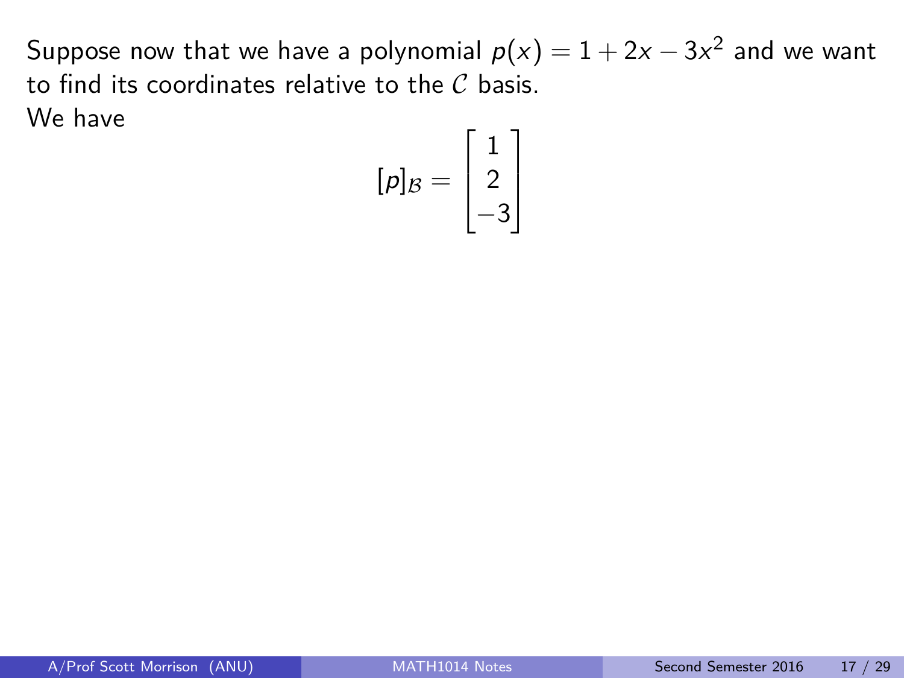Suppose now that we have a polynomial $p(x) = 1 + 2x - 3x^2$ and we want to find its coordinates relative to the $\mathcal{C}$ basis.

We have

$$[p]_{\mathcal{B}} = \begin{bmatrix} 1 \\ 2 \\ -3 \end{bmatrix}$$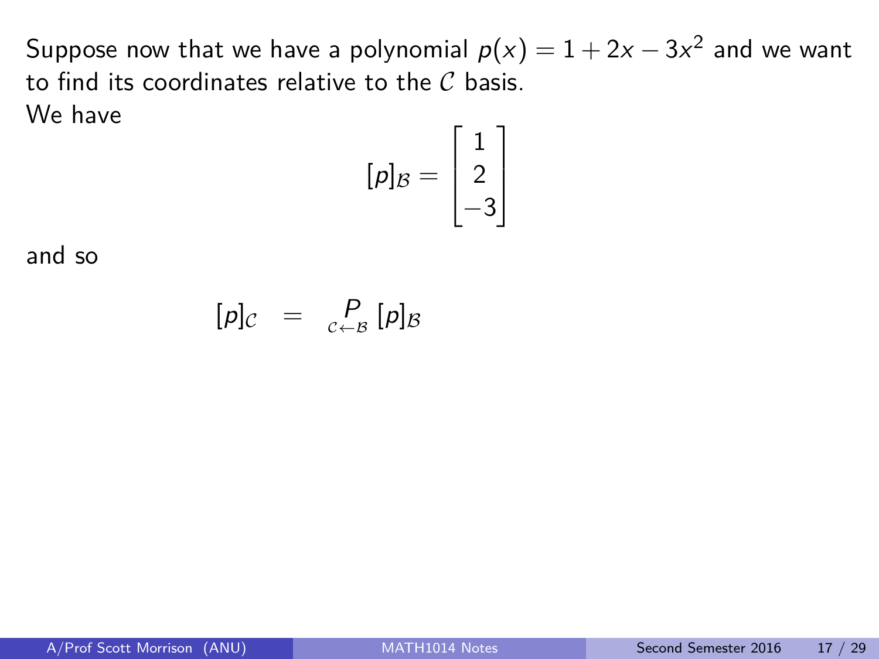Suppose now that we have a polynomial $p(x) = 1 + 2x - 3x^2$ and we want to find its coordinates relative to the $\mathcal{C}$ basis.
We have

$$[p]_{\mathcal{B}} = \begin{bmatrix} 1 \\ 2 \\ -3 \end{bmatrix}$$

and so

$$[p]_{\mathcal{C}} \quad = \quad \underset{\mathcal{C} \leftarrow \mathcal{B}}{P} \, [p]_{\mathcal{B}}$$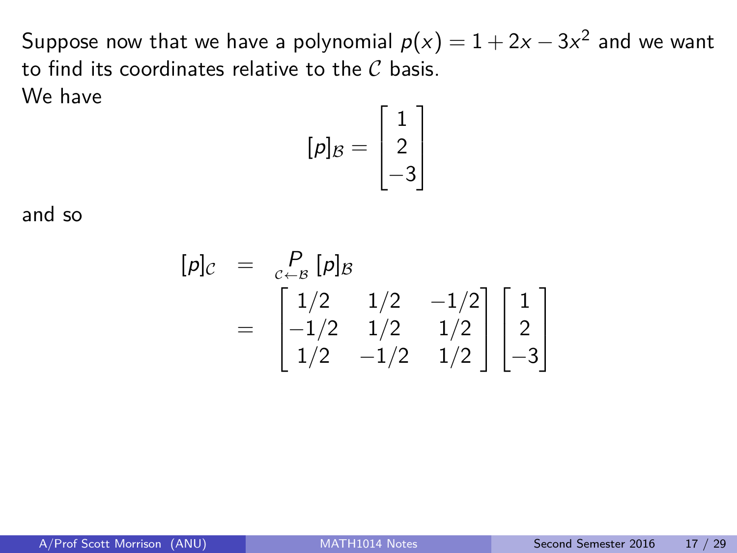Suppose now that we have a polynomial $p(x) = 1 + 2x - 3x^2$ and we want to find its coordinates relative to the $\mathcal{C}$ basis.
We have

$$[p]_{\mathcal{B}} = \begin{bmatrix} 1 \\ 2 \\ -3 \end{bmatrix}$$

and so

$$\begin{aligned} [p]_{\mathcal{C}} &= \underset{\mathcal{C} \leftarrow \mathcal{B}}{P} [p]_{\mathcal{B}} \\ &= \begin{bmatrix} 1/2 & 1/2 & -1/2 \\ -1/2 & 1/2 & 1/2 \\ 1/2 & -1/2 & 1/2 \end{bmatrix} \begin{bmatrix} 1 \\ 2 \\ -3 \end{bmatrix} \end{aligned}$$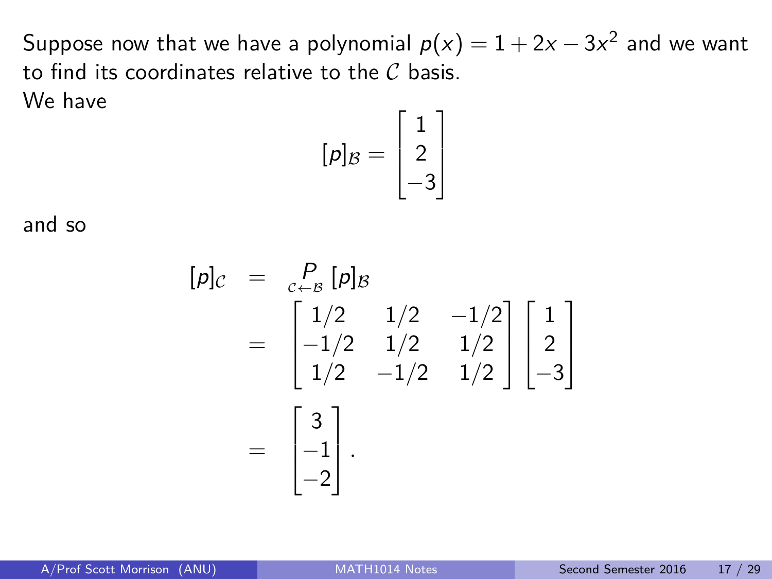Suppose now that we have a polynomial $p(x) = 1 + 2x - 3x^2$ and we want to find its coordinates relative to the $\mathcal{C}$ basis.
We have

$$[p]_{\mathcal{B}} = \begin{bmatrix} 1 \\ 2 \\ -3 \end{bmatrix}$$

and so

$$\begin{aligned}
[p]_{\mathcal{C}} &= \underset{\mathcal{C} \leftarrow \mathcal{B}}{P} [p]_{\mathcal{B}} \\
&= \begin{bmatrix} 1/2 & 1/2 & -1/2 \\ -1/2 & 1/2 & 1/2 \\ 1/2 & -1/2 & 1/2 \end{bmatrix} \begin{bmatrix} 1 \\ 2 \\ -3 \end{bmatrix} \\
&= \begin{bmatrix} 3 \\ -1 \\ -2 \end{bmatrix}.
\end{aligned}$$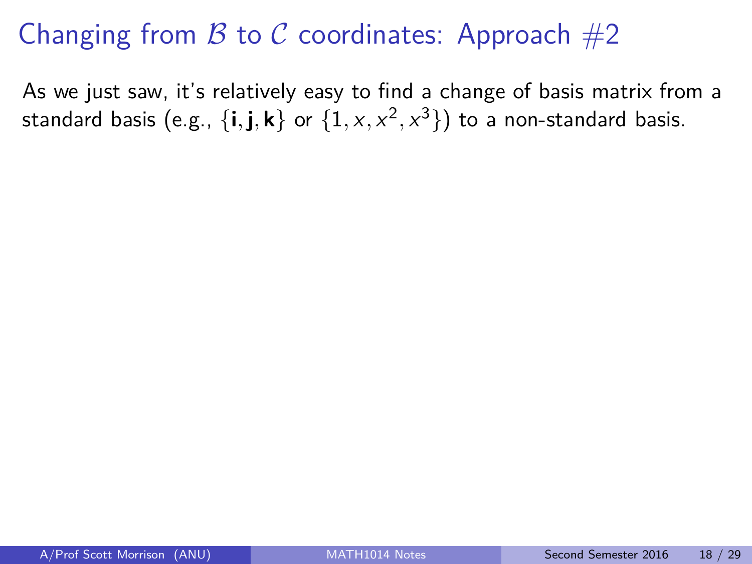# Changing from $\mathcal{B}$ to $\mathcal{C}$ coordinates: Approach #2

As we just saw, it's relatively easy to find a change of basis matrix from a standard basis (e.g., $\{\mathbf{i}, \mathbf{j}, \mathbf{k}\}$ or $\{1, x, x^2, x^3\}$) to a non-standard basis.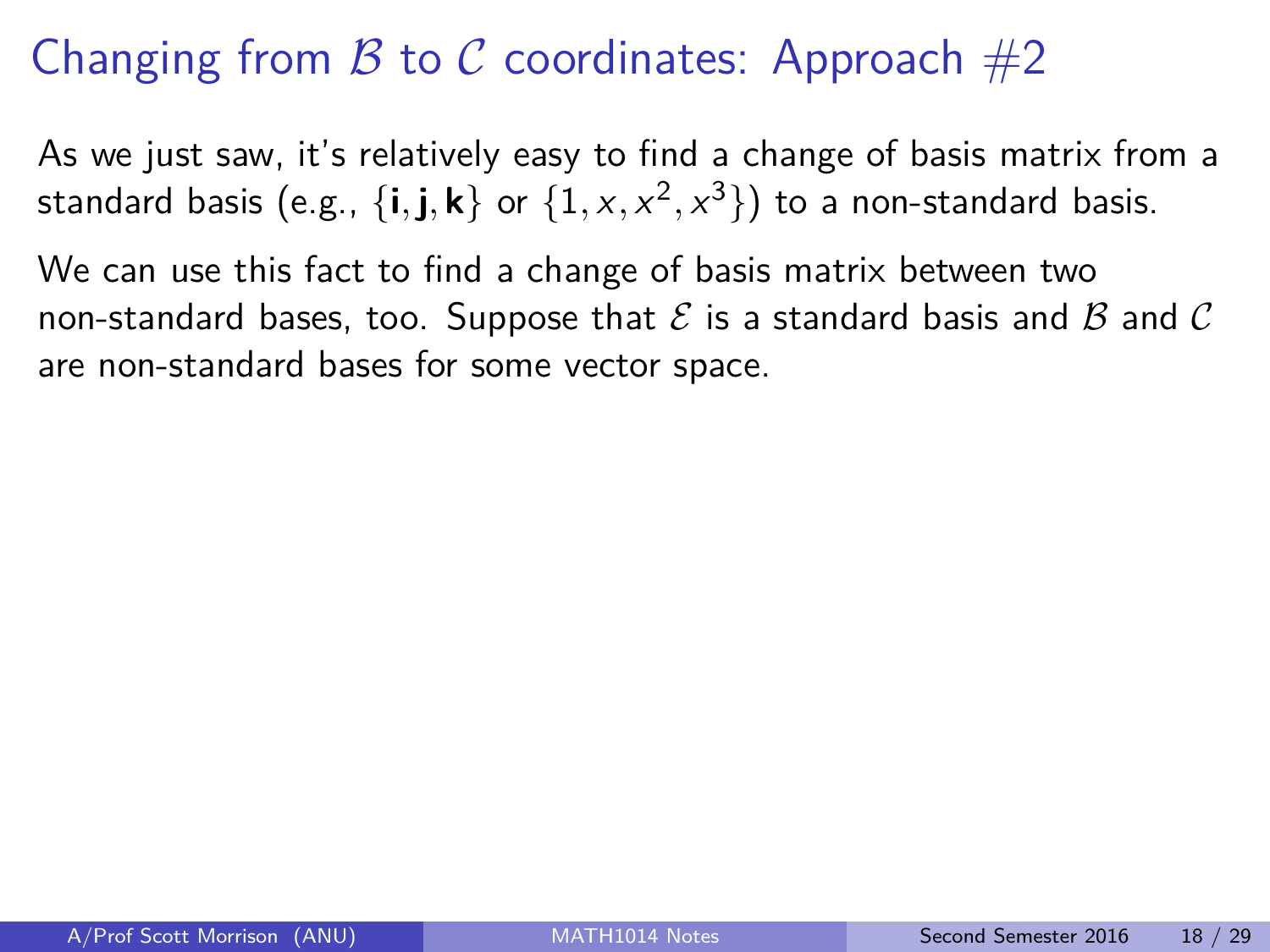# Changing from $\mathcal{B}$ to $\mathcal{C}$ coordinates: Approach #2

As we just saw, it's relatively easy to find a change of basis matrix from a standard basis (e.g., $\{\mathbf{i}, \mathbf{j}, \mathbf{k}\}$ or $\{1, x, x^2, x^3\}$) to a non-standard basis.

We can use this fact to find a change of basis matrix between two non-standard bases, too. Suppose that $\mathcal{E}$ is a standard basis and $\mathcal{B}$ and $\mathcal{C}$ are non-standard bases for some vector space.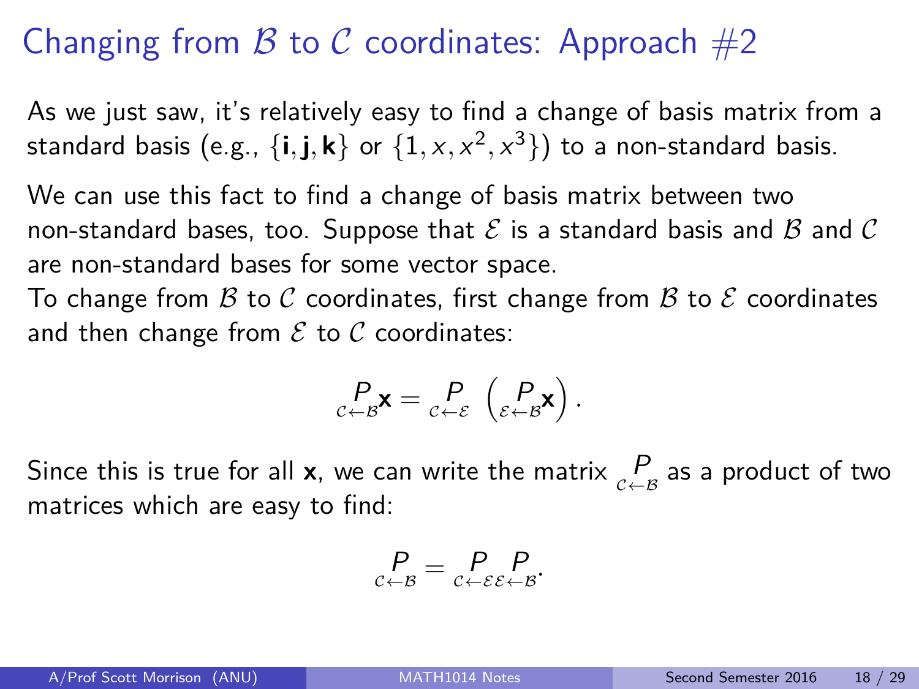# Changing from $\mathcal{B}$ to $\mathcal{C}$ coordinates: Approach #2

As we just saw, it's relatively easy to find a change of basis matrix from a standard basis (e.g., $\{\mathbf{i}, \mathbf{j}, \mathbf{k}\}$ or $\{1, x, x^2, x^3\}$) to a non-standard basis.

We can use this fact to find a change of basis matrix between two non-standard bases, too. Suppose that $\mathcal{E}$ is a standard basis and $\mathcal{B}$ and $\mathcal{C}$ are non-standard bases for some vector space.

To change from $\mathcal{B}$ to $\mathcal{C}$ coordinates, first change from $\mathcal{B}$ to $\mathcal{E}$ coordinates and then change from $\mathcal{E}$ to $\mathcal{C}$ coordinates:

$$\underset{\mathcal{C} \leftarrow \mathcal{B}}{P}\mathbf{x} = \underset{\mathcal{C} \leftarrow \mathcal{E}}{P} \left( \underset{\mathcal{E} \leftarrow \mathcal{B}}{P}\mathbf{x} \right).$$

Since this is true for all $\mathbf{x}$, we can write the matrix $\underset{\mathcal{C} \leftarrow \mathcal{B}}{P}$ as a product of two matrices which are easy to find:

$$\underset{\mathcal{C} \leftarrow \mathcal{B}}{P} = \underset{\mathcal{C} \leftarrow \mathcal{E}}{P} \underset{\mathcal{E} \leftarrow \mathcal{B}}{P}.$$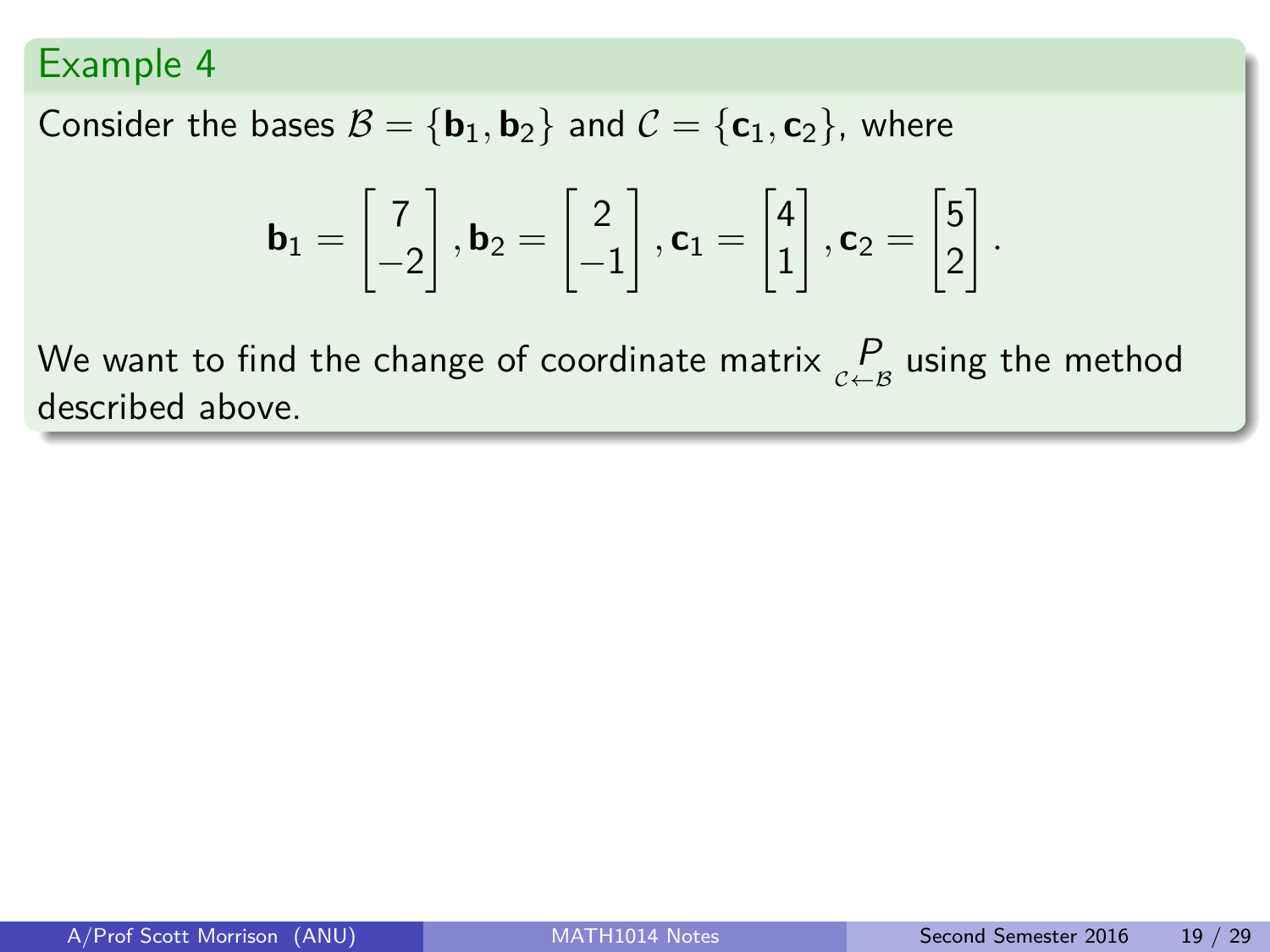## Example 4

Consider the bases $\mathcal{B} = \{\mathbf{b}_1, \mathbf{b}_2\}$ and $\mathcal{C} = \{\mathbf{c}_1, \mathbf{c}_2\}$, where

$$\mathbf{b}_1 = \begin{bmatrix} 7 \\ -2 \end{bmatrix}, \mathbf{b}_2 = \begin{bmatrix} 2 \\ -1 \end{bmatrix}, \mathbf{c}_1 = \begin{bmatrix} 4 \\ 1 \end{bmatrix}, \mathbf{c}_2 = \begin{bmatrix} 5 \\ 2 \end{bmatrix}.$$

We want to find the change of coordinate matrix $\underset{\mathcal{C} \leftarrow \mathcal{B}}{P}$ using the method described above.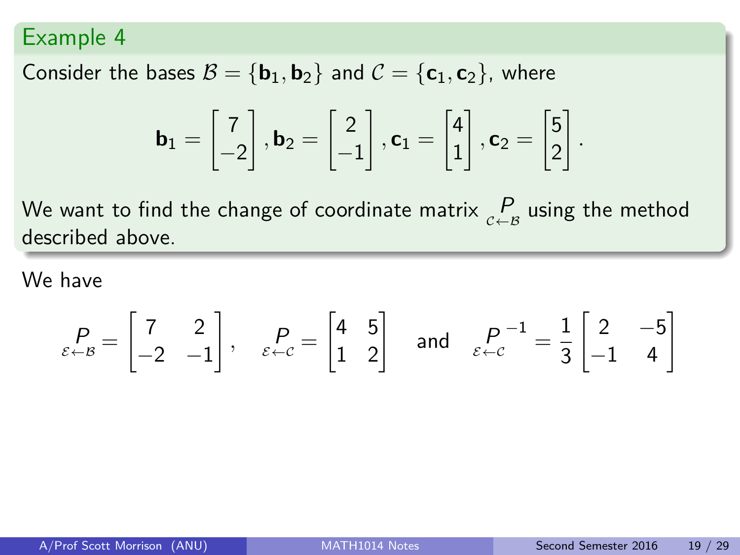## Example 4

Consider the bases $\mathcal{B} = \{\mathbf{b}_1, \mathbf{b}_2\}$ and $\mathcal{C} = \{\mathbf{c}_1, \mathbf{c}_2\}$, where

$$\mathbf{b}_1 = \begin{bmatrix} 7 \\ -2 \end{bmatrix}, \mathbf{b}_2 = \begin{bmatrix} 2 \\ -1 \end{bmatrix}, \mathbf{c}_1 = \begin{bmatrix} 4 \\ 1 \end{bmatrix}, \mathbf{c}_2 = \begin{bmatrix} 5 \\ 2 \end{bmatrix}.$$

We want to find the change of coordinate matrix $\underset{\mathcal{C}\leftarrow\mathcal{B}}{P}$ using the method described above.

We have

$$\underset{\mathcal{E}\leftarrow\mathcal{B}}{P} = \begin{bmatrix} 7 & 2 \\ -2 & -1 \end{bmatrix}, \quad \underset{\mathcal{E}\leftarrow\mathcal{C}}{P} = \begin{bmatrix} 4 & 5 \\ 1 & 2 \end{bmatrix} \quad \text{and} \quad \underset{\mathcal{E}\leftarrow\mathcal{C}}{P}^{-1} = \frac{1}{3} \begin{bmatrix} 2 & -5 \\ -1 & 4 \end{bmatrix}$$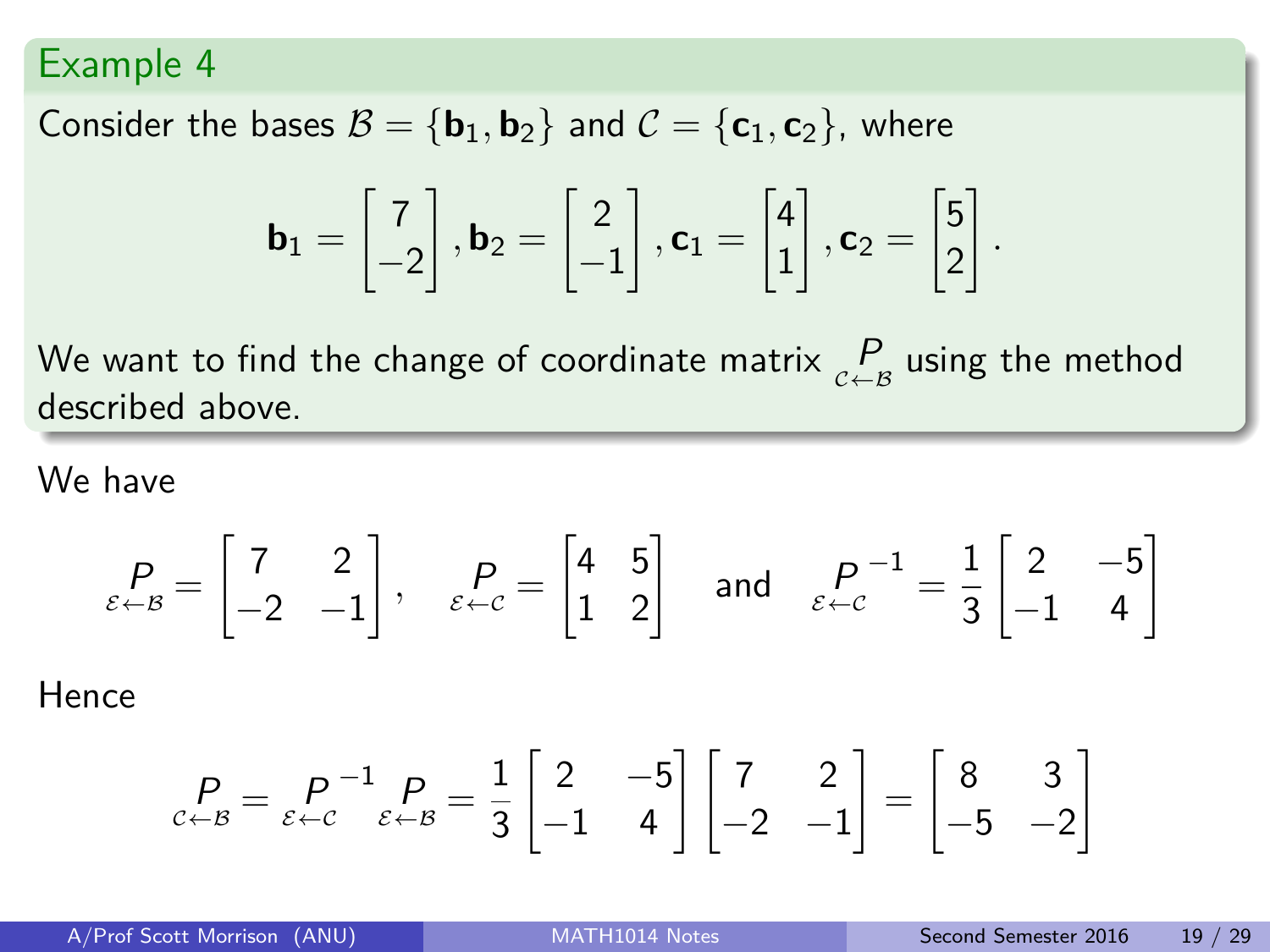## Example 4

Consider the bases $\mathcal{B} = \{\mathbf{b}_1, \mathbf{b}_2\}$ and $\mathcal{C} = \{\mathbf{c}_1, \mathbf{c}_2\}$, where

$$\mathbf{b}_1 = \begin{bmatrix} 7 \\ -2 \end{bmatrix}, \mathbf{b}_2 = \begin{bmatrix} 2 \\ -1 \end{bmatrix}, \mathbf{c}_1 = \begin{bmatrix} 4 \\ 1 \end{bmatrix}, \mathbf{c}_2 = \begin{bmatrix} 5 \\ 2 \end{bmatrix}.$$

We want to find the change of coordinate matrix $\underset{\mathcal{C}\leftarrow\mathcal{B}}{P}$ using the method described above.

We have

$$\underset{\mathcal{E}\leftarrow\mathcal{B}}{P} = \begin{bmatrix} 7 & 2 \\ -2 & -1 \end{bmatrix}, \quad \underset{\mathcal{E}\leftarrow\mathcal{C}}{P} = \begin{bmatrix} 4 & 5 \\ 1 & 2 \end{bmatrix} \quad \text{and} \quad \underset{\mathcal{E}\leftarrow\mathcal{C}}{P}^{-1} = \frac{1}{3}\begin{bmatrix} 2 & -5 \\ -1 & 4 \end{bmatrix}$$

Hence

$$\underset{\mathcal{C}\leftarrow\mathcal{B}}{P} = \underset{\mathcal{E}\leftarrow\mathcal{C}}{P}^{-1} \underset{\mathcal{E}\leftarrow\mathcal{B}}{P} = \frac{1}{3}\begin{bmatrix} 2 & -5 \\ -1 & 4 \end{bmatrix}\begin{bmatrix} 7 & 2 \\ -2 & -1 \end{bmatrix} = \begin{bmatrix} 8 & 3 \\ -5 & -2 \end{bmatrix}$$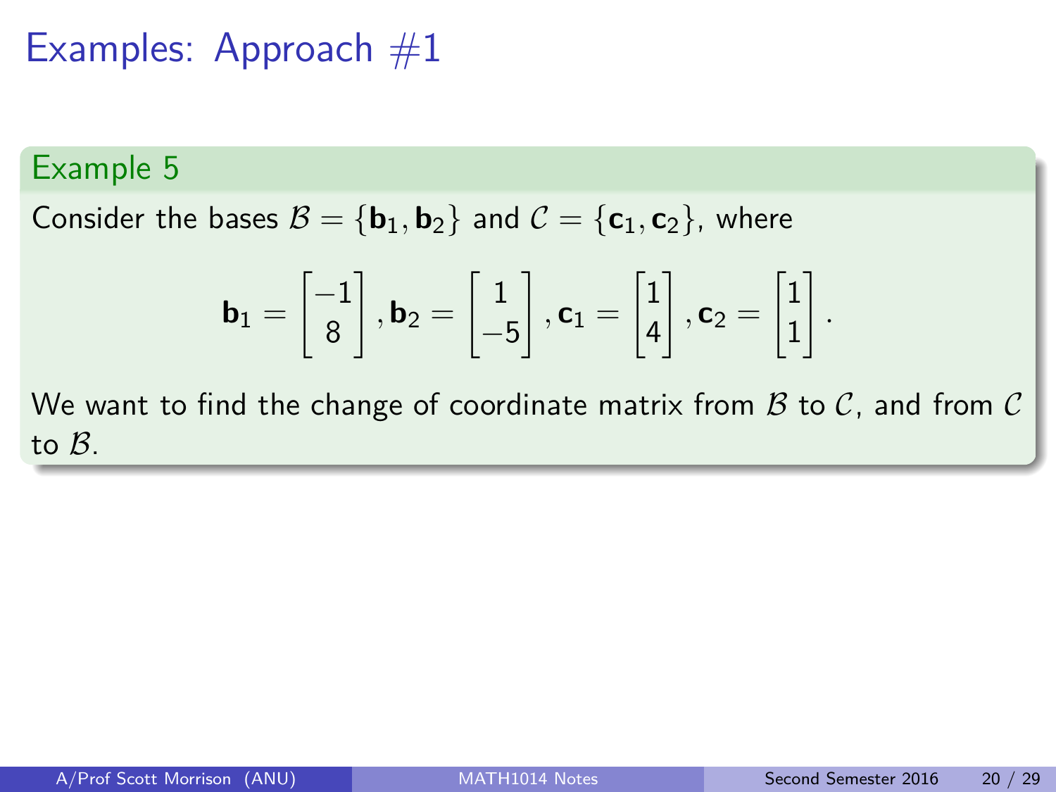# Examples: Approach #1

### Example 5

Consider the bases $\mathcal{B} = \{\mathbf{b}_1, \mathbf{b}_2\}$ and $\mathcal{C} = \{\mathbf{c}_1, \mathbf{c}_2\}$, where

$$\mathbf{b}_1 = \begin{bmatrix} -1 \\ 8 \end{bmatrix}, \mathbf{b}_2 = \begin{bmatrix} 1 \\ -5 \end{bmatrix}, \mathbf{c}_1 = \begin{bmatrix} 1 \\ 4 \end{bmatrix}, \mathbf{c}_2 = \begin{bmatrix} 1 \\ 1 \end{bmatrix}.$$

We want to find the change of coordinate matrix from $\mathcal{B}$ to $\mathcal{C}$, and from $\mathcal{C}$ to $\mathcal{B}$.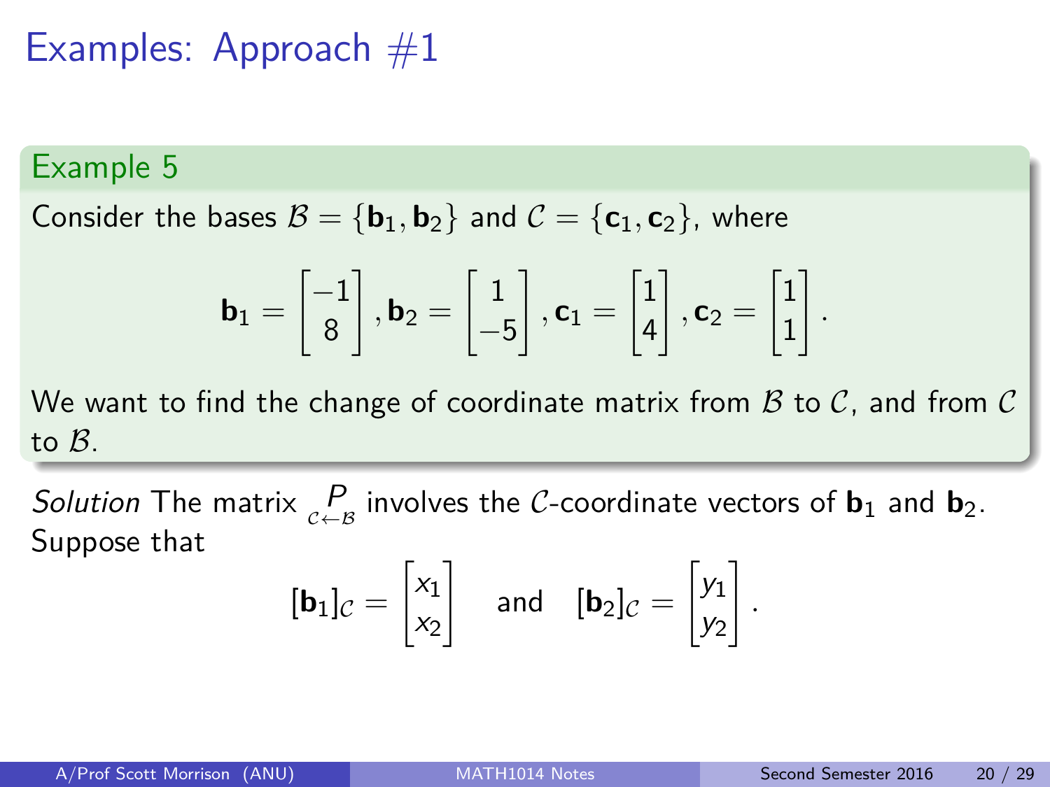# Examples: Approach #1

## Example 5

Consider the bases $\mathcal{B} = \{\mathbf{b}_1, \mathbf{b}_2\}$ and $\mathcal{C} = \{\mathbf{c}_1, \mathbf{c}_2\}$, where

$$\mathbf{b}_1 = \begin{bmatrix} -1 \\ 8 \end{bmatrix}, \mathbf{b}_2 = \begin{bmatrix} 1 \\ -5 \end{bmatrix}, \mathbf{c}_1 = \begin{bmatrix} 1 \\ 4 \end{bmatrix}, \mathbf{c}_2 = \begin{bmatrix} 1 \\ 1 \end{bmatrix}.$$

We want to find the change of coordinate matrix from $\mathcal{B}$ to $\mathcal{C}$, and from $\mathcal{C}$ to $\mathcal{B}$.

*Solution* The matrix $\underset{\mathcal{C} \leftarrow \mathcal{B}}{P}$ involves the $\mathcal{C}$-coordinate vectors of $\mathbf{b}_1$ and $\mathbf{b}_2$. Suppose that

$$[\mathbf{b}_1]_{\mathcal{C}} = \begin{bmatrix} x_1 \\ x_2 \end{bmatrix} \quad \text{and} \quad [\mathbf{b}_2]_{\mathcal{C}} = \begin{bmatrix} y_1 \\ y_2 \end{bmatrix}.$$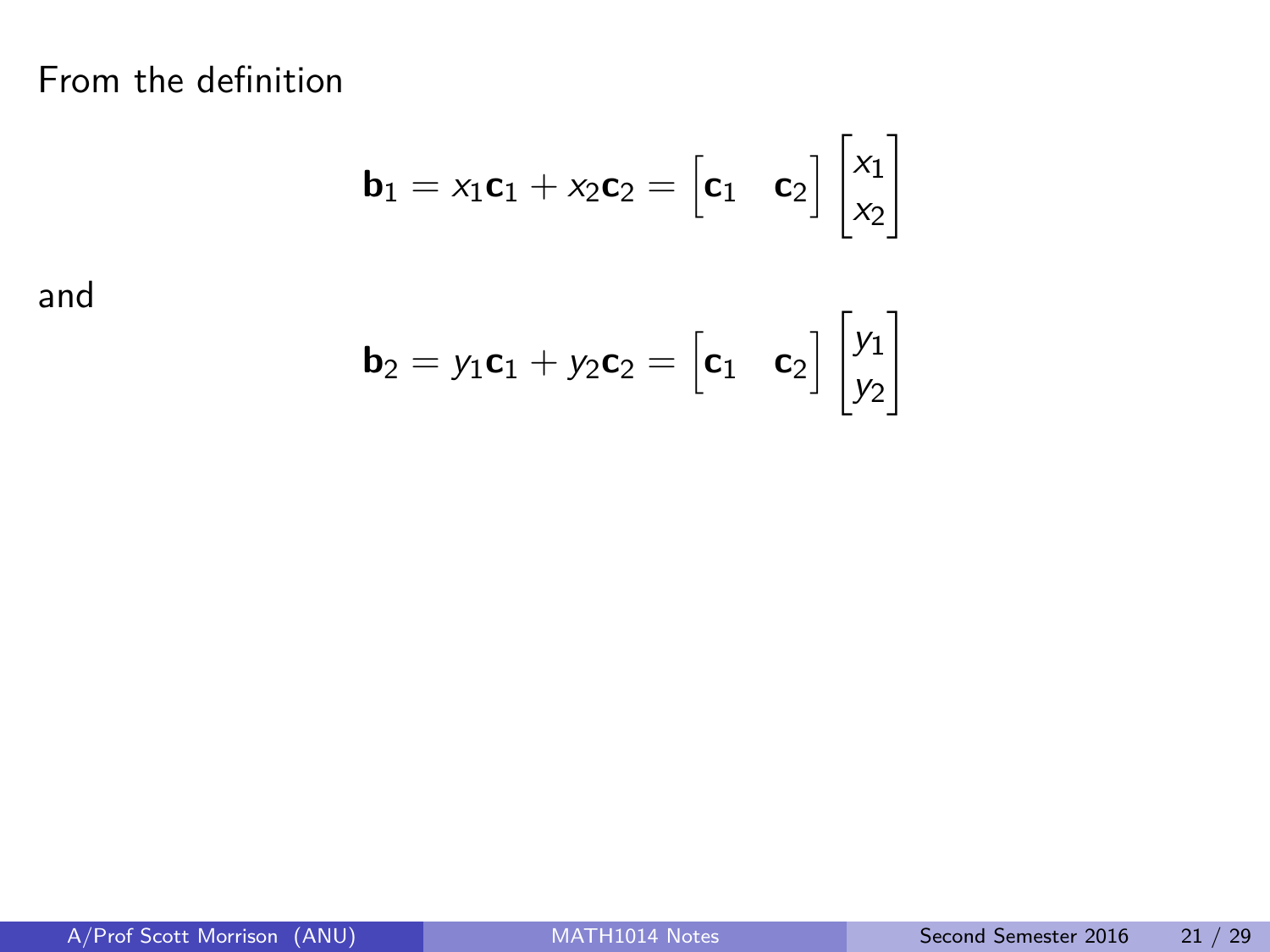From the definition

$$\mathbf{b}_1 = x_1\mathbf{c}_1 + x_2\mathbf{c}_2 = \begin{bmatrix} \mathbf{c}_1 & \mathbf{c}_2 \end{bmatrix} \begin{bmatrix} x_1 \\ x_2 \end{bmatrix}$$

and

$$\mathbf{b}_2 = y_1\mathbf{c}_1 + y_2\mathbf{c}_2 = \begin{bmatrix} \mathbf{c}_1 & \mathbf{c}_2 \end{bmatrix} \begin{bmatrix} y_1 \\ y_2 \end{bmatrix}$$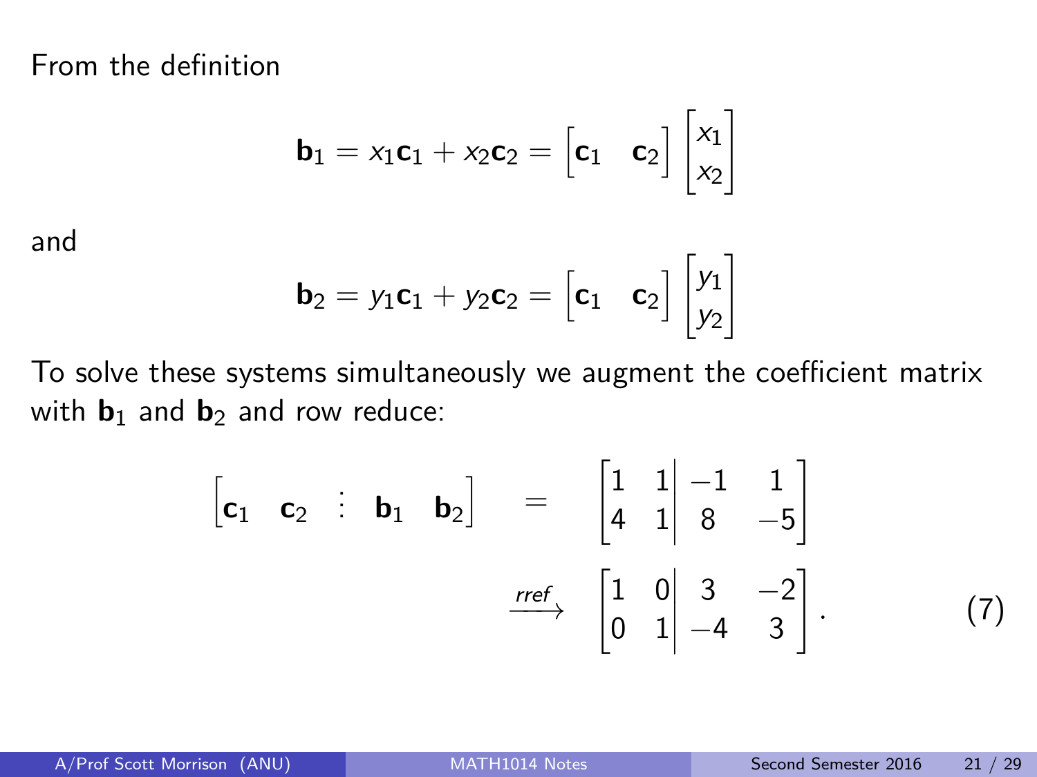From the definition

$$\mathbf{b}_1 = x_1\mathbf{c}_1 + x_2\mathbf{c}_2 = \begin{bmatrix}\mathbf{c}_1 & \mathbf{c}_2\end{bmatrix}\begin{bmatrix}x_1\\ x_2\end{bmatrix}$$

and

$$\mathbf{b}_2 = y_1\mathbf{c}_1 + y_2\mathbf{c}_2 = \begin{bmatrix}\mathbf{c}_1 & \mathbf{c}_2\end{bmatrix}\begin{bmatrix}y_1\\ y_2\end{bmatrix}$$

To solve these systems simultaneously we augment the coefficient matrix with $\mathbf{b}_1$ and $\mathbf{b}_2$ and row reduce:

$$\begin{aligned}\begin{bmatrix}\mathbf{c}_1 & \mathbf{c}_2 & \vdots & \mathbf{b}_1 & \mathbf{b}_2\end{bmatrix} &= \left[\begin{array}{cc|cc}1 & 1 & -1 & 1\\ 4 & 1 & 8 & -5\end{array}\right]\\ &\xrightarrow{rref} \left[\begin{array}{cc|cc}1 & 0 & 3 & -2\\ 0 & 1 & -4 & 3\end{array}\right].\end{aligned} \tag{7}$$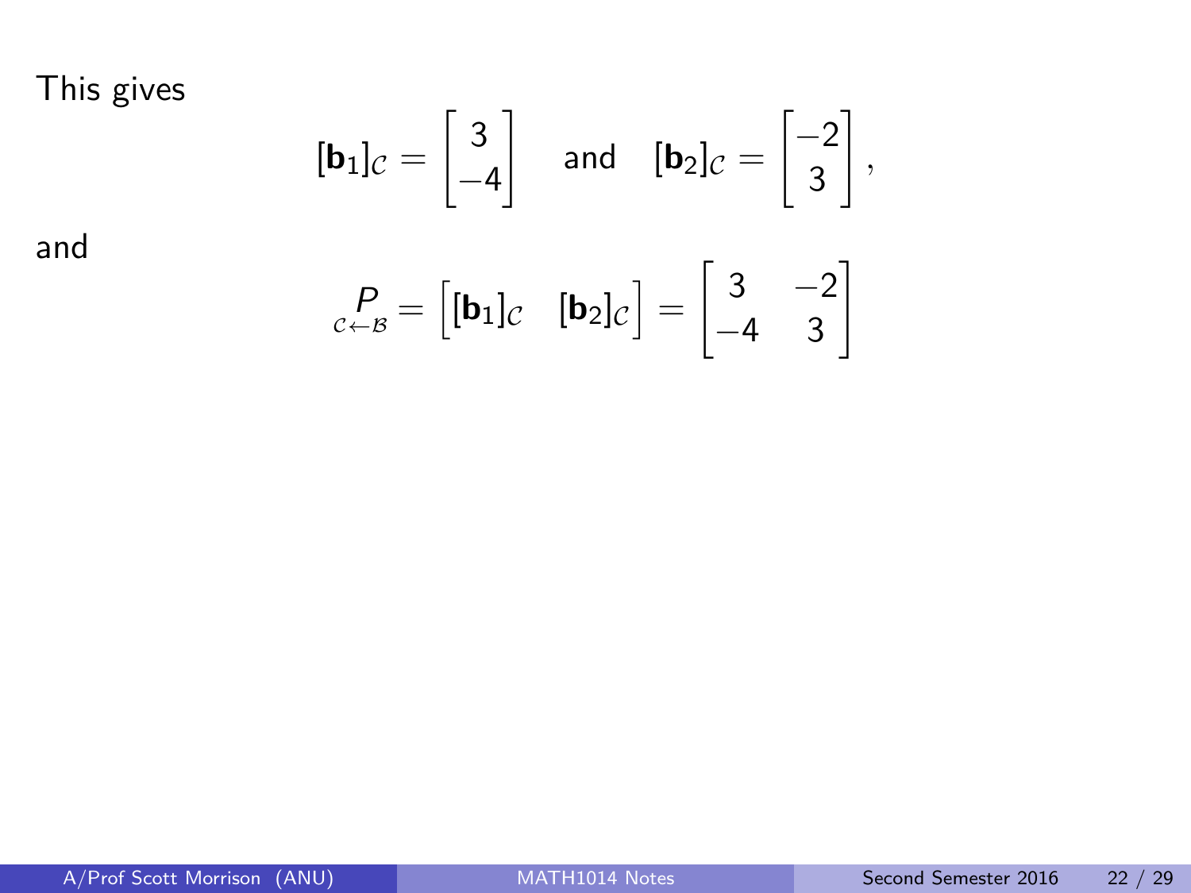This gives

$$[\mathbf{b}_1]_{\mathcal{C}} = \begin{bmatrix} 3 \\ -4 \end{bmatrix} \quad \text{and} \quad [\mathbf{b}_2]_{\mathcal{C}} = \begin{bmatrix} -2 \\ 3 \end{bmatrix},$$

and

$$\underset{\mathcal{C} \leftarrow \mathcal{B}}{P} = \begin{bmatrix} [\mathbf{b}_1]_{\mathcal{C}} & [\mathbf{b}_2]_{\mathcal{C}} \end{bmatrix} = \begin{bmatrix} 3 & -2 \\ -4 & 3 \end{bmatrix}$$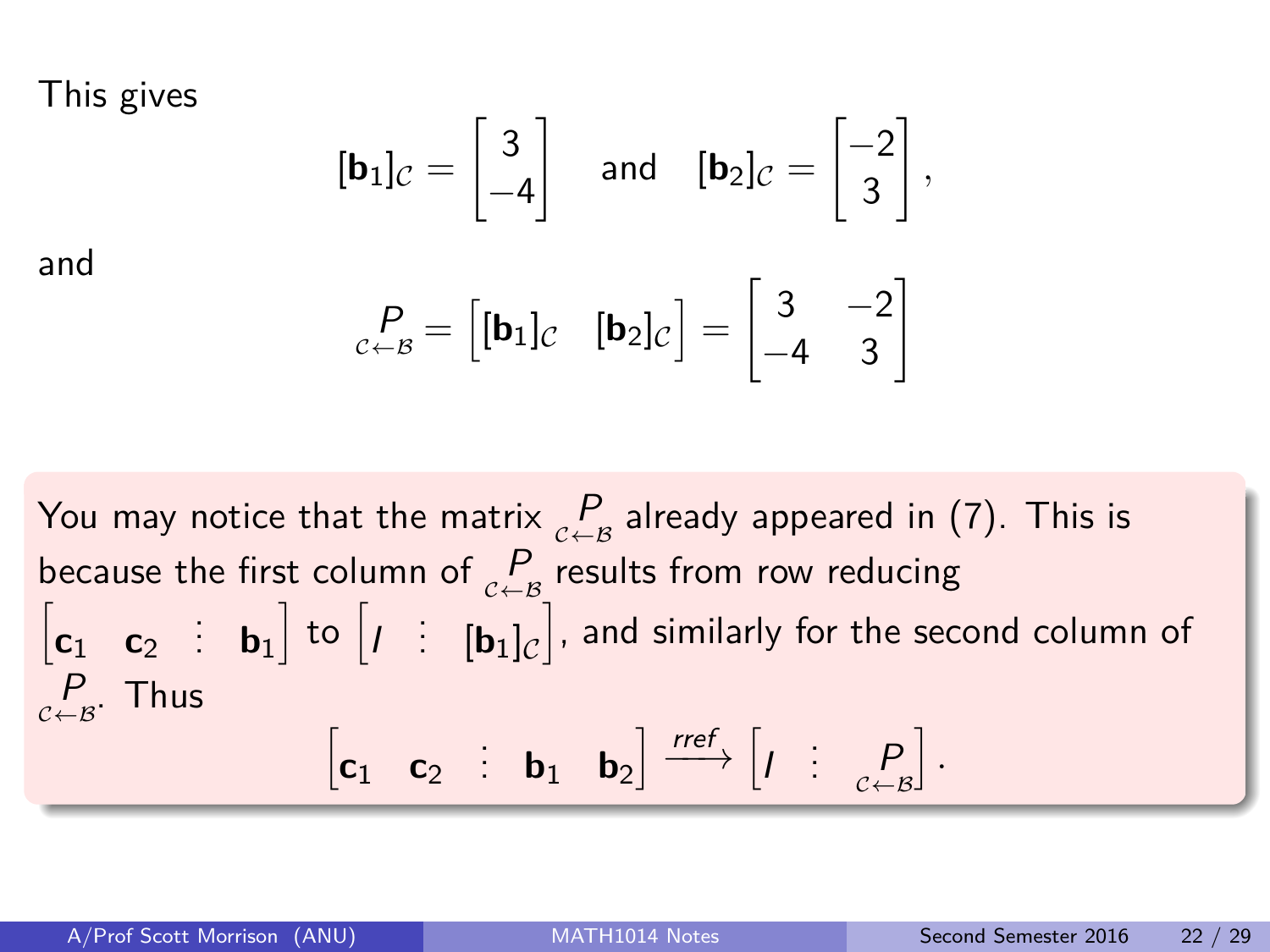This gives

$$[\mathbf{b}_1]_{\mathcal{C}} = \begin{bmatrix} 3 \\ -4 \end{bmatrix} \quad \text{and} \quad [\mathbf{b}_2]_{\mathcal{C}} = \begin{bmatrix} -2 \\ 3 \end{bmatrix},$$

and

$$\underset{\mathcal{C} \leftarrow \mathcal{B}}{P} = \begin{bmatrix} [\mathbf{b}_1]_{\mathcal{C}} & [\mathbf{b}_2]_{\mathcal{C}} \end{bmatrix} = \begin{bmatrix} 3 & -2 \\ -4 & 3 \end{bmatrix}$$

You may notice that the matrix $\underset{\mathcal{C} \leftarrow \mathcal{B}}{P}$ already appeared in (7). This is because the first column of $\underset{\mathcal{C} \leftarrow \mathcal{B}}{P}$ results from row reducing $\begin{bmatrix} \mathbf{c}_1 & \mathbf{c}_2 & \vdots & \mathbf{b}_1 \end{bmatrix}$ to $\begin{bmatrix} I & \vdots & [\mathbf{b}_1]_{\mathcal{C}} \end{bmatrix}$, and similarly for the second column of $\underset{\mathcal{C} \leftarrow \mathcal{B}}{P}$. Thus

$$\begin{bmatrix} \mathbf{c}_1 & \mathbf{c}_2 & \vdots & \mathbf{b}_1 & \mathbf{b}_2 \end{bmatrix} \xrightarrow{rref} \begin{bmatrix} I & \vdots & \underset{\mathcal{C} \leftarrow \mathcal{B}}{P} \end{bmatrix}.$$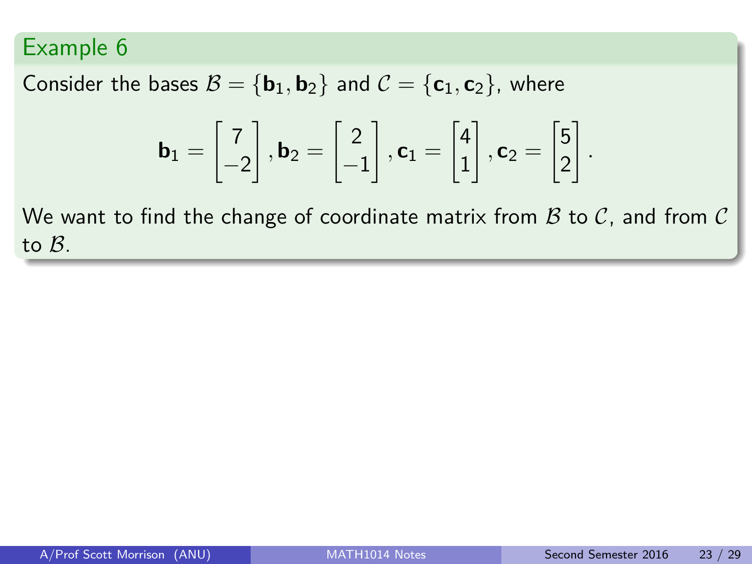## Example 6

Consider the bases $\mathcal{B} = \{\mathbf{b}_1, \mathbf{b}_2\}$ and $\mathcal{C} = \{\mathbf{c}_1, \mathbf{c}_2\}$, where

$$\mathbf{b}_1 = \begin{bmatrix} 7 \\ -2 \end{bmatrix}, \mathbf{b}_2 = \begin{bmatrix} 2 \\ -1 \end{bmatrix}, \mathbf{c}_1 = \begin{bmatrix} 4 \\ 1 \end{bmatrix}, \mathbf{c}_2 = \begin{bmatrix} 5 \\ 2 \end{bmatrix}.$$

We want to find the change of coordinate matrix from $\mathcal{B}$ to $\mathcal{C}$, and from $\mathcal{C}$ to $\mathcal{B}$.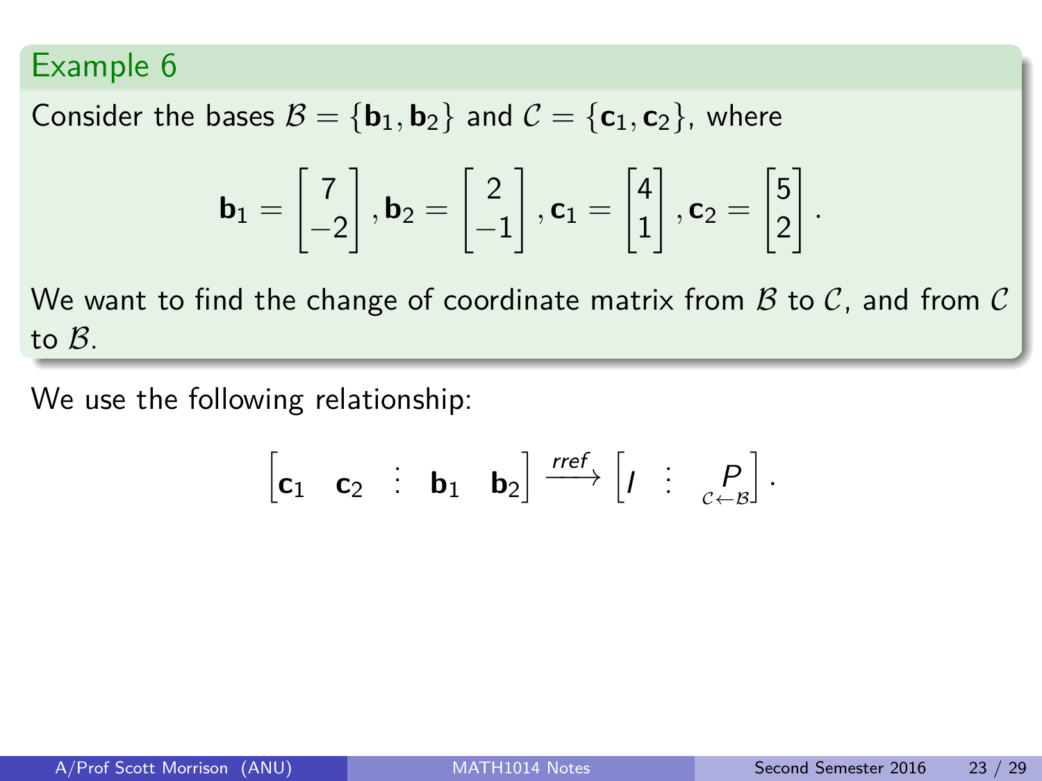## Example 6

Consider the bases $\mathcal{B} = \{\mathbf{b}_1, \mathbf{b}_2\}$ and $\mathcal{C} = \{\mathbf{c}_1, \mathbf{c}_2\}$, where

$$\mathbf{b}_1 = \begin{bmatrix} 7 \\ -2 \end{bmatrix}, \mathbf{b}_2 = \begin{bmatrix} 2 \\ -1 \end{bmatrix}, \mathbf{c}_1 = \begin{bmatrix} 4 \\ 1 \end{bmatrix}, \mathbf{c}_2 = \begin{bmatrix} 5 \\ 2 \end{bmatrix}.$$

We want to find the change of coordinate matrix from $\mathcal{B}$ to $\mathcal{C}$, and from $\mathcal{C}$ to $\mathcal{B}$.

We use the following relationship:

$$\begin{bmatrix} \mathbf{c}_1 & \mathbf{c}_2 & \vdots & \mathbf{b}_1 & \mathbf{b}_2 \end{bmatrix} \xrightarrow{rref} \begin{bmatrix} I & \vdots & \underset{\mathcal{C} \leftarrow \mathcal{B}}{P} \end{bmatrix}.$$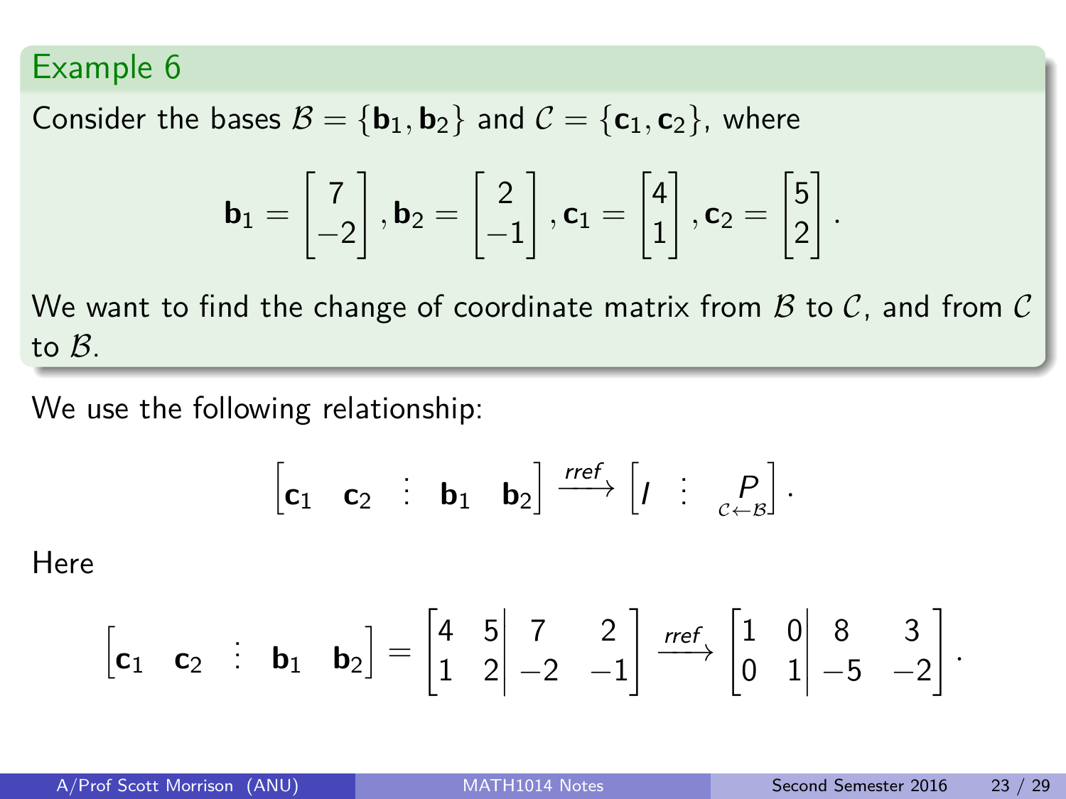## Example 6

Consider the bases $\mathcal{B} = \{\mathbf{b}_1, \mathbf{b}_2\}$ and $\mathcal{C} = \{\mathbf{c}_1, \mathbf{c}_2\}$, where

$$\mathbf{b}_1 = \begin{bmatrix} 7 \\ -2 \end{bmatrix}, \mathbf{b}_2 = \begin{bmatrix} 2 \\ -1 \end{bmatrix}, \mathbf{c}_1 = \begin{bmatrix} 4 \\ 1 \end{bmatrix}, \mathbf{c}_2 = \begin{bmatrix} 5 \\ 2 \end{bmatrix}.$$

We want to find the change of coordinate matrix from $\mathcal{B}$ to $\mathcal{C}$, and from $\mathcal{C}$ to $\mathcal{B}$.

We use the following relationship:

$$\begin{bmatrix} \mathbf{c}_1 & \mathbf{c}_2 & \vdots & \mathbf{b}_1 & \mathbf{b}_2 \end{bmatrix} \xrightarrow{rref} \begin{bmatrix} I & \vdots & \underset{\mathcal{C}\leftarrow\mathcal{B}}{P} \end{bmatrix}.$$

Here

$$\begin{bmatrix} \mathbf{c}_1 & \mathbf{c}_2 & \vdots & \mathbf{b}_1 & \mathbf{b}_2 \end{bmatrix} = \left[\begin{array}{cc|cc} 4 & 5 & 7 & 2 \\ 1 & 2 & -2 & -1 \end{array}\right] \xrightarrow{rref} \left[\begin{array}{cc|cc} 1 & 0 & 8 & 3 \\ 0 & 1 & -5 & -2 \end{array}\right].$$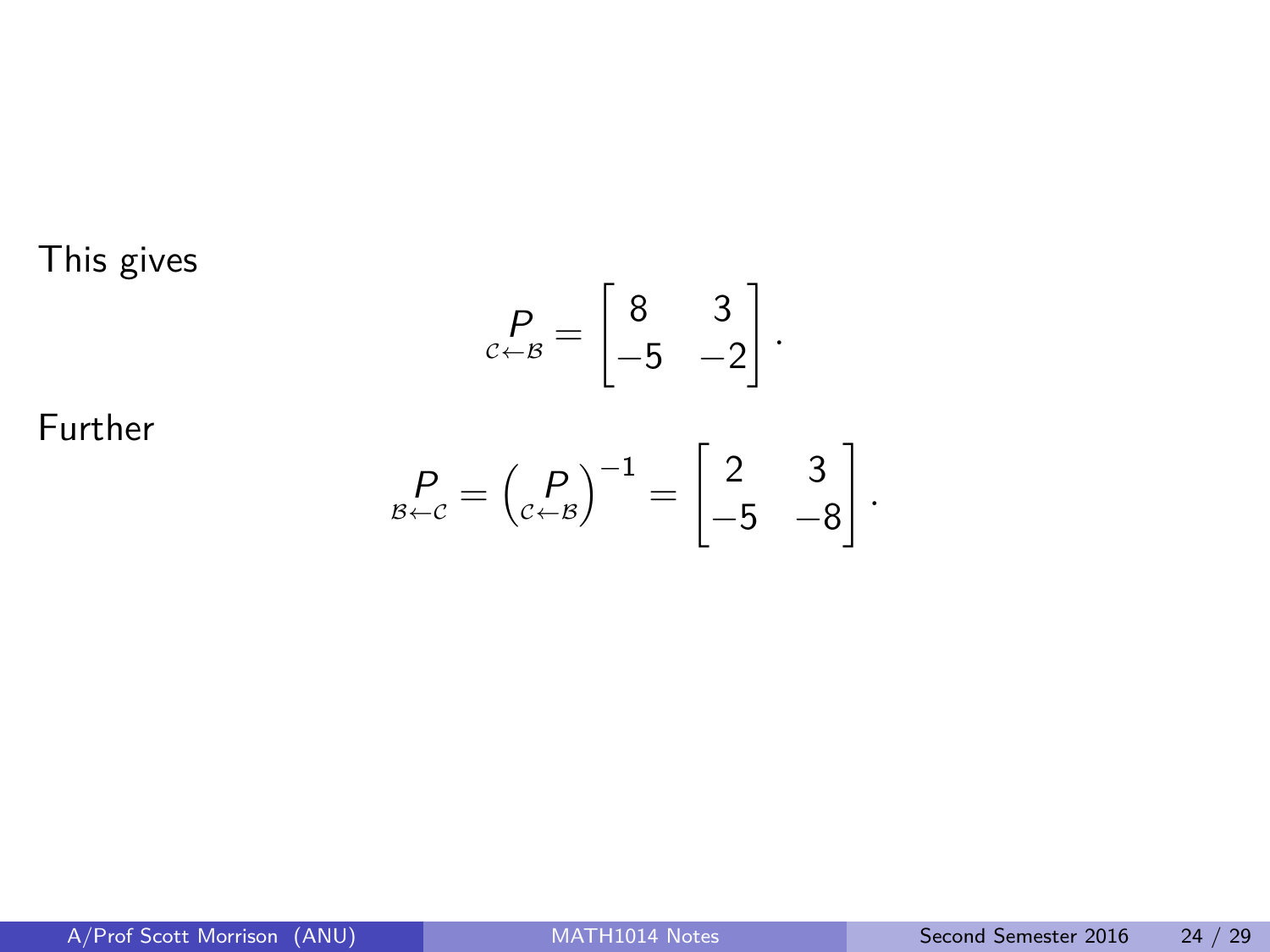This gives

$$\underset{\mathcal{C}\leftarrow\mathcal{B}}{P} = \begin{bmatrix} 8 & 3 \\ -5 & -2 \end{bmatrix}.$$

Further

$$\underset{\mathcal{B}\leftarrow\mathcal{C}}{P} = \left(\underset{\mathcal{C}\leftarrow\mathcal{B}}{P}\right)^{-1} = \begin{bmatrix} 2 & 3 \\ -5 & -8 \end{bmatrix}.$$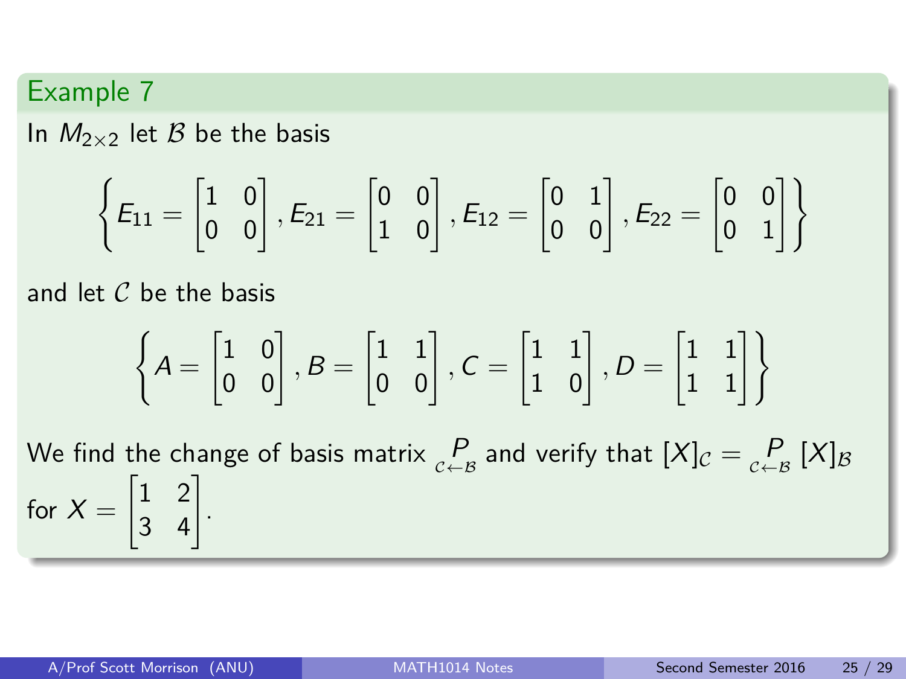## Example 7

In $M_{2\times 2}$ let $\mathcal{B}$ be the basis

$$\left\{ E_{11} = \begin{bmatrix} 1 & 0 \\ 0 & 0 \end{bmatrix}, E_{21} = \begin{bmatrix} 0 & 0 \\ 1 & 0 \end{bmatrix}, E_{12} = \begin{bmatrix} 0 & 1 \\ 0 & 0 \end{bmatrix}, E_{22} = \begin{bmatrix} 0 & 0 \\ 0 & 1 \end{bmatrix} \right\}$$

and let $\mathcal{C}$ be the basis

$$\left\{ A = \begin{bmatrix} 1 & 0 \\ 0 & 0 \end{bmatrix}, B = \begin{bmatrix} 1 & 1 \\ 0 & 0 \end{bmatrix}, C = \begin{bmatrix} 1 & 1 \\ 1 & 0 \end{bmatrix}, D = \begin{bmatrix} 1 & 1 \\ 1 & 1 \end{bmatrix} \right\}$$

We find the change of basis matrix $\underset{\mathcal{C}\leftarrow\mathcal{B}}{P}$ and verify that $[X]_{\mathcal{C}} = \underset{\mathcal{C}\leftarrow\mathcal{B}}{P} [X]_{\mathcal{B}}$ for $X = \begin{bmatrix} 1 & 2 \\ 3 & 4 \end{bmatrix}$.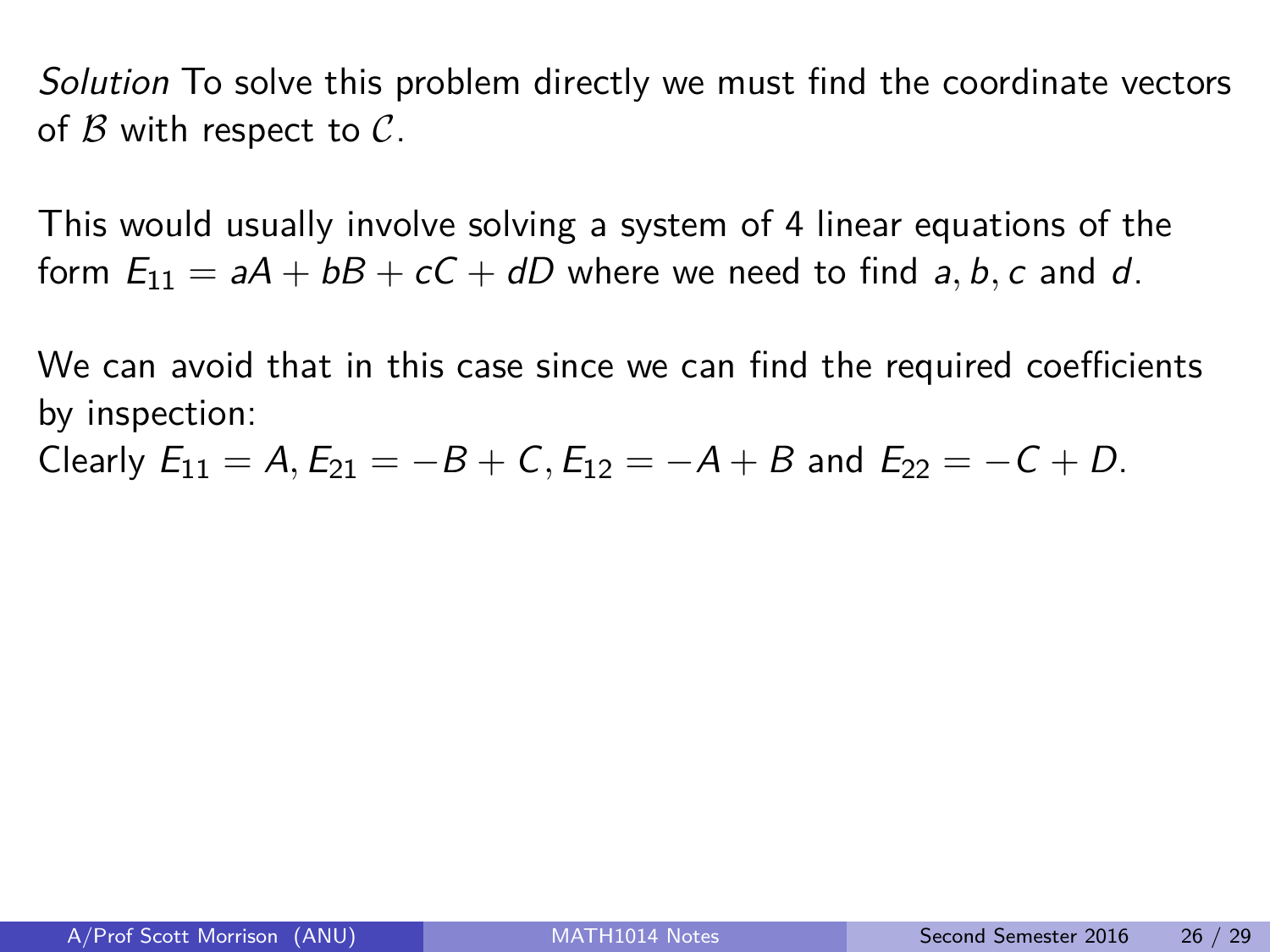*Solution* To solve this problem directly we must find the coordinate vectors of $\mathcal{B}$ with respect to $\mathcal{C}$.

This would usually involve solving a system of 4 linear equations of the form $E_{11} = aA + bB + cC + dD$ where we need to find $a, b, c$ and $d$.

We can avoid that in this case since we can find the required coefficients by inspection:
Clearly $E_{11} = A, E_{21} = -B + C, E_{12} = -A + B$ and $E_{22} = -C + D$.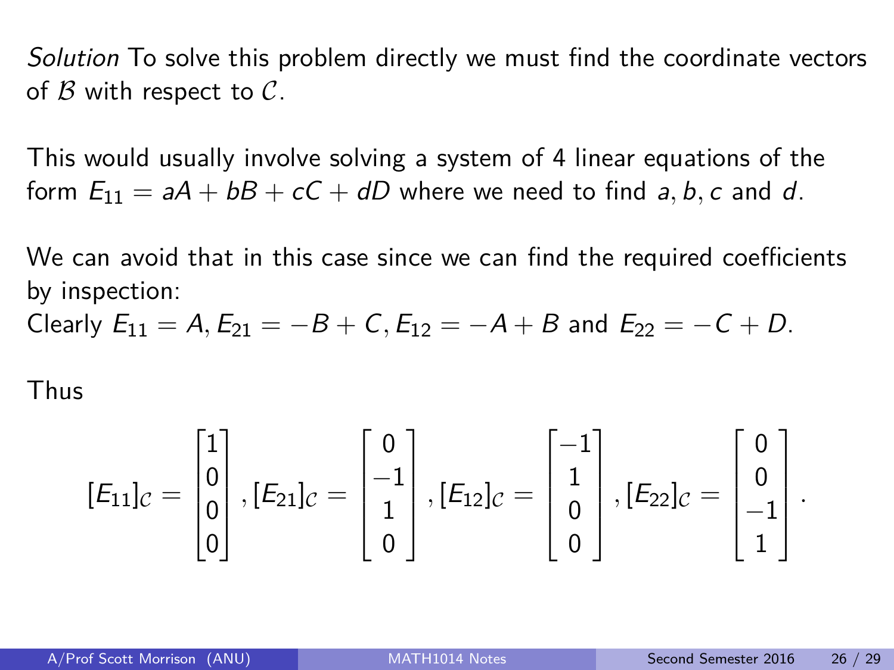*Solution* To solve this problem directly we must find the coordinate vectors of $\mathcal{B}$ with respect to $\mathcal{C}$.

This would usually involve solving a system of 4 linear equations of the form $E_{11} = aA + bB + cC + dD$ where we need to find $a, b, c$ and $d$.

We can avoid that in this case since we can find the required coefficients by inspection:
Clearly $E_{11} = A, E_{21} = -B + C, E_{12} = -A + B$ and $E_{22} = -C + D$.

Thus

$$[E_{11}]_{\mathcal{C}} = \begin{bmatrix} 1 \\ 0 \\ 0 \\ 0 \end{bmatrix}, [E_{21}]_{\mathcal{C}} = \begin{bmatrix} 0 \\ -1 \\ 1 \\ 0 \end{bmatrix}, [E_{12}]_{\mathcal{C}} = \begin{bmatrix} -1 \\ 1 \\ 0 \\ 0 \end{bmatrix}, [E_{22}]_{\mathcal{C}} = \begin{bmatrix} 0 \\ 0 \\ -1 \\ 1 \end{bmatrix}.$$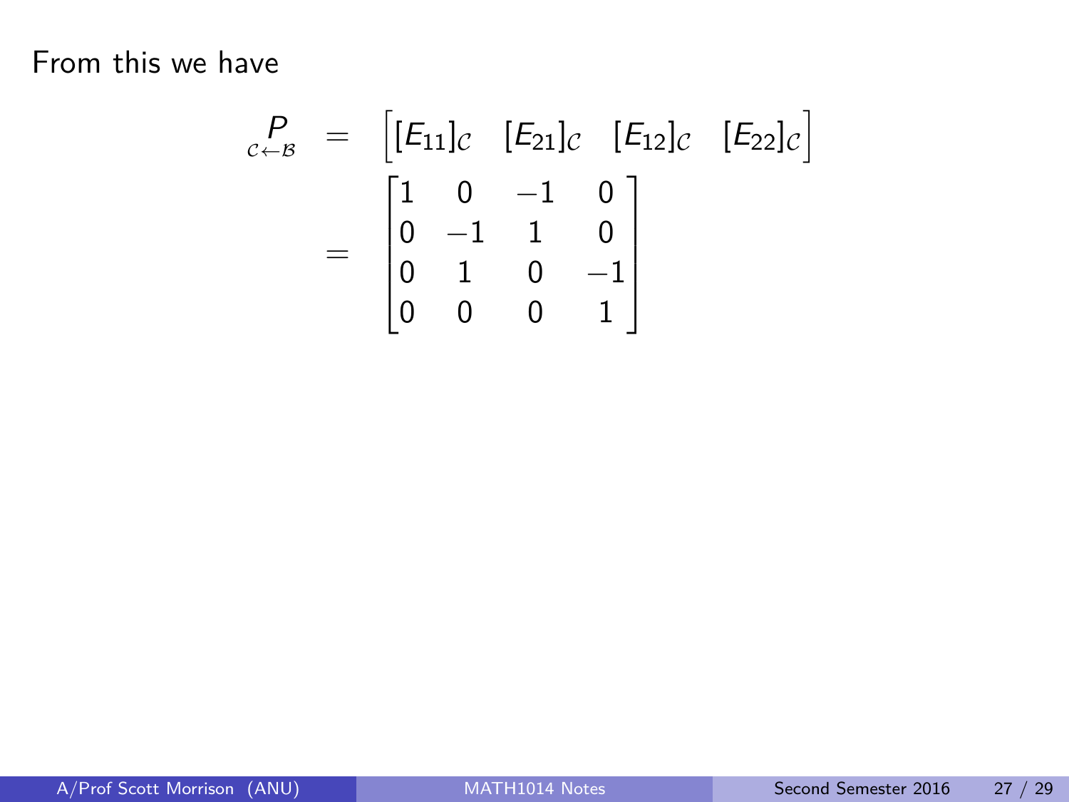From this we have

$$
\underset{\mathcal{C}\leftarrow\mathcal{B}}{P} = \begin{bmatrix} [E_{11}]_{\mathcal{C}} & [E_{21}]_{\mathcal{C}} & [E_{12}]_{\mathcal{C}} & [E_{22}]_{\mathcal{C}} \end{bmatrix}
$$

$$
= \begin{bmatrix} 1 & 0 & -1 & 0 \\ 0 & -1 & 1 & 0 \\ 0 & 1 & 0 & -1 \\ 0 & 0 & 0 & 1 \end{bmatrix}
$$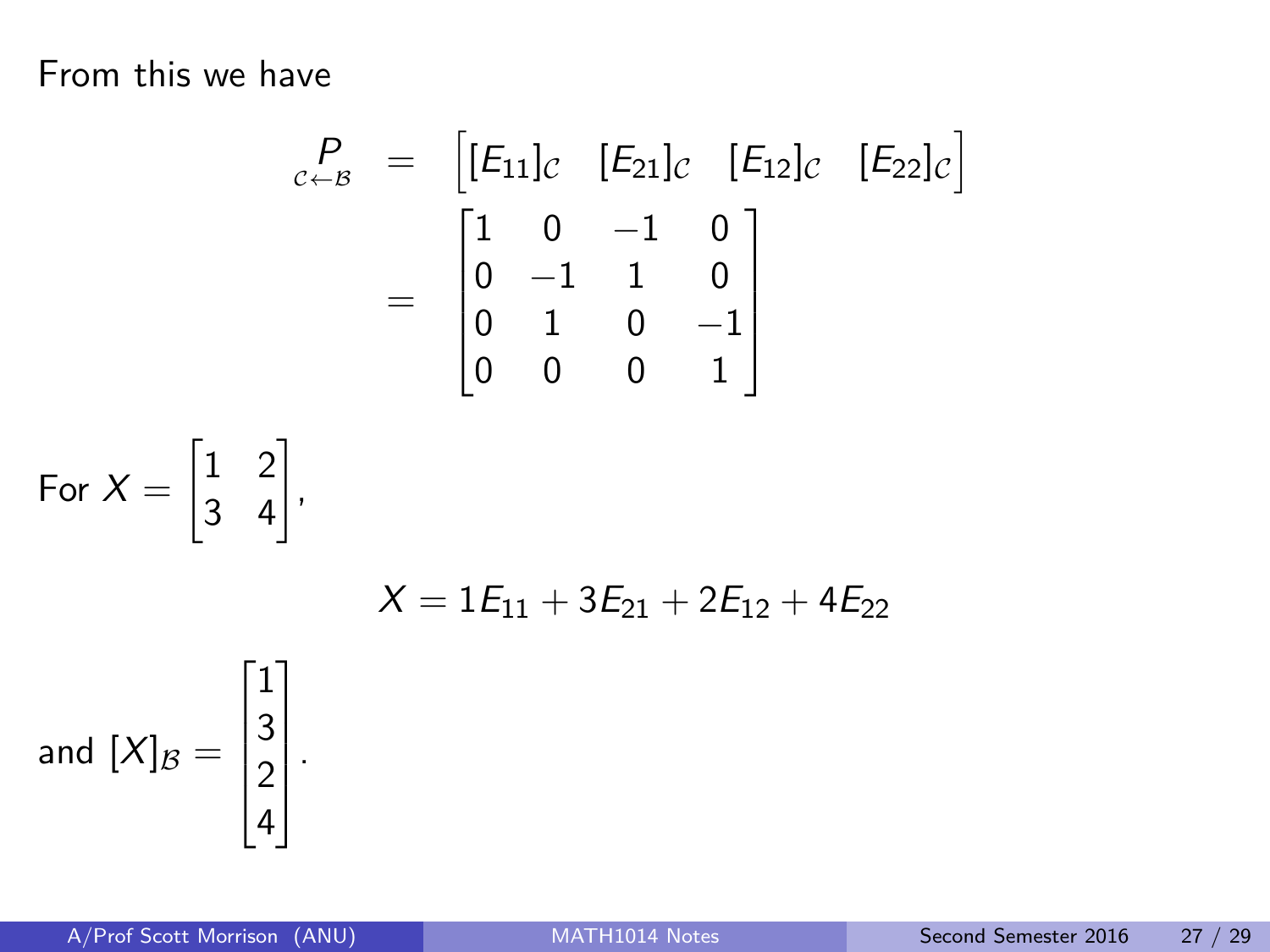From this we have

$$
\underset{\mathcal{C} \leftarrow \mathcal{B}}{P} = \begin{bmatrix} [E_{11}]_{\mathcal{C}} & [E_{21}]_{\mathcal{C}} & [E_{12}]_{\mathcal{C}} & [E_{22}]_{\mathcal{C}} \end{bmatrix} = \begin{bmatrix} 1 & 0 & -1 & 0 \\ 0 & -1 & 1 & 0 \\ 0 & 1 & 0 & -1 \\ 0 & 0 & 0 & 1 \end{bmatrix}
$$

For $X = \begin{bmatrix} 1 & 2 \\ 3 & 4 \end{bmatrix}$,

$$
X = 1E_{11} + 3E_{21} + 2E_{12} + 4E_{22}
$$

and $[X]_{\mathcal{B}} = \begin{bmatrix} 1 \\ 3 \\ 2 \\ 4 \end{bmatrix}$.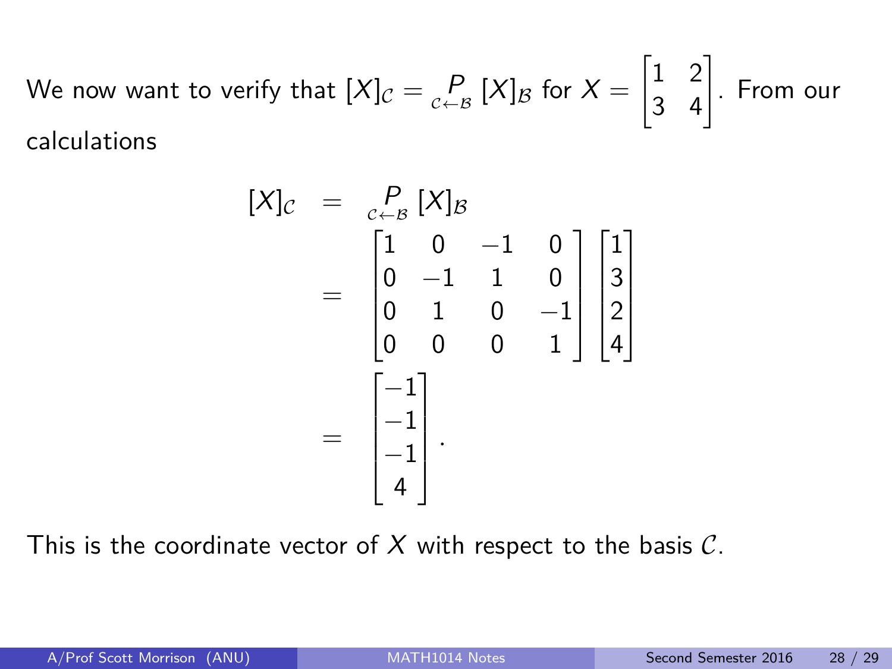We now want to verify that $[X]_{\mathcal{C}} = \underset{\mathcal{C}\leftarrow\mathcal{B}}{P} [X]_{\mathcal{B}}$ for $X = \begin{bmatrix} 1 & 2 \\ 3 & 4 \end{bmatrix}$. From our calculations

$$
\begin{aligned}
[X]_{\mathcal{C}} &= \underset{\mathcal{C}\leftarrow\mathcal{B}}{P} [X]_{\mathcal{B}} \\
&= \begin{bmatrix} 1 & 0 & -1 & 0 \\ 0 & -1 & 1 & 0 \\ 0 & 1 & 0 & -1 \\ 0 & 0 & 0 & 1 \end{bmatrix} \begin{bmatrix} 1 \\ 3 \\ 2 \\ 4 \end{bmatrix} \\
&= \begin{bmatrix} -1 \\ -1 \\ -1 \\ 4 \end{bmatrix}.
\end{aligned}
$$

This is the coordinate vector of $X$ with respect to the basis $\mathcal{C}$.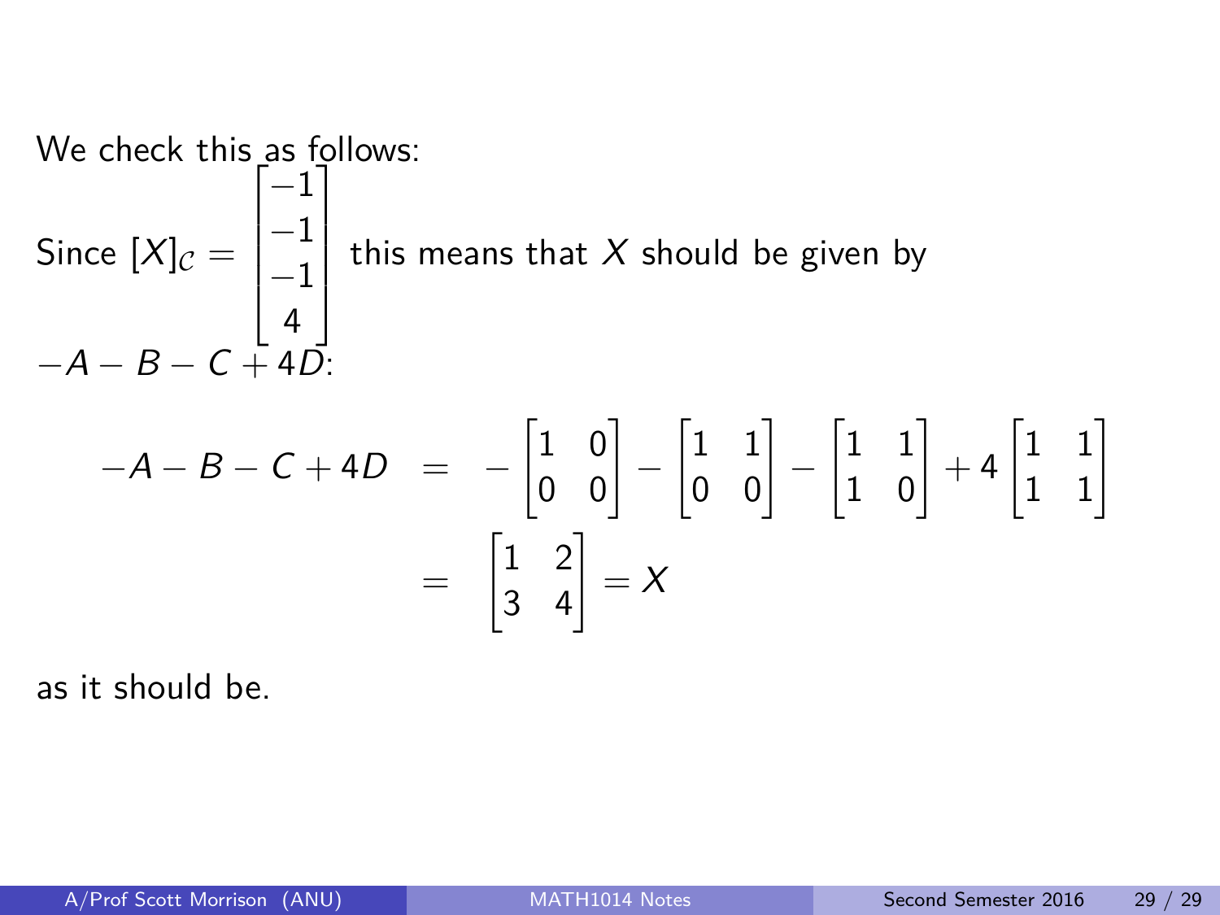We check this as follows:

Since $[X]_{\mathcal{C}} = \begin{bmatrix} -1 \\ -1 \\ -1 \\ 4 \end{bmatrix}$ this means that $X$ should be given by $-A - B - C + 4D$:

$$
\begin{aligned}
-A - B - C + 4D &= -\begin{bmatrix} 1 & 0 \\ 0 & 0 \end{bmatrix} - \begin{bmatrix} 1 & 1 \\ 0 & 0 \end{bmatrix} - \begin{bmatrix} 1 & 1 \\ 1 & 0 \end{bmatrix} + 4\begin{bmatrix} 1 & 1 \\ 1 & 1 \end{bmatrix} \\
&= \begin{bmatrix} 1 & 2 \\ 3 & 4 \end{bmatrix} = X
\end{aligned}
$$

as it should be.